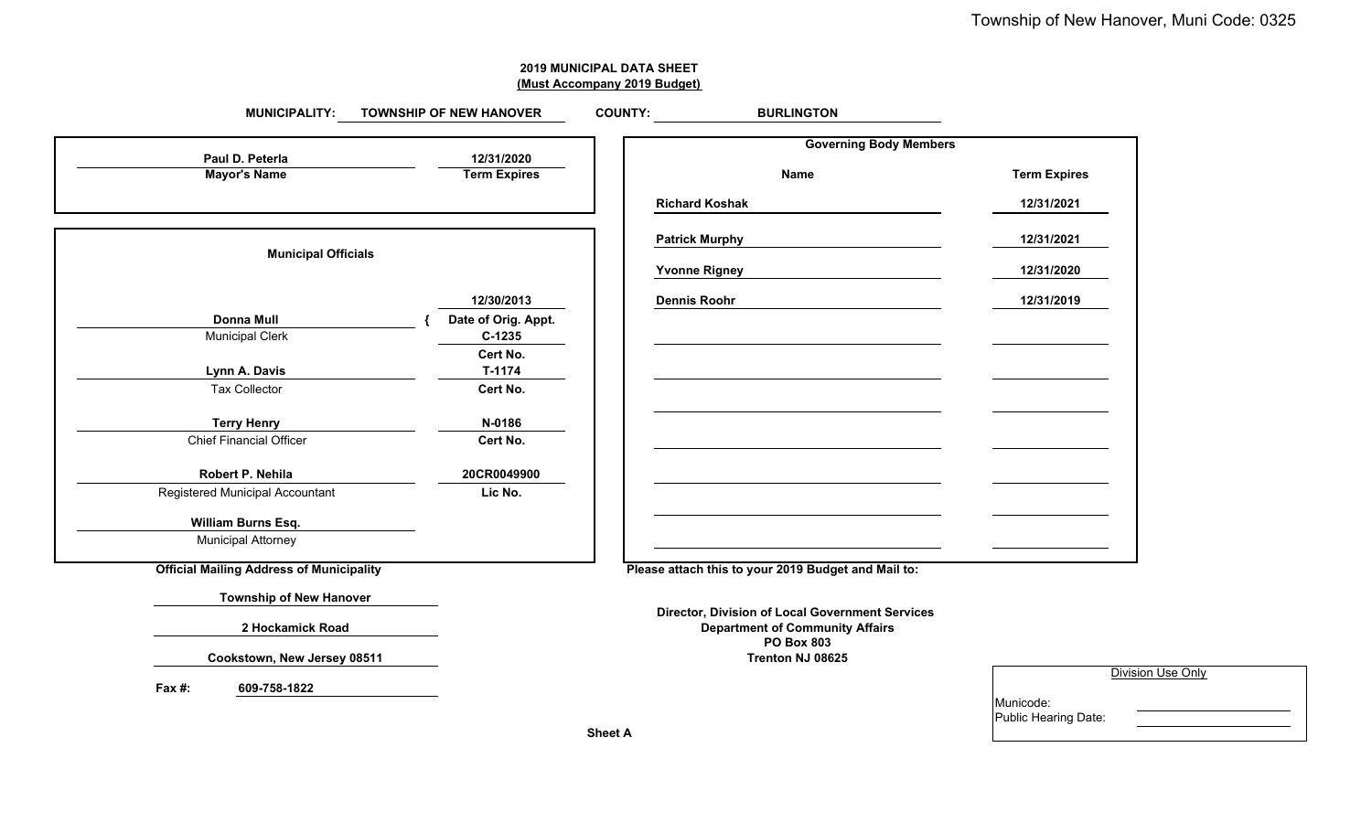## 2019 MUNICIPAL DATA SHEET
**(Must Accompany 2019 Budget)**

**MUNICIPAL:** TOWNSHIP OF NEW HANOVER **COUNTY:** BURLINGTON

| Mayor's Name | Term Expires |
|---|---|
| Paul D. Peterla | 12/31/2020 |

**Municipal Officials**

| Name | Title | |
|---|---|---|
| Donna Mull | Municipal Clerk | 12/30/2013 (Date of Orig. Appt.) |
| | | C-1235 (Cert No.) |
| Lynn A. Davis | Tax Collector | T-1174 (Cert No.) |
| Terry Henry | Chief Financial Officer | N-0186 (Cert No.) |
| Robert P. Nehila | Registered Municipal Accountant | 20CR0049900 (Lic No.) |
| William Burns Esq. | Municipal Attorney | |

**Governing Body Members**

| Name | Term Expires |
|---|---|
| Richard Koshak | 12/31/2021 |
| Patrick Murphy | 12/31/2021 |
| Yvonne Rigney | 12/31/2020 |
| Dennis Roohr | 12/31/2019 |

**Official Mailing Address of Municipality**

Township of New Hanover
2 Hockamick Road
Cookstown, New Jersey 08511

**Fax #:** 609-758-1822

**Please attach this to your 2019 Budget and Mail to:**

**Director, Division of Local Government Services**
**Department of Community Affairs**
**PO Box 803**
**Trenton NJ 08625**

Division Use Only

Municode:
Public Hearing Date:

**Sheet A**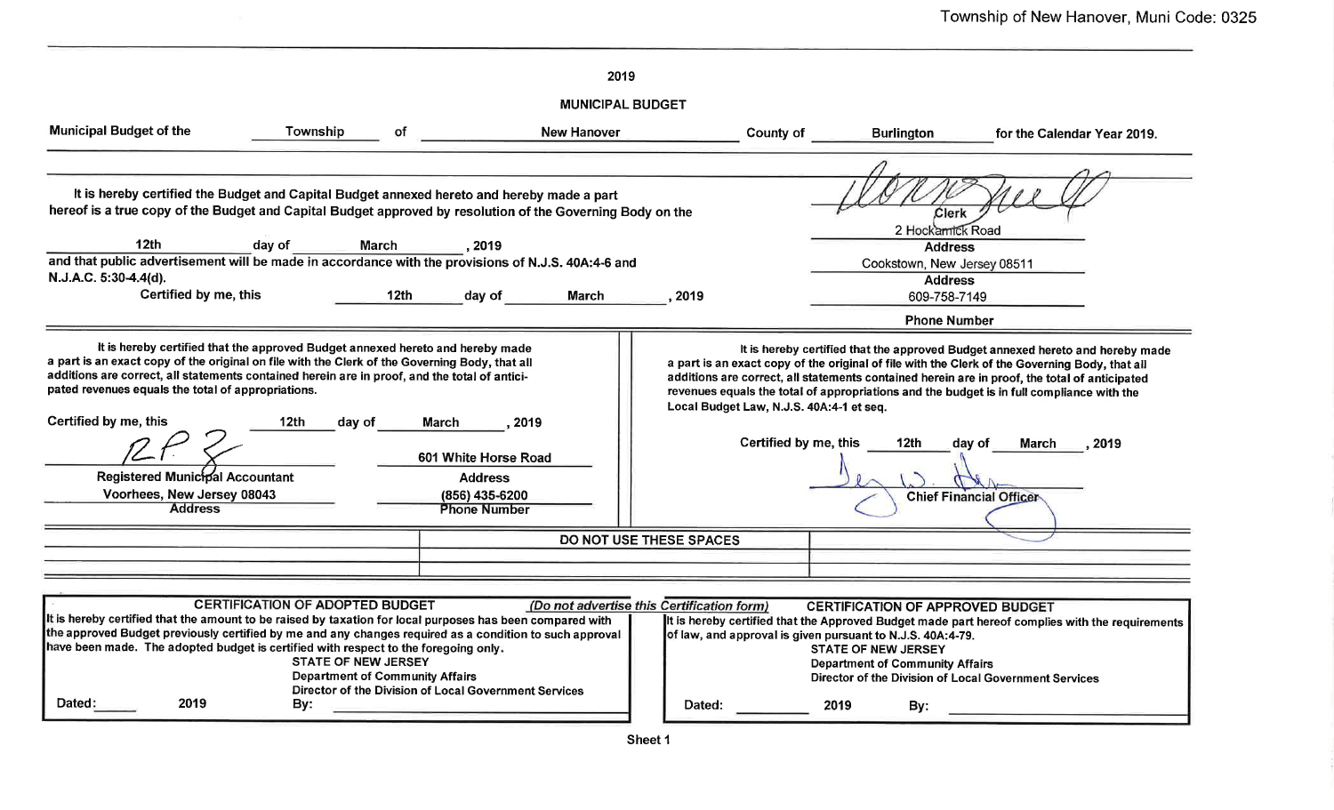Township of New Hanover, Muni Code: 0325

# 2019

## MUNICIPAL BUDGET

Municipal Budget of the **Township** of **New Hanover** County of **Burlington** for the Calendar Year 2019.

It is hereby certified the Budget and Capital Budget annexed hereto and hereby made a part hereof is a true copy of the Budget and Capital Budget approved by resolution of the Governing Body on the

12th day of March, 2019

and that public advertisement will be made in accordance with the provisions of N.J.S. 40A:4-6 and N.J.A.C. 5:30-4.4(d).

Certified by me, this 12th day of March, 2019

Clerk

2 Hockamick Road
**Address**

Cookstown, New Jersey 08511
**Address**

609-758-7149
**Phone Number**

---

It is hereby certified that the approved Budget annexed hereto and hereby made a part is an exact copy of the original on file with the Clerk of the Governing Body, that all additions are correct, all statements contained herein are in proof, and the total of anticipated revenues equals the total of appropriations.

Certified by me, this 12th day of March, 2019

Registered Municipal Accountant

601 White Horse Road
Address

Voorhees, New Jersey 08043
Address

(856) 435-6200
Phone Number

---

It is hereby certified that the approved Budget annexed hereto and hereby made a part is an exact copy of the original of file with the Clerk of the Governing Body, that all additions are correct, all statements contained herein are in proof, the total of anticipated revenues equals the total of appropriations and the budget is in full compliance with the Local Budget Law, N.J.S. 40A:4-1 et seq.

Certified by me, this 12th day of March, 2019

Chief Financial Officer

---

DO NOT USE THESE SPACES

---

**CERTIFICATION OF ADOPTED BUDGET** *(Do not advertise this Certification form)*

It is hereby certified that the amount to be raised by taxation for local purposes has been compared with the approved Budget previously certified by me and any changes required as a condition to such approval have been made. The adopted budget is certified with respect to the foregoing only.

STATE OF NEW JERSEY
Department of Community Affairs
Director of the Division of Local Government Services

Dated: ______ 2019 By: ______

**CERTIFICATION OF APPROVED BUDGET**

It is hereby certified that the Approved Budget made part hereof complies with the requirements of law, and approval is given pursuant to N.J.S. 40A:4-79.

STATE OF NEW JERSEY
Department of Community Affairs
Director of the Division of Local Government Services

Dated: ______ 2019 By: ______

Sheet 1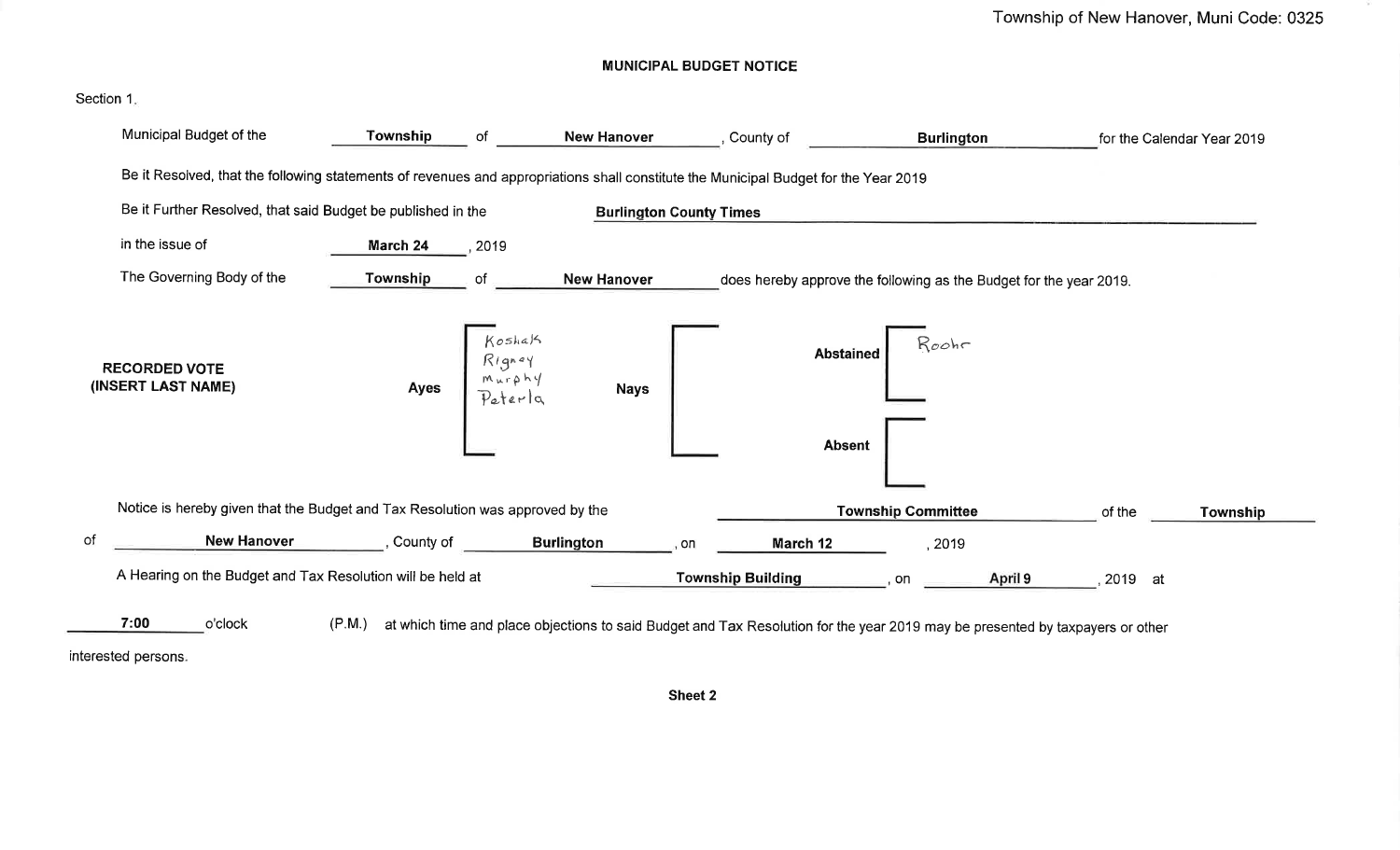## MUNICIPAL BUDGET NOTICE

Section 1.

Municipal Budget of the **Township** of **New Hanover**, County of **Burlington** for the Calendar Year 2019

Be it Resolved, that the following statements of revenues and appropriations shall constitute the Municipal Budget for the Year 2019

Be it Further Resolved, that said Budget be published in the **Burlington County Times**

in the issue of **March 24**, 2019

The Governing Body of the **Township** of **New Hanover** does hereby approve the following as the Budget for the year 2019.

**RECORDED VOTE (INSERT LAST NAME)**

| Ayes | Nays | Abstained | Absent |
|---|---|---|---|
| Koshak<br>Rigney<br>Murphy<br>Peterla | | Roohr | |

Notice is hereby given that the Budget and Tax Resolution was approved by the **Township Committee** of the **Township** of **New Hanover**, County of **Burlington**, on **March 12**, 2019

A Hearing on the Budget and Tax Resolution will be held at **Township Building**, on **April 9**, 2019 at **7:00** o'clock (P.M.) at which time and place objections to said Budget and Tax Resolution for the year 2019 may be presented by taxpayers or other interested persons.

Sheet 2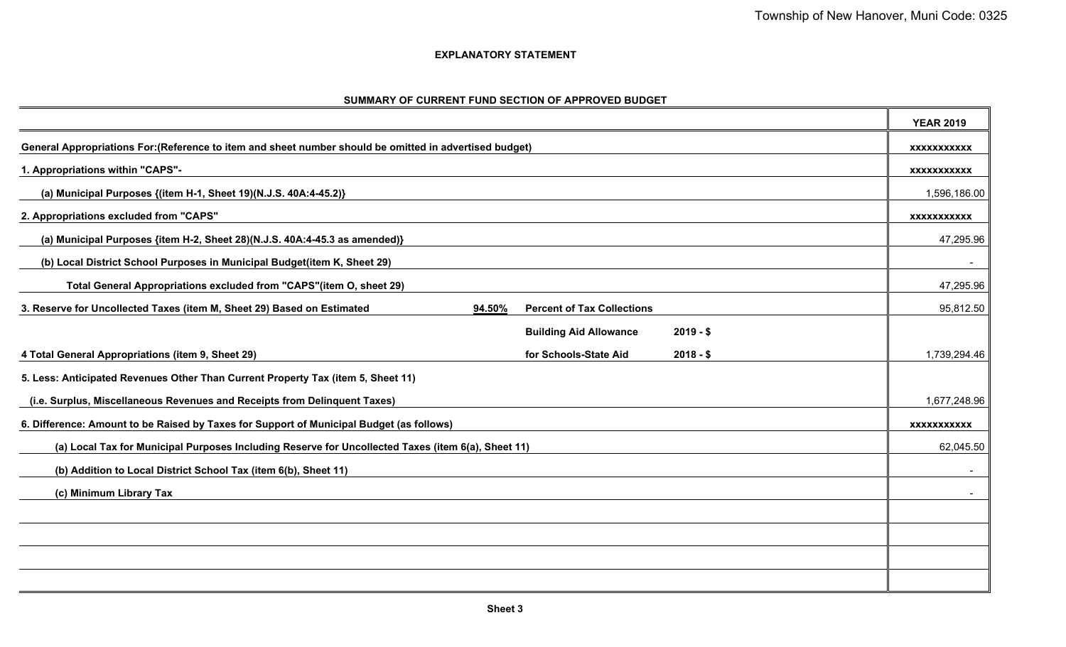## EXPLANATORY STATEMENT

### SUMMARY OF CURRENT FUND SECTION OF APPROVED BUDGET

| | | | | YEAR 2019 |
|---|---|---|---|---|
| **General Appropriations For:(Reference to item and sheet number should be omitted in advertised budget)** | | | | xxxxxxxxxxx |
| **1. Appropriations within "CAPS"-** | | | | xxxxxxxxxxx |
| **(a) Municipal Purposes {(item H-1, Sheet 19)(N.J.S. 40A:4-45.2)}** | | | | 1,596,186.00 |
| **2. Appropriations excluded from "CAPS"** | | | | xxxxxxxxxxx |
| **(a) Municipal Purposes {item H-2, Sheet 28)(N.J.S. 40A:4-45.3 as amended)}** | | | | 47,295.96 |
| **(b) Local District School Purposes in Municipal Budget(item K, Sheet 29)** | | | | - |
| **Total General Appropriations excluded from "CAPS"(item O, sheet 29)** | | | | 47,295.96 |
| **3. Reserve for Uncollected Taxes (item M, Sheet 29) Based on Estimated** | **94.50%** | **Percent of Tax Collections** | | 95,812.50 |
| | | **Building Aid Allowance** | **2019 - $** | |
| **4 Total General Appropriations (item 9, Sheet 29)** | | **for Schools-State Aid** | **2018 - $** | 1,739,294.46 |
| **5. Less: Anticipated Revenues Other Than Current Property Tax (item 5, Sheet 11)** | | | | |
| **(i.e. Surplus, Miscellaneous Revenues and Receipts from Delinquent Taxes)** | | | | 1,677,248.96 |
| **6. Difference: Amount to be Raised by Taxes for Support of Municipal Budget (as follows)** | | | | xxxxxxxxxxx |
| **(a) Local Tax for Municipal Purposes Including Reserve for Uncollected Taxes (item 6(a), Sheet 11)** | | | | 62,045.50 |
| **(b) Addition to Local District School Tax (item 6(b), Sheet 11)** | | | | - |
| **(c) Minimum Library Tax** | | | | - |
| | | | | |
| | | | | |
| | | | | |
| | | | | |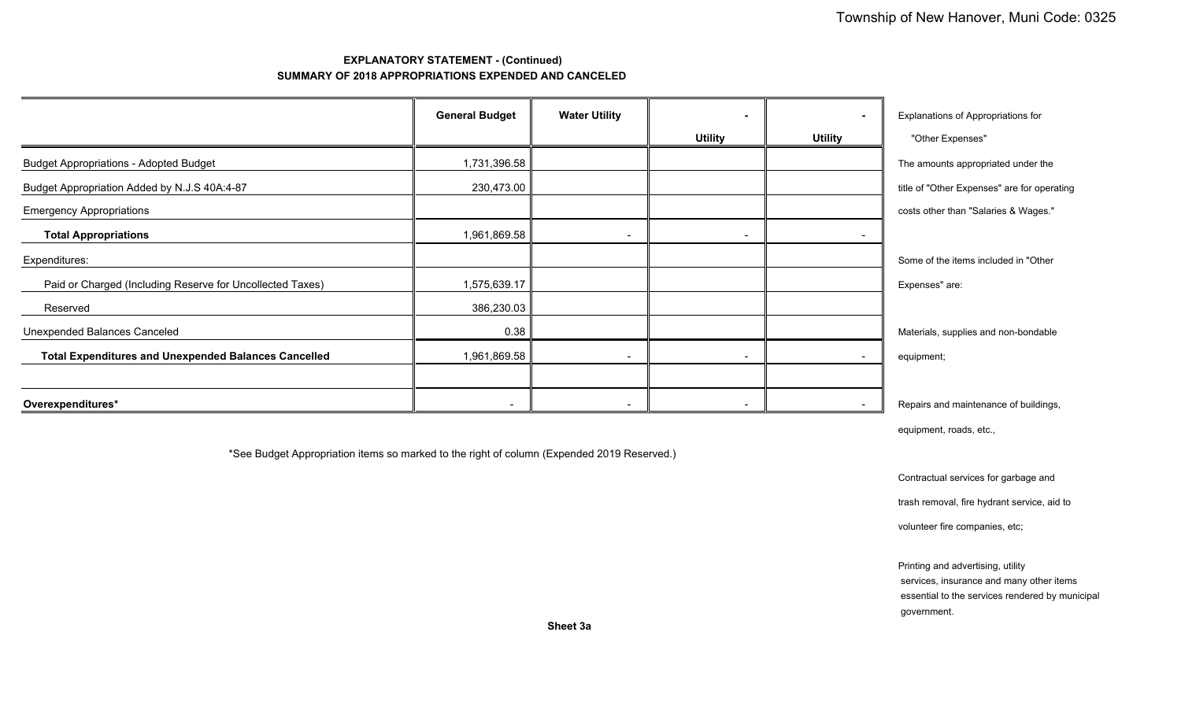## EXPLANATORY STATEMENT - (Continued)
## SUMMARY OF 2018 APPROPRIATIONS EXPENDED AND CANCELED

| | General Budget | Water Utility | - Utility | - Utility |
|---|---|---|---|---|
| Budget Appropriations - Adopted Budget | 1,731,396.58 | | | |
| Budget Appropriation Added by N.J.S 40A:4-87 | 230,473.00 | | | |
| Emergency Appropriations | | | | |
| **Total Appropriations** | 1,961,869.58 | - | - | - |
| Expenditures: | | | | |
| Paid or Charged (Including Reserve for Uncollected Taxes) | 1,575,639.17 | | | |
| Reserved | 386,230.03 | | | |
| Unexpended Balances Canceled | 0.38 | | | |
| **Total Expenditures and Unexpended Balances Cancelled** | 1,961,869.58 | - | - | - |
| | | | | |
| **Overexpenditures*** | - | - | - | - |

*See Budget Appropriation items so marked to the right of column (Expended 2019 Reserved.)

Explanations of Appropriations for "Other Expenses"

The amounts appropriated under the title of "Other Expenses" are for operating costs other than "Salaries & Wages."

Some of the items included in "Other Expenses" are:

Materials, supplies and non-bondable equipment;

Repairs and maintenance of buildings, equipment, roads, etc.,

Contractual services for garbage and trash removal, fire hydrant service, aid to volunteer fire companies, etc;

Printing and advertising, utility services, insurance and many other items essential to the services rendered by municipal government.

**Sheet 3a**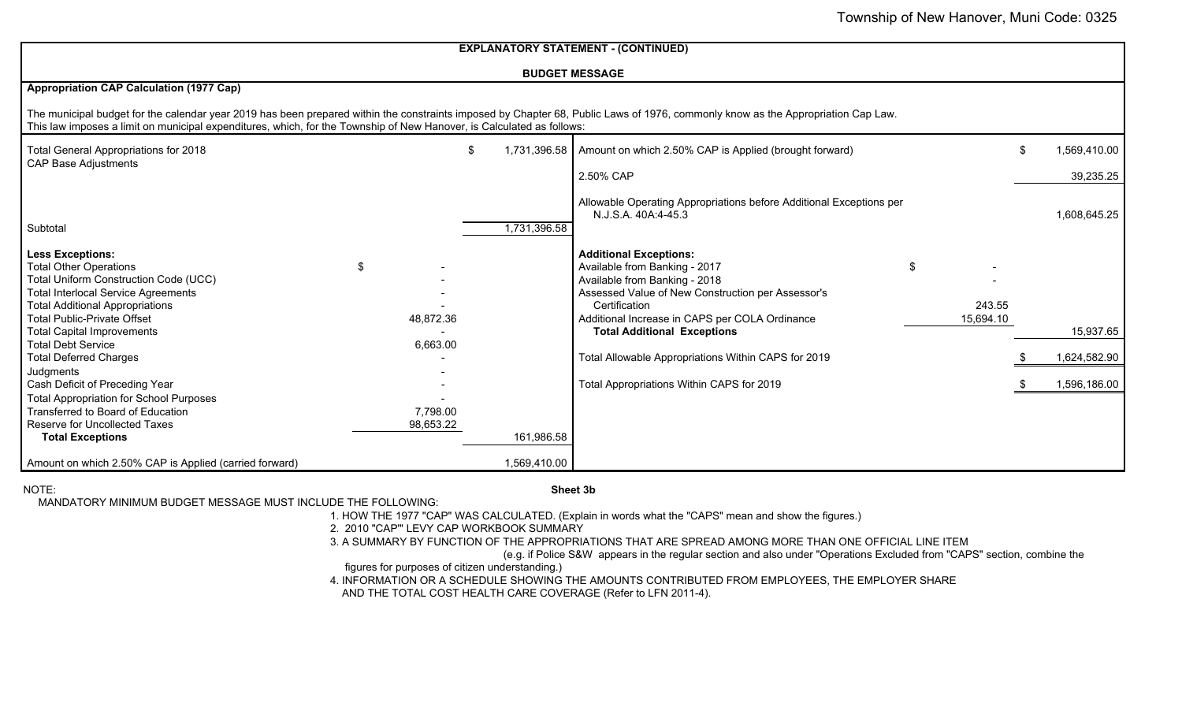Township of New Hanover, Muni Code: 0325

## EXPLANATORY STATEMENT - (CONTINUED)

### BUDGET MESSAGE

**Appropriation CAP Calculation (1977 Cap)**

The municipal budget for the calendar year 2019 has been prepared within the constraints imposed by Chapter 68, Public Laws of 1976, commonly know as the Appropriation Cap Law. This law imposes a limit on municipal expenditures, which, for the Township of New Hanover, is Calculated as follows:

| | | |
|---|---|---|
| Total General Appropriations for 2018 | | $ 1,731,396.58 |
| CAP Base Adjustments | | |
| Subtotal | | 1,731,396.58 |
| **Less Exceptions:** | | |
| Total Other Operations | $ - | |
| Total Uniform Construction Code (UCC) | - | |
| Total Interlocal Service Agreements | - | |
| Total Additional Appropriations | - | |
| Total Public-Private Offset | 48,872.36 | |
| Total Capital Improvements | - | |
| Total Debt Service | 6,663.00 | |
| Total Deferred Charges | - | |
| Judgments | - | |
| Cash Deficit of Preceding Year | - | |
| Total Appropriation for School Purposes | - | |
| Transferred to Board of Education | 7,798.00 | |
| Reserve for Uncollected Taxes | 98,653.22 | |
| **Total Exceptions** | | 161,986.58 |
| Amount on which 2.50% CAP is Applied (carried forward) | | 1,569,410.00 |

| | | |
|---|---|---|
| Amount on which 2.50% CAP is Applied (brought forward) | | $ 1,569,410.00 |
| 2.50% CAP | | 39,235.25 |
| Allowable Operating Appropriations before Additional Exceptions per N.J.S.A. 40A:4-45.3 | | 1,608,645.25 |
| **Additional Exceptions:** | | |
| Available from Banking - 2017 | $ - | |
| Available from Banking - 2018 | - | |
| Assessed Value of New Construction per Assessor's Certification | 243.55 | |
| Additional Increase in CAPS per COLA Ordinance | 15,694.10 | |
| **Total Additional Exceptions** | | 15,937.65 |
| Total Allowable Appropriations Within CAPS for 2019 | | $ 1,624,582.90 |
| Total Appropriations Within CAPS for 2019 | | $ 1,596,186.00 |

NOTE:

Sheet 3b

MANDATORY MINIMUM BUDGET MESSAGE MUST INCLUDE THE FOLLOWING:

1. HOW THE 1977 "CAP" WAS CALCULATED. (Explain in words what the "CAPS" mean and show the figures.)
2. 2010 "CAP"' LEVY CAP WORKBOOK SUMMARY
3. A SUMMARY BY FUNCTION OF THE APPROPRIATIONS THAT ARE SPREAD AMONG MORE THAN ONE OFFICIAL LINE ITEM (e.g. if Police S&W appears in the regular section and also under "Operations Excluded from "CAPS" section, combine the figures for purposes of citizen understanding.)
4. INFORMATION OR A SCHEDULE SHOWING THE AMOUNTS CONTRIBUTED FROM EMPLOYEES, THE EMPLOYER SHARE AND THE TOTAL COST HEALTH CARE COVERAGE (Refer to LFN 2011-4).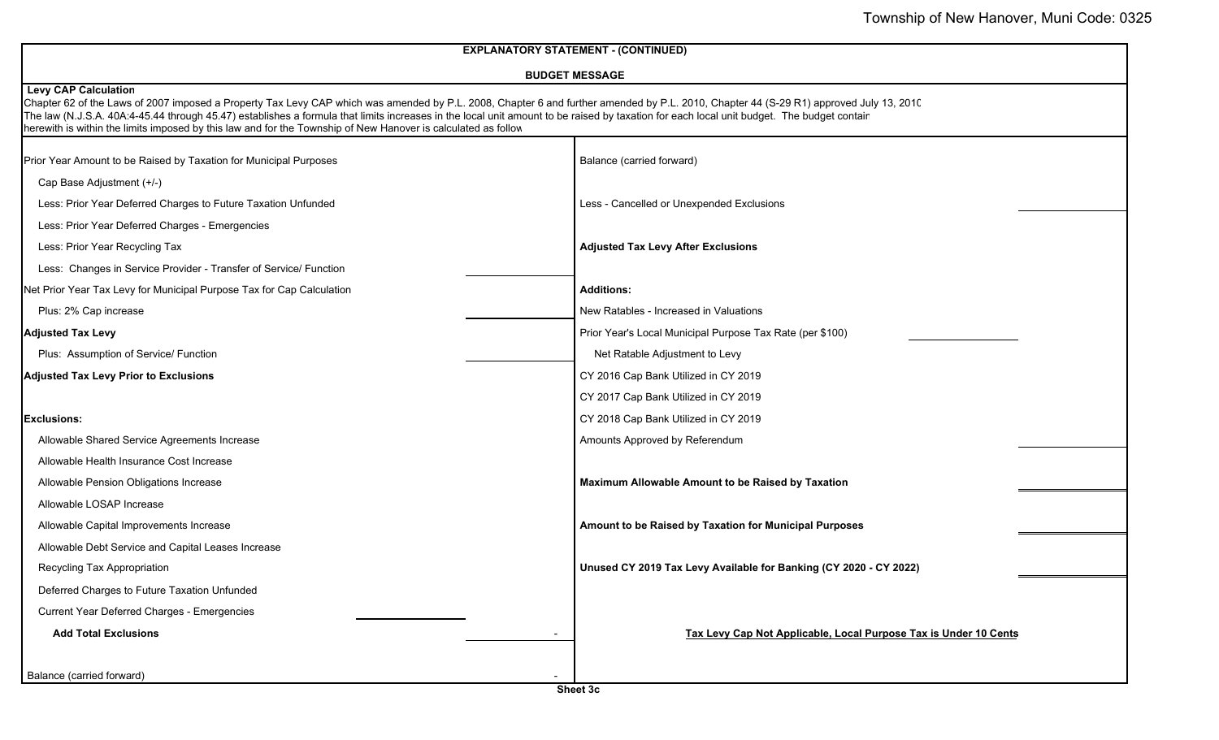Township of New Hanover, Muni Code: 0325

## EXPLANATORY STATEMENT - (CONTINUED)

### BUDGET MESSAGE

**Levy CAP Calculation**

Chapter 62 of the Laws of 2007 imposed a Property Tax Levy CAP which was amended by P.L. 2008, Chapter 6 and further amended by P.L. 2010, Chapter 44 (S-29 R1) approved July 13, 2010 The law (N.J.S.A. 40A:4-45.44 through 45.47) establishes a formula that limits increases in the local unit amount to be raised by taxation for each local unit budget. The budget contain herewith is within the limits imposed by this law and for the Township of New Hanover is calculated as follow

| | | |
|---|---|---|
| Prior Year Amount to be Raised by Taxation for Municipal Purposes | | |
| Cap Base Adjustment (+/-) | | |
| Less: Prior Year Deferred Charges to Future Taxation Unfunded | | |
| Less: Prior Year Deferred Charges - Emergencies | | |
| Less: Prior Year Recycling Tax | | |
| Less: Changes in Service Provider - Transfer of Service/ Function | | |
| Net Prior Year Tax Levy for Municipal Purpose Tax for Cap Calculation | | |
| Plus: 2% Cap increase | | |
| **Adjusted Tax Levy** | | |
| Plus: Assumption of Service/ Function | | |
| **Adjusted Tax Levy Prior to Exclusions** | | |
| **Exclusions:** | | |
| Allowable Shared Service Agreements Increase | | |
| Allowable Health Insurance Cost Increase | | |
| Allowable Pension Obligations Increase | | |
| Allowable LOSAP Increase | | |
| Allowable Capital Improvements Increase | | |
| Allowable Debt Service and Capital Leases Increase | | |
| Recycling Tax Appropriation | | |
| Deferred Charges to Future Taxation Unfunded | | |
| Current Year Deferred Charges - Emergencies | | |
| **Add Total Exclusions** | | - |
| Balance (carried forward) | | - |

| | | |
|---|---|---|
| Balance (carried forward) | | |
| Less - Cancelled or Unexpended Exclusions | | |
| **Adjusted Tax Levy After Exclusions** | | |
| **Additions:** | | |
| New Ratables - Increased in Valuations | | |
| Prior Year's Local Municipal Purpose Tax Rate (per $100) | | |
| Net Ratable Adjustment to Levy | | |
| CY 2016 Cap Bank Utilized in CY 2019 | | |
| CY 2017 Cap Bank Utilized in CY 2019 | | |
| CY 2018 Cap Bank Utilized in CY 2019 | | |
| Amounts Approved by Referendum | | |
| **Maximum Allowable Amount to be Raised by Taxation** | | |
| **Amount to be Raised by Taxation for Municipal Purposes** | | |
| **Unused CY 2019 Tax Levy Available for Banking (CY 2020 - CY 2022)** | | |

**Tax Levy Cap Not Applicable, Local Purpose Tax is Under 10 Cents**

Sheet 3c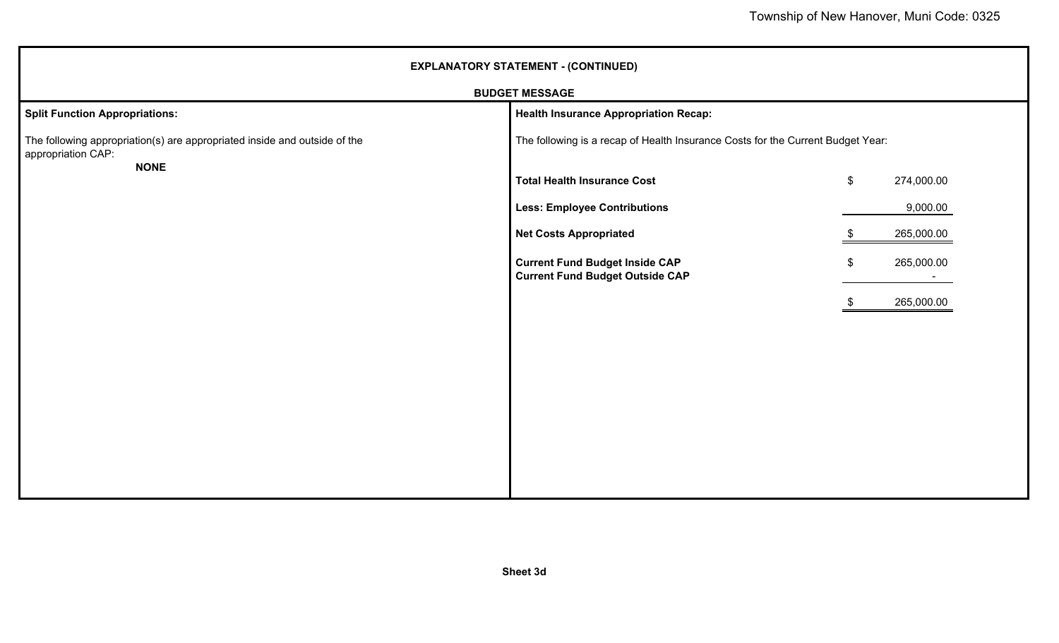## EXPLANATORY STATEMENT - (CONTINUED)

### BUDGET MESSAGE

**Split Function Appropriations:**

The following appropriation(s) are appropriated inside and outside of the appropriation CAP:

**NONE**

**Health Insurance Appropriation Recap:**

The following is a recap of Health Insurance Costs for the Current Budget Year:

| | | |
|---|---|---|
| **Total Health Insurance Cost** | $ | 274,000.00 |
| **Less: Employee Contributions** | | 9,000.00 |
| **Net Costs Appropriated** | $ | 265,000.00 |
| **Current Fund Budget Inside CAP** | $ | 265,000.00 |
| **Current Fund Budget Outside CAP** | | - |
| | $ | 265,000.00 |

Sheet 3d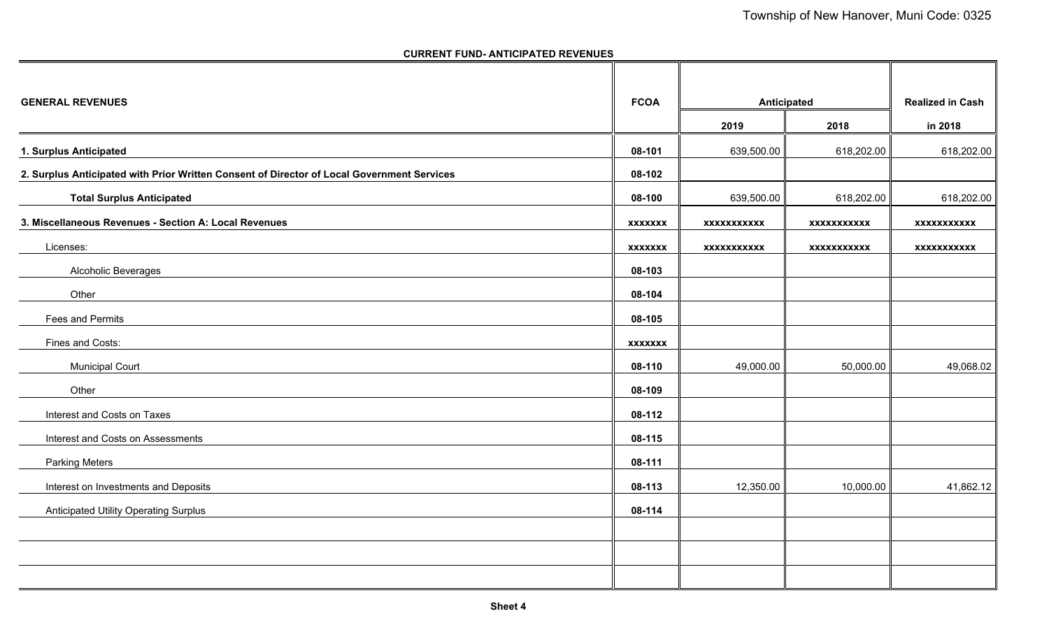**CURRENT FUND- ANTICIPATED REVENUES**

| GENERAL REVENUES | FCOA | Anticipated | | Realized in Cash |
|---|---|---|---|---|
| | | 2019 | 2018 | in 2018 |
| **1. Surplus Anticipated** | **08-101** | 639,500.00 | 618,202.00 | 618,202.00 |
| **2. Surplus Anticipated with Prior Written Consent of Director of Local Government Services** | **08-102** | | | |
| **Total Surplus Anticipated** | **08-100** | 639,500.00 | 618,202.00 | 618,202.00 |
| **3. Miscellaneous Revenues - Section A: Local Revenues** | **xxxxxxx** | **xxxxxxxxxxx** | **xxxxxxxxxxx** | **xxxxxxxxxxx** |
| Licenses: | **xxxxxxx** | **xxxxxxxxxxx** | **xxxxxxxxxxx** | **xxxxxxxxxxx** |
| Alcoholic Beverages | **08-103** | | | |
| Other | **08-104** | | | |
| Fees and Permits | **08-105** | | | |
| Fines and Costs: | **xxxxxxx** | | | |
| Municipal Court | **08-110** | 49,000.00 | 50,000.00 | 49,068.02 |
| Other | **08-109** | | | |
| Interest and Costs on Taxes | **08-112** | | | |
| Interest and Costs on Assessments | **08-115** | | | |
| Parking Meters | **08-111** | | | |
| Interest on Investments and Deposits | **08-113** | 12,350.00 | 10,000.00 | 41,862.12 |
| Anticipated Utility Operating Surplus | **08-114** | | | |
| | | | | |
| | | | | |
| | | | | |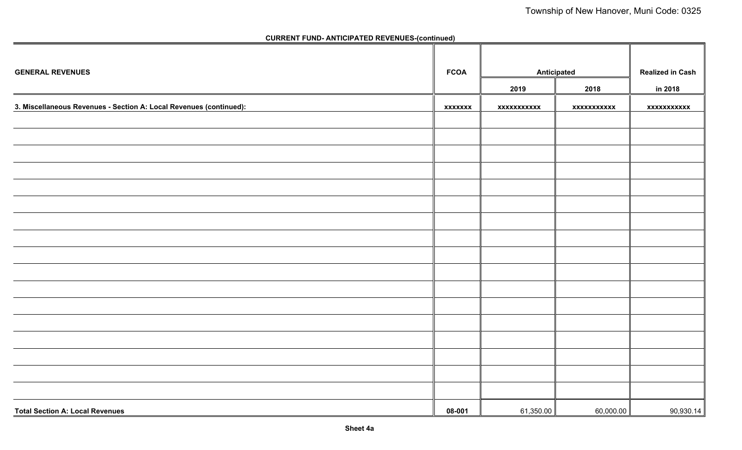**CURRENT FUND- ANTICIPATED REVENUES-(continued)**

| GENERAL REVENUES | FCOA | Anticipated | | Realized in Cash |
|---|---|---|---|---|
| | | 2019 | 2018 | in 2018 |
| 3. Miscellaneous Revenues - Section A: Local Revenues (continued): | xxxxxxx | xxxxxxxxxxx | xxxxxxxxxxx | xxxxxxxxxxx |
| | | | | |
| | | | | |
| | | | | |
| | | | | |
| | | | | |
| | | | | |
| | | | | |
| | | | | |
| | | | | |
| | | | | |
| | | | | |
| | | | | |
| | | | | |
| | | | | |
| | | | | |
| | | | | |
| | | | | |
| Total Section A: Local Revenues | 08-001 | 61,350.00 | 60,000.00 | 90,930.14 |

Sheet 4a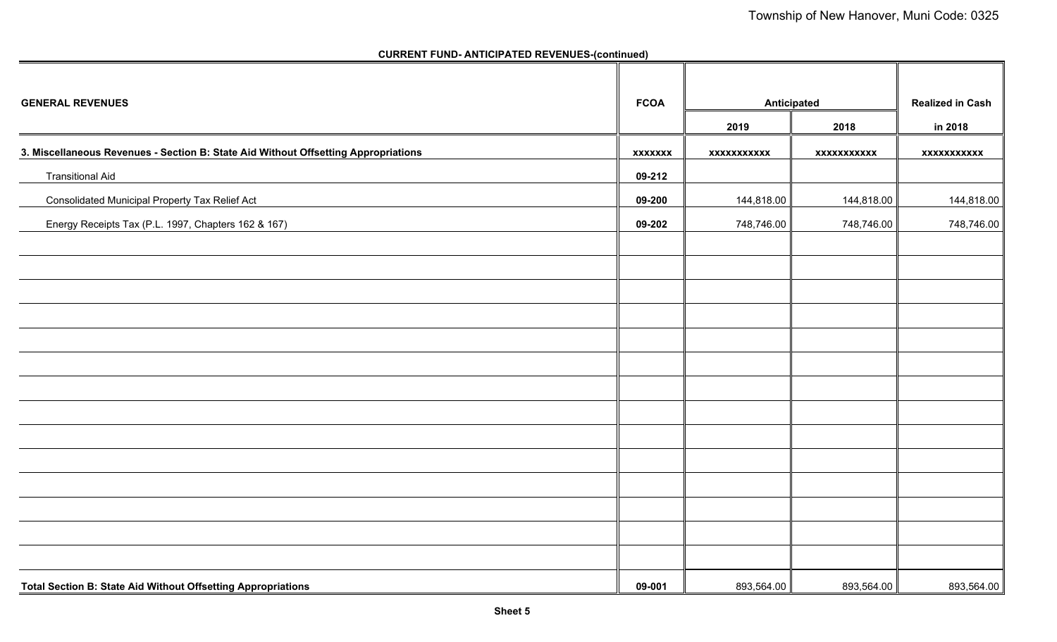**CURRENT FUND- ANTICIPATED REVENUES-(continued)**

| GENERAL REVENUES | FCOA | Anticipated | | Realized in Cash |
|---|---|---|---|---|
| | | 2019 | 2018 | in 2018 |
| **3. Miscellaneous Revenues - Section B: State Aid Without Offsetting Appropriations** | xxxxxxx | xxxxxxxxxxx | xxxxxxxxxxx | xxxxxxxxxxx |
| Transitional Aid | 09-212 | | | |
| Consolidated Municipal Property Tax Relief Act | 09-200 | 144,818.00 | 144,818.00 | 144,818.00 |
| Energy Receipts Tax (P.L. 1997, Chapters 162 & 167) | 09-202 | 748,746.00 | 748,746.00 | 748,746.00 |
| | | | | |
| | | | | |
| | | | | |
| | | | | |
| | | | | |
| | | | | |
| | | | | |
| | | | | |
| | | | | |
| | | | | |
| | | | | |
| | | | | |
| | | | | |
| | | | | |
| **Total Section B: State Aid Without Offsetting Appropriations** | 09-001 | 893,564.00 | 893,564.00 | 893,564.00 |

**Sheet 5**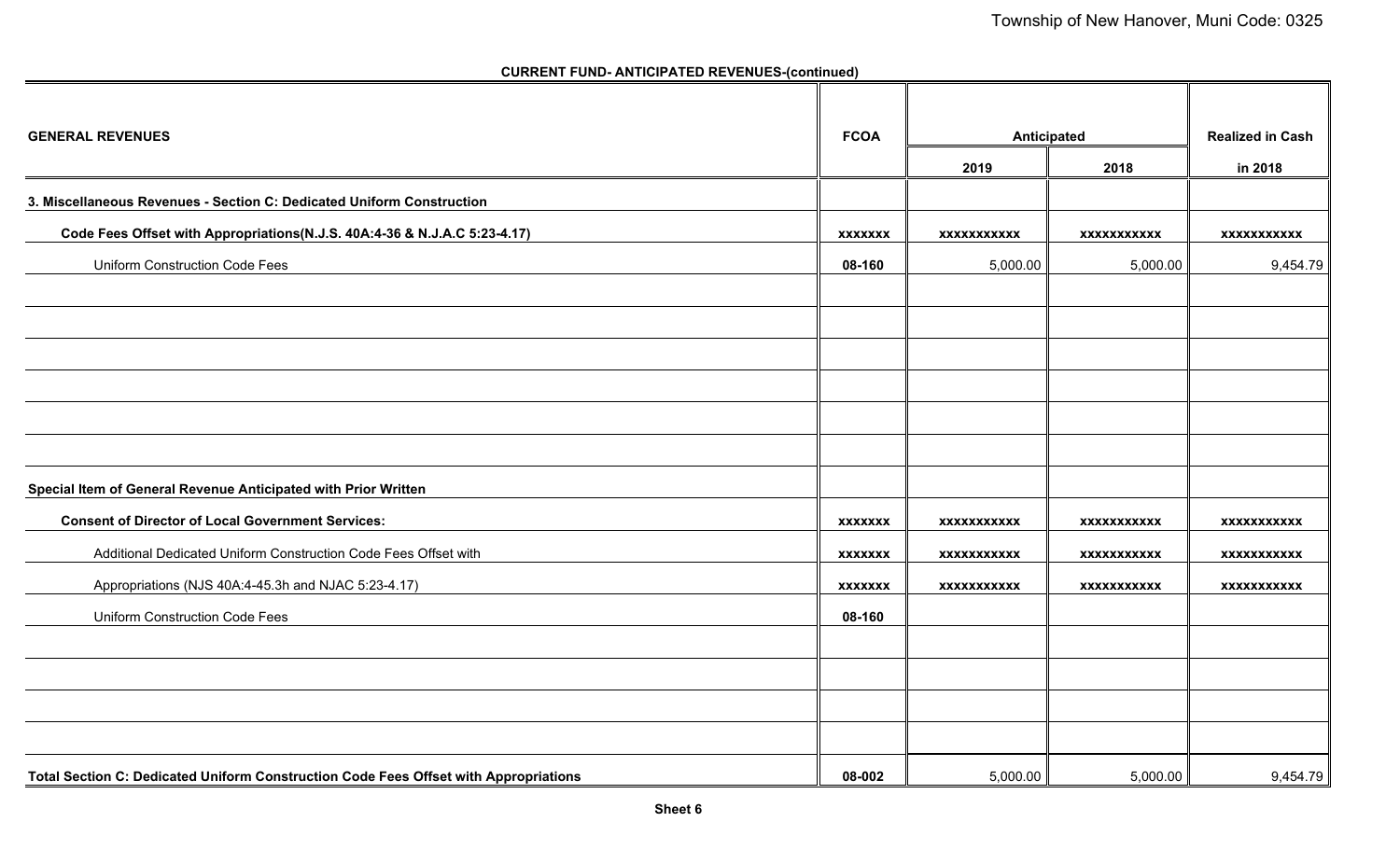**CURRENT FUND- ANTICIPATED REVENUES-(continued)**

| GENERAL REVENUES | FCOA | Anticipated | | Realized in Cash |
|---|---|---|---|---|
| | | 2019 | 2018 | in 2018 |
| **3. Miscellaneous Revenues - Section C: Dedicated Uniform Construction** | | | | |
| **Code Fees Offset with Appropriations(N.J.S. 40A:4-36 & N.J.A.C 5:23-4.17)** | xxxxxxx | xxxxxxxxxxx | xxxxxxxxxxx | xxxxxxxxxxx |
| Uniform Construction Code Fees | 08-160 | 5,000.00 | 5,000.00 | 9,454.79 |
| | | | | |
| | | | | |
| | | | | |
| | | | | |
| | | | | |
| | | | | |
| **Special Item of General Revenue Anticipated with Prior Written** | | | | |
| **Consent of Director of Local Government Services:** | xxxxxxx | xxxxxxxxxxx | xxxxxxxxxxx | xxxxxxxxxxx |
| Additional Dedicated Uniform Construction Code Fees Offset with | xxxxxxx | xxxxxxxxxxx | xxxxxxxxxxx | xxxxxxxxxxx |
| Appropriations (NJS 40A:4-45.3h and NJAC 5:23-4.17) | xxxxxxx | xxxxxxxxxxx | xxxxxxxxxxx | xxxxxxxxxxx |
| Uniform Construction Code Fees | 08-160 | | | |
| | | | | |
| | | | | |
| | | | | |
| | | | | |
| **Total Section C: Dedicated Uniform Construction Code Fees Offset with Appropriations** | 08-002 | 5,000.00 | 5,000.00 | 9,454.79 |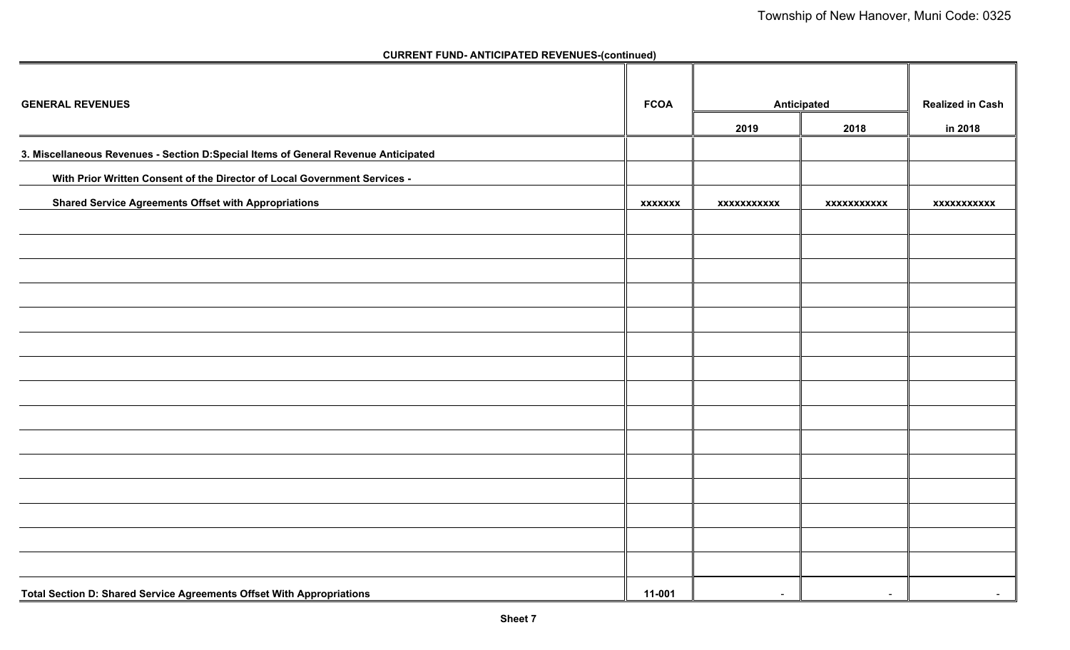**CURRENT FUND- ANTICIPATED REVENUES-(continued)**

| GENERAL REVENUES | FCOA | Anticipated | | Realized in Cash |
|---|---|---|---|---|
| | | 2019 | 2018 | in 2018 |
| **3. Miscellaneous Revenues - Section D:Special Items of General Revenue Anticipated** | | | | |
| **With Prior Written Consent of the Director of Local Government Services -** | | | | |
| **Shared Service Agreements Offset with Appropriations** | xxxxxxx | xxxxxxxxxxx | xxxxxxxxxxx | xxxxxxxxxxx |
| | | | | |
| | | | | |
| | | | | |
| | | | | |
| | | | | |
| | | | | |
| | | | | |
| | | | | |
| | | | | |
| | | | | |
| | | | | |
| | | | | |
| | | | | |
| | | | | |
| | | | | |
| **Total Section D: Shared Service Agreements Offset With Appropriations** | 11-001 | - | - | - |

**Sheet 7**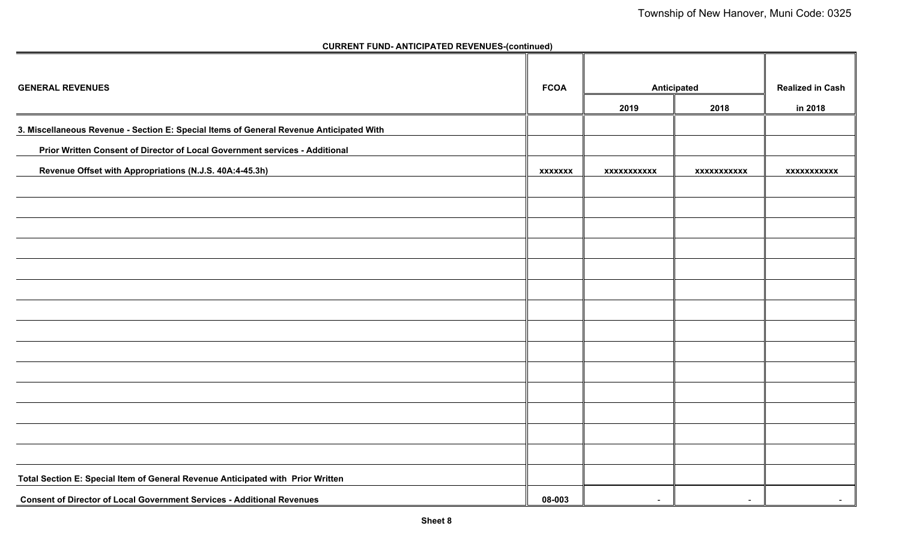**CURRENT FUND- ANTICIPATED REVENUES-(continued)**

| GENERAL REVENUES | FCOA | Anticipated | | Realized in Cash |
|---|---|---|---|---|
| | | 2019 | 2018 | in 2018 |
| 3. Miscellaneous Revenue - Section E: Special Items of General Revenue Anticipated With | | | | |
| Prior Written Consent of Director of Local Government services - Additional | | | | |
| Revenue Offset with Appropriations (N.J.S. 40A:4-45.3h) | xxxxxxx | xxxxxxxxxxx | xxxxxxxxxxx | xxxxxxxxxxx |
| | | | | |
| | | | | |
| | | | | |
| | | | | |
| | | | | |
| | | | | |
| | | | | |
| | | | | |
| | | | | |
| | | | | |
| | | | | |
| | | | | |
| | | | | |
| | | | | |
| Total Section E: Special Item of General Revenue Anticipated with Prior Written | | | | |
| Consent of Director of Local Government Services - Additional Revenues | 08-003 | - | - | - |

Sheet 8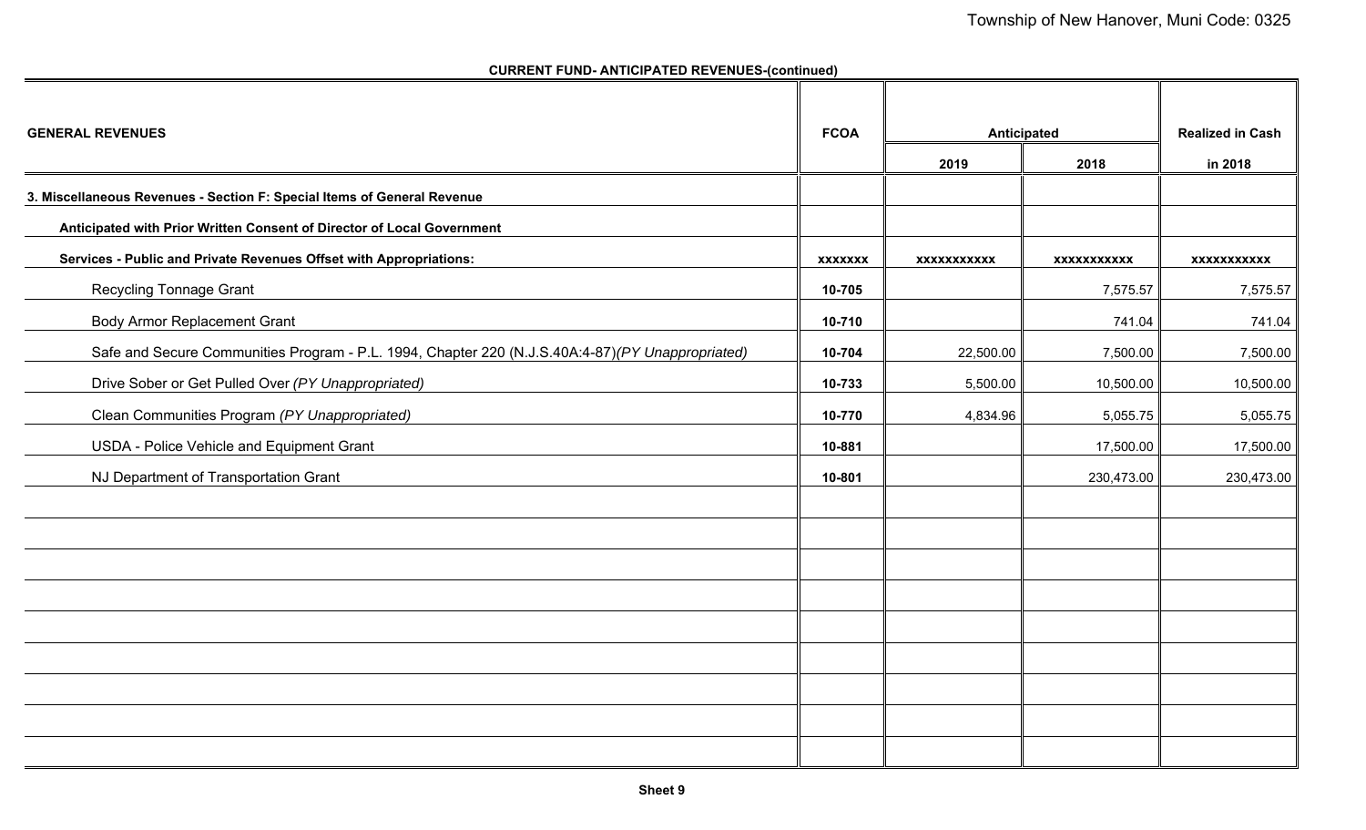## CURRENT FUND- ANTICIPATED REVENUES-(continued)

| GENERAL REVENUES | FCOA | Anticipated | | Realized in Cash |
|---|---|---|---|---|
| | | 2019 | 2018 | in 2018 |
| **3. Miscellaneous Revenues - Section F: Special Items of General Revenue** | | | | |
| **Anticipated with Prior Written Consent of Director of Local Government** | | | | |
| **Services - Public and Private Revenues Offset with Appropriations:** | xxxxxxx | xxxxxxxxxxx | xxxxxxxxxxx | xxxxxxxxxxx |
| Recycling Tonnage Grant | 10-705 | | 7,575.57 | 7,575.57 |
| Body Armor Replacement Grant | 10-710 | | 741.04 | 741.04 |
| Safe and Secure Communities Program - P.L. 1994, Chapter 220 (N.J.S.40A:4-87)*(PY Unappropriated)* | 10-704 | 22,500.00 | 7,500.00 | 7,500.00 |
| Drive Sober or Get Pulled Over *(PY Unappropriated)* | 10-733 | 5,500.00 | 10,500.00 | 10,500.00 |
| Clean Communities Program *(PY Unappropriated)* | 10-770 | 4,834.96 | 5,055.75 | 5,055.75 |
| USDA - Police Vehicle and Equipment Grant | 10-881 | | 17,500.00 | 17,500.00 |
| NJ Department of Transportation Grant | 10-801 | | 230,473.00 | 230,473.00 |
| | | | | |
| | | | | |
| | | | | |
| | | | | |
| | | | | |
| | | | | |
| | | | | |
| | | | | |
| | | | | |

**Sheet 9**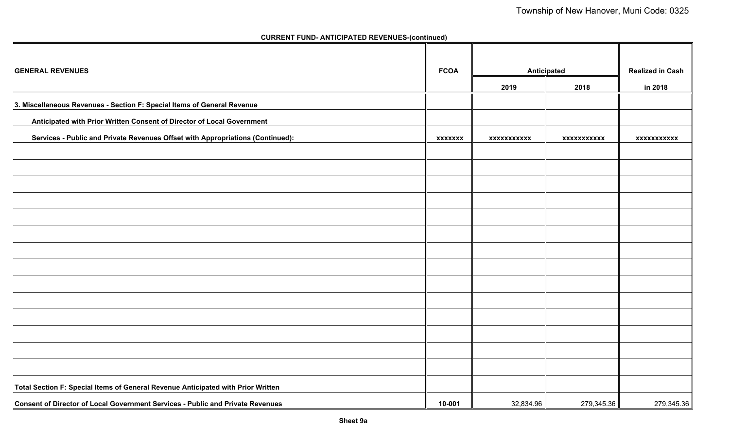**CURRENT FUND- ANTICIPATED REVENUES-(continued)**

| GENERAL REVENUES | FCOA | Anticipated | | Realized in Cash |
|---|---|---|---|---|
| | | 2019 | 2018 | in 2018 |
| **3. Miscellaneous Revenues - Section F: Special Items of General Revenue** | | | | |
| **Anticipated with Prior Written Consent of Director of Local Government** | | | | |
| **Services - Public and Private Revenues Offset with Appropriations (Continued):** | xxxxxxx | xxxxxxxxxxx | xxxxxxxxxxx | xxxxxxxxxxx |
| | | | | |
| | | | | |
| | | | | |
| | | | | |
| | | | | |
| | | | | |
| | | | | |
| | | | | |
| | | | | |
| | | | | |
| | | | | |
| | | | | |
| | | | | |
| | | | | |
| **Total Section F: Special Items of General Revenue Anticipated with Prior Written** | | | | |
| **Consent of Director of Local Government Services - Public and Private Revenues** | 10-001 | 32,834.96 | 279,345.36 | 279,345.36 |

**Sheet 9a**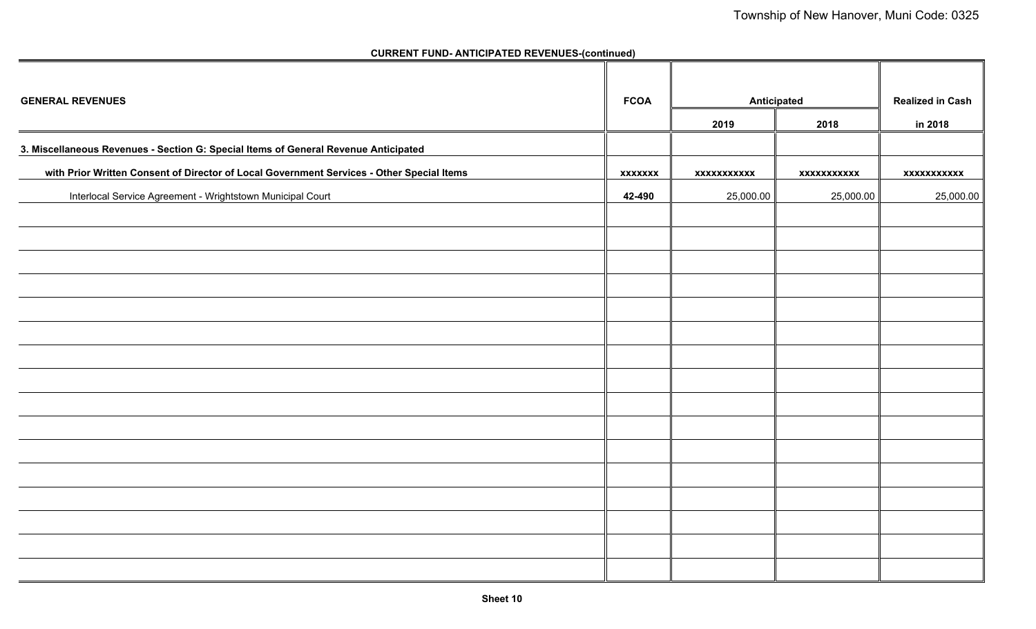**CURRENT FUND- ANTICIPATED REVENUES-(continued)**

| GENERAL REVENUES | FCOA | Anticipated | | Realized in Cash |
|---|---|---|---|---|
| | | 2019 | 2018 | in 2018 |
| **3. Miscellaneous Revenues - Section G: Special Items of General Revenue Anticipated** | | | | |
| **with Prior Written Consent of Director of Local Government Services - Other Special Items** | **xxxxxxx** | **xxxxxxxxxxx** | **xxxxxxxxxxx** | **xxxxxxxxxxx** |
| Interlocal Service Agreement - Wrightstown Municipal Court | **42-490** | 25,000.00 | 25,000.00 | 25,000.00 |
| | | | | |
| | | | | |
| | | | | |
| | | | | |
| | | | | |
| | | | | |
| | | | | |
| | | | | |
| | | | | |
| | | | | |
| | | | | |
| | | | | |
| | | | | |
| | | | | |
| | | | | |
| | | | | |

**Sheet 10**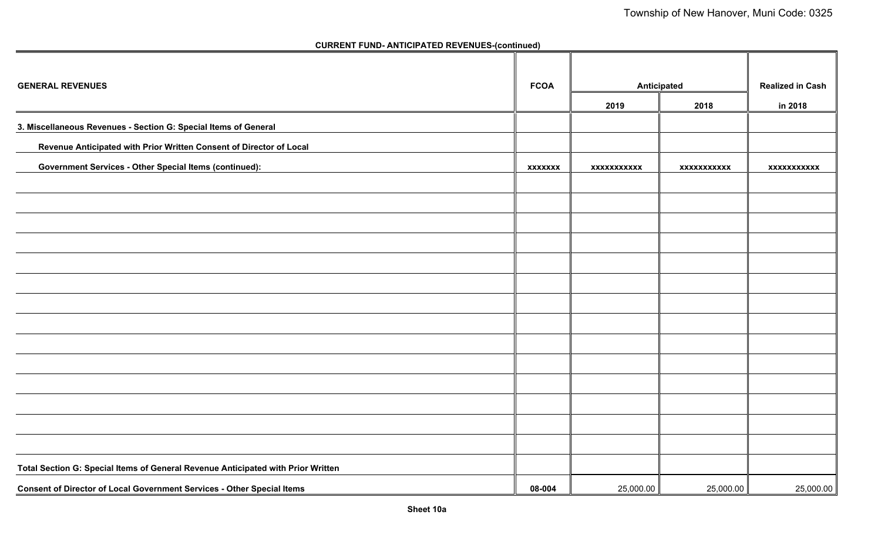**CURRENT FUND- ANTICIPATED REVENUES-(continued)**

| GENERAL REVENUES | FCOA | Anticipated | | Realized in Cash |
|---|---|---|---|---|
| | | 2019 | 2018 | in 2018 |
| **3. Miscellaneous Revenues - Section G: Special Items of General** | | | | |
| **Revenue Anticipated with Prior Written Consent of Director of Local** | | | | |
| **Government Services - Other Special Items (continued):** | xxxxxxx | xxxxxxxxxxx | xxxxxxxxxxx | xxxxxxxxxxx |
| | | | | |
| | | | | |
| | | | | |
| | | | | |
| | | | | |
| | | | | |
| | | | | |
| | | | | |
| | | | | |
| | | | | |
| | | | | |
| | | | | |
| | | | | |
| | | | | |
| **Total Section G: Special Items of General Revenue Anticipated with Prior Written** | | | | |
| **Consent of Director of Local Government Services - Other Special Items** | 08-004 | 25,000.00 | 25,000.00 | 25,000.00 |

**Sheet 10a**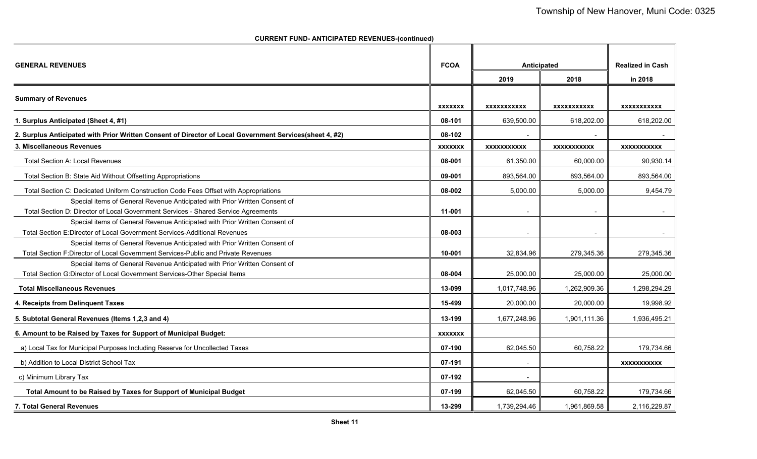**CURRENT FUND- ANTICIPATED REVENUES-(continued)**

| GENERAL REVENUES | FCOA | Anticipated | | Realized in Cash |
|---|---|---|---|---|
| | | 2019 | 2018 | in 2018 |
| **Summary of Revenues** | xxxxxxx | xxxxxxxxxxx | xxxxxxxxxxx | xxxxxxxxxxx |
| **1. Surplus Anticipated (Sheet 4, #1)** | 08-101 | 639,500.00 | 618,202.00 | 618,202.00 |
| **2. Surplus Anticipated with Prior Written Consent of Director of Local Government Services(sheet 4, #2)** | 08-102 | - | - | - |
| **3. Miscellaneous Revenues** | xxxxxxx | xxxxxxxxxxx | xxxxxxxxxxx | xxxxxxxxxxx |
| Total Section A: Local Revenues | 08-001 | 61,350.00 | 60,000.00 | 90,930.14 |
| Total Section B: State Aid Without Offsetting Appropriations | 09-001 | 893,564.00 | 893,564.00 | 893,564.00 |
| Total Section C: Dedicated Uniform Construction Code Fees Offset with Appropriations | 08-002 | 5,000.00 | 5,000.00 | 9,454.79 |
| Special items of General Revenue Anticipated with Prior Written Consent of Total Section D: Director of Local Government Services - Shared Service Agreements | 11-001 | - | - | - |
| Special items of General Revenue Anticipated with Prior Written Consent of Total Section E:Director of Local Government Services-Additional Revenues | 08-003 | - | - | - |
| Special items of General Revenue Anticipated with Prior Written Consent of Total Section F:Director of Local Government Services-Public and Private Revenues | 10-001 | 32,834.96 | 279,345.36 | 279,345.36 |
| Special items of General Revenue Anticipated with Prior Written Consent of Total Section G:Director of Local Government Services-Other Special Items | 08-004 | 25,000.00 | 25,000.00 | 25,000.00 |
| **Total Miscellaneous Revenues** | 13-099 | 1,017,748.96 | 1,262,909.36 | 1,298,294.29 |
| **4. Receipts from Delinquent Taxes** | 15-499 | 20,000.00 | 20,000.00 | 19,998.92 |
| **5. Subtotal General Revenues (Items 1,2,3 and 4)** | 13-199 | 1,677,248.96 | 1,901,111.36 | 1,936,495.21 |
| **6. Amount to be Raised by Taxes for Support of Municipal Budget:** | xxxxxxx | | | |
| a) Local Tax for Municipal Purposes Including Reserve for Uncollected Taxes | 07-190 | 62,045.50 | 60,758.22 | 179,734.66 |
| b) Addition to Local District School Tax | 07-191 | - | | xxxxxxxxxxx |
| c) Minimum Library Tax | 07-192 | - | | |
| **Total Amount to be Raised by Taxes for Support of Municipal Budget** | 07-199 | 62,045.50 | 60,758.22 | 179,734.66 |
| **7. Total General Revenues** | 13-299 | 1,739,294.46 | 1,961,869.58 | 2,116,229.87 |

**Sheet 11**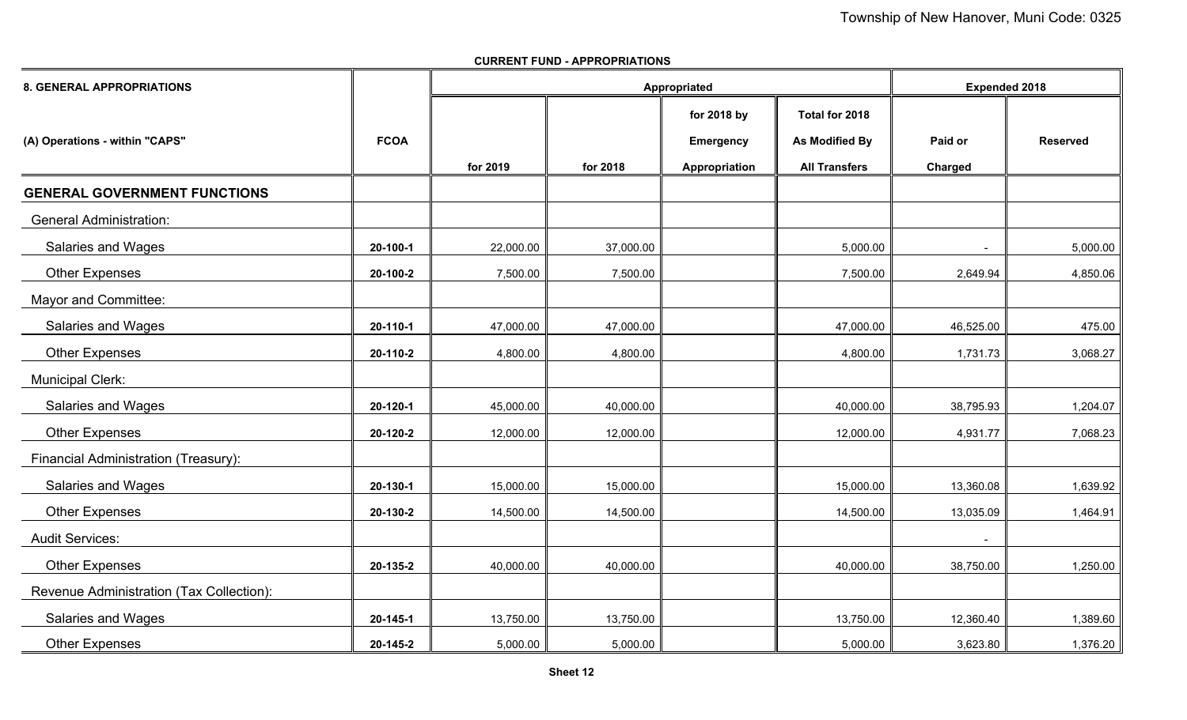Township of New Hanover, Muni Code: 0325

**CURRENT FUND - APPROPRIATIONS**

| 8. GENERAL APPROPRIATIONS | | Appropriated | | | | Expended 2018 | |
|---|---|---|---|---|---|---|---|
| (A) Operations - within "CAPS" | FCOA | for 2019 | for 2018 | for 2018 by Emergency Appropriation | Total for 2018 As Modified By All Transfers | Paid or Charged | Reserved |
| **GENERAL GOVERNMENT FUNCTIONS** | | | | | | | |
| General Administration: | | | | | | | |
| Salaries and Wages | 20-100-1 | 22,000.00 | 37,000.00 | | 5,000.00 | - | 5,000.00 |
| Other Expenses | 20-100-2 | 7,500.00 | 7,500.00 | | 7,500.00 | 2,649.94 | 4,850.06 |
| Mayor and Committee: | | | | | | | |
| Salaries and Wages | 20-110-1 | 47,000.00 | 47,000.00 | | 47,000.00 | 46,525.00 | 475.00 |
| Other Expenses | 20-110-2 | 4,800.00 | 4,800.00 | | 4,800.00 | 1,731.73 | 3,068.27 |
| Municipal Clerk: | | | | | | | |
| Salaries and Wages | 20-120-1 | 45,000.00 | 40,000.00 | | 40,000.00 | 38,795.93 | 1,204.07 |
| Other Expenses | 20-120-2 | 12,000.00 | 12,000.00 | | 12,000.00 | 4,931.77 | 7,068.23 |
| Financial Administration (Treasury): | | | | | | | |
| Salaries and Wages | 20-130-1 | 15,000.00 | 15,000.00 | | 15,000.00 | 13,360.08 | 1,639.92 |
| Other Expenses | 20-130-2 | 14,500.00 | 14,500.00 | | 14,500.00 | 13,035.09 | 1,464.91 |
| Audit Services: | | | | | | - | |
| Other Expenses | 20-135-2 | 40,000.00 | 40,000.00 | | 40,000.00 | 38,750.00 | 1,250.00 |
| Revenue Administration (Tax Collection): | | | | | | | |
| Salaries and Wages | 20-145-1 | 13,750.00 | 13,750.00 | | 13,750.00 | 12,360.40 | 1,389.60 |
| Other Expenses | 20-145-2 | 5,000.00 | 5,000.00 | | 5,000.00 | 3,623.80 | 1,376.20 |

Sheet 12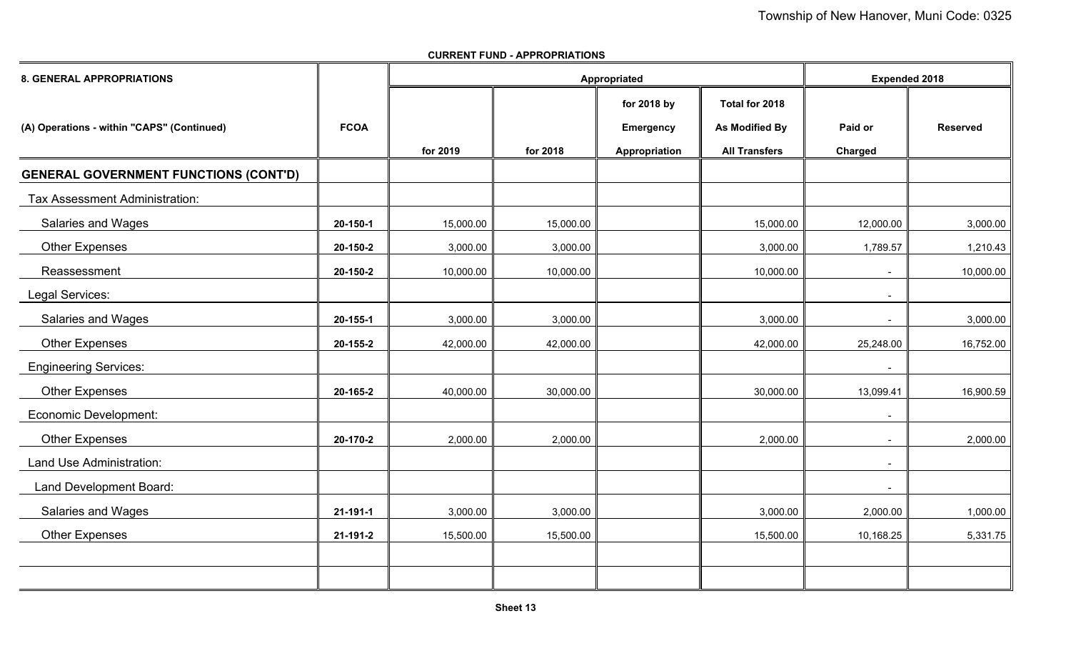Township of New Hanover, Muni Code: 0325

**CURRENT FUND - APPROPRIATIONS**

| 8. GENERAL APPROPRIATIONS | | Appropriated | | | | Expended 2018 | |
|---|---|---|---|---|---|---|---|
| (A) Operations - within "CAPS" (Continued) | FCOA | for 2019 | for 2018 | for 2018 by Emergency Appropriation | Total for 2018 As Modified By All Transfers | Paid or Charged | Reserved |
| **GENERAL GOVERNMENT FUNCTIONS (CONT'D)** | | | | | | | |
| Tax Assessment Administration: | | | | | | | |
| Salaries and Wages | 20-150-1 | 15,000.00 | 15,000.00 | | 15,000.00 | 12,000.00 | 3,000.00 |
| Other Expenses | 20-150-2 | 3,000.00 | 3,000.00 | | 3,000.00 | 1,789.57 | 1,210.43 |
| Reassessment | 20-150-2 | 10,000.00 | 10,000.00 | | 10,000.00 | - | 10,000.00 |
| Legal Services: | | | | | | - | |
| Salaries and Wages | 20-155-1 | 3,000.00 | 3,000.00 | | 3,000.00 | - | 3,000.00 |
| Other Expenses | 20-155-2 | 42,000.00 | 42,000.00 | | 42,000.00 | 25,248.00 | 16,752.00 |
| Engineering Services: | | | | | | - | |
| Other Expenses | 20-165-2 | 40,000.00 | 30,000.00 | | 30,000.00 | 13,099.41 | 16,900.59 |
| Economic Development: | | | | | | - | |
| Other Expenses | 20-170-2 | 2,000.00 | 2,000.00 | | 2,000.00 | - | 2,000.00 |
| Land Use Administration: | | | | | | - | |
| Land Development Board: | | | | | | - | |
| Salaries and Wages | 21-191-1 | 3,000.00 | 3,000.00 | | 3,000.00 | 2,000.00 | 1,000.00 |
| Other Expenses | 21-191-2 | 15,500.00 | 15,500.00 | | 15,500.00 | 10,168.25 | 5,331.75 |
| | | | | | | | |
| | | | | | | | |

Sheet 13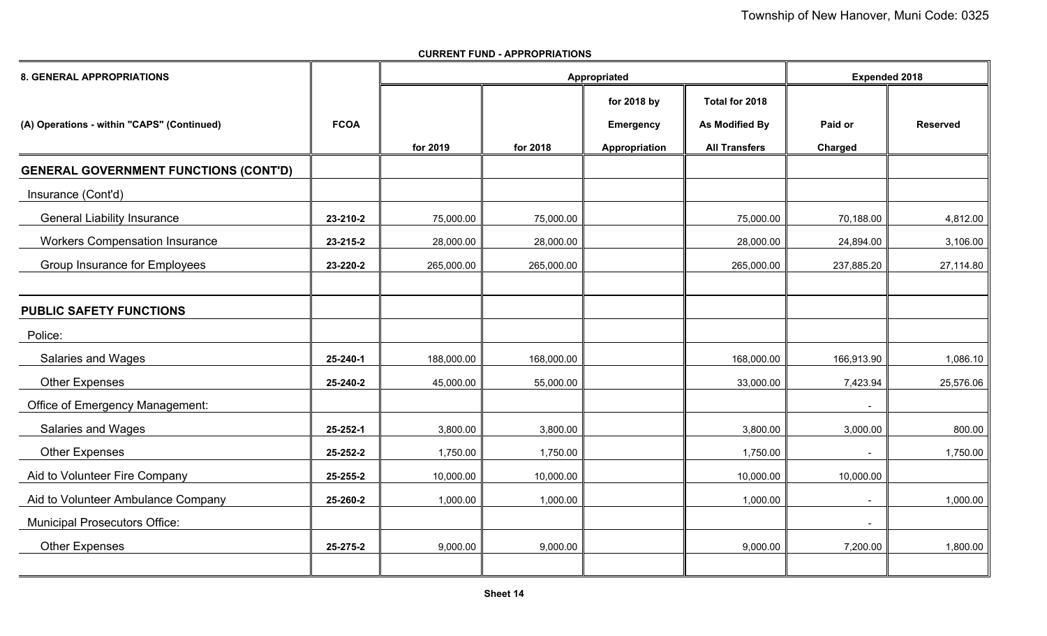**CURRENT FUND - APPROPRIATIONS**

| 8. GENERAL APPROPRIATIONS | | Appropriated | | | | Expended 2018 | |
|---|---|---|---|---|---|---|---|
| (A) Operations - within "CAPS" (Continued) | FCOA | for 2019 | for 2018 | for 2018 by Emergency Appropriation | Total for 2018 As Modified By All Transfers | Paid or Charged | Reserved |
| **GENERAL GOVERNMENT FUNCTIONS (CONT'D)** | | | | | | | |
| Insurance (Cont'd) | | | | | | | |
| General Liability Insurance | 23-210-2 | 75,000.00 | 75,000.00 | | 75,000.00 | 70,188.00 | 4,812.00 |
| Workers Compensation Insurance | 23-215-2 | 28,000.00 | 28,000.00 | | 28,000.00 | 24,894.00 | 3,106.00 |
| Group Insurance for Employees | 23-220-2 | 265,000.00 | 265,000.00 | | 265,000.00 | 237,885.20 | 27,114.80 |
| | | | | | | | |
| **PUBLIC SAFETY FUNCTIONS** | | | | | | | |
| Police: | | | | | | | |
| Salaries and Wages | 25-240-1 | 188,000.00 | 168,000.00 | | 168,000.00 | 166,913.90 | 1,086.10 |
| Other Expenses | 25-240-2 | 45,000.00 | 55,000.00 | | 33,000.00 | 7,423.94 | 25,576.06 |
| Office of Emergency Management: | | | | | | - | |
| Salaries and Wages | 25-252-1 | 3,800.00 | 3,800.00 | | 3,800.00 | 3,000.00 | 800.00 |
| Other Expenses | 25-252-2 | 1,750.00 | 1,750.00 | | 1,750.00 | - | 1,750.00 |
| Aid to Volunteer Fire Company | 25-255-2 | 10,000.00 | 10,000.00 | | 10,000.00 | 10,000.00 | |
| Aid to Volunteer Ambulance Company | 25-260-2 | 1,000.00 | 1,000.00 | | 1,000.00 | - | 1,000.00 |
| Municipal Prosecutors Office: | | | | | | - | |
| Other Expenses | 25-275-2 | 9,000.00 | 9,000.00 | | 9,000.00 | 7,200.00 | 1,800.00 |
| | | | | | | | |

Sheet 14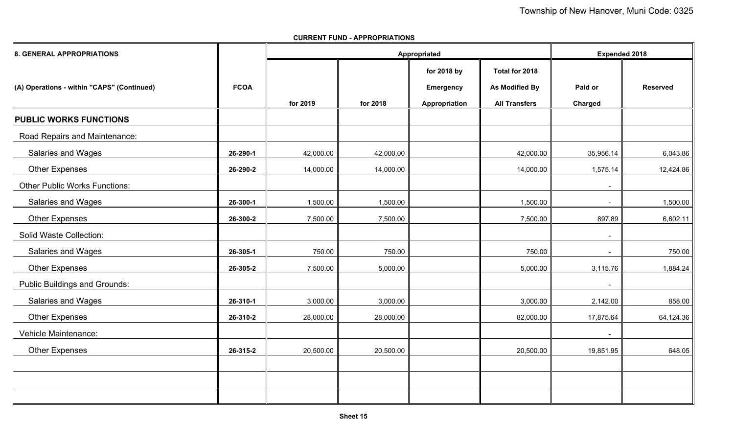**CURRENT FUND - APPROPRIATIONS**

| 8. GENERAL APPROPRIATIONS | | Appropriated | | | | Expended 2018 | |
|---|---|---|---|---|---|---|---|
| (A) Operations - within "CAPS" (Continued) | FCOA | for 2019 | for 2018 | for 2018 by Emergency Appropriation | Total for 2018 As Modified By All Transfers | Paid or Charged | Reserved |
| **PUBLIC WORKS FUNCTIONS** | | | | | | | |
| Road Repairs and Maintenance: | | | | | | | |
| Salaries and Wages | 26-290-1 | 42,000.00 | 42,000.00 | | 42,000.00 | 35,956.14 | 6,043.86 |
| Other Expenses | 26-290-2 | 14,000.00 | 14,000.00 | | 14,000.00 | 1,575.14 | 12,424.86 |
| Other Public Works Functions: | | | | | | - | |
| Salaries and Wages | 26-300-1 | 1,500.00 | 1,500.00 | | 1,500.00 | - | 1,500.00 |
| Other Expenses | 26-300-2 | 7,500.00 | 7,500.00 | | 7,500.00 | 897.89 | 6,602.11 |
| Solid Waste Collection: | | | | | | - | |
| Salaries and Wages | 26-305-1 | 750.00 | 750.00 | | 750.00 | - | 750.00 |
| Other Expenses | 26-305-2 | 7,500.00 | 5,000.00 | | 5,000.00 | 3,115.76 | 1,884.24 |
| Public Buildings and Grounds: | | | | | | - | |
| Salaries and Wages | 26-310-1 | 3,000.00 | 3,000.00 | | 3,000.00 | 2,142.00 | 858.00 |
| Other Expenses | 26-310-2 | 28,000.00 | 28,000.00 | | 82,000.00 | 17,875.64 | 64,124.36 |
| Vehicle Maintenance: | | | | | | - | |
| Other Expenses | 26-315-2 | 20,500.00 | 20,500.00 | | 20,500.00 | 19,851.95 | 648.05 |
| | | | | | | | |
| | | | | | | | |
| | | | | | | | |

Sheet 15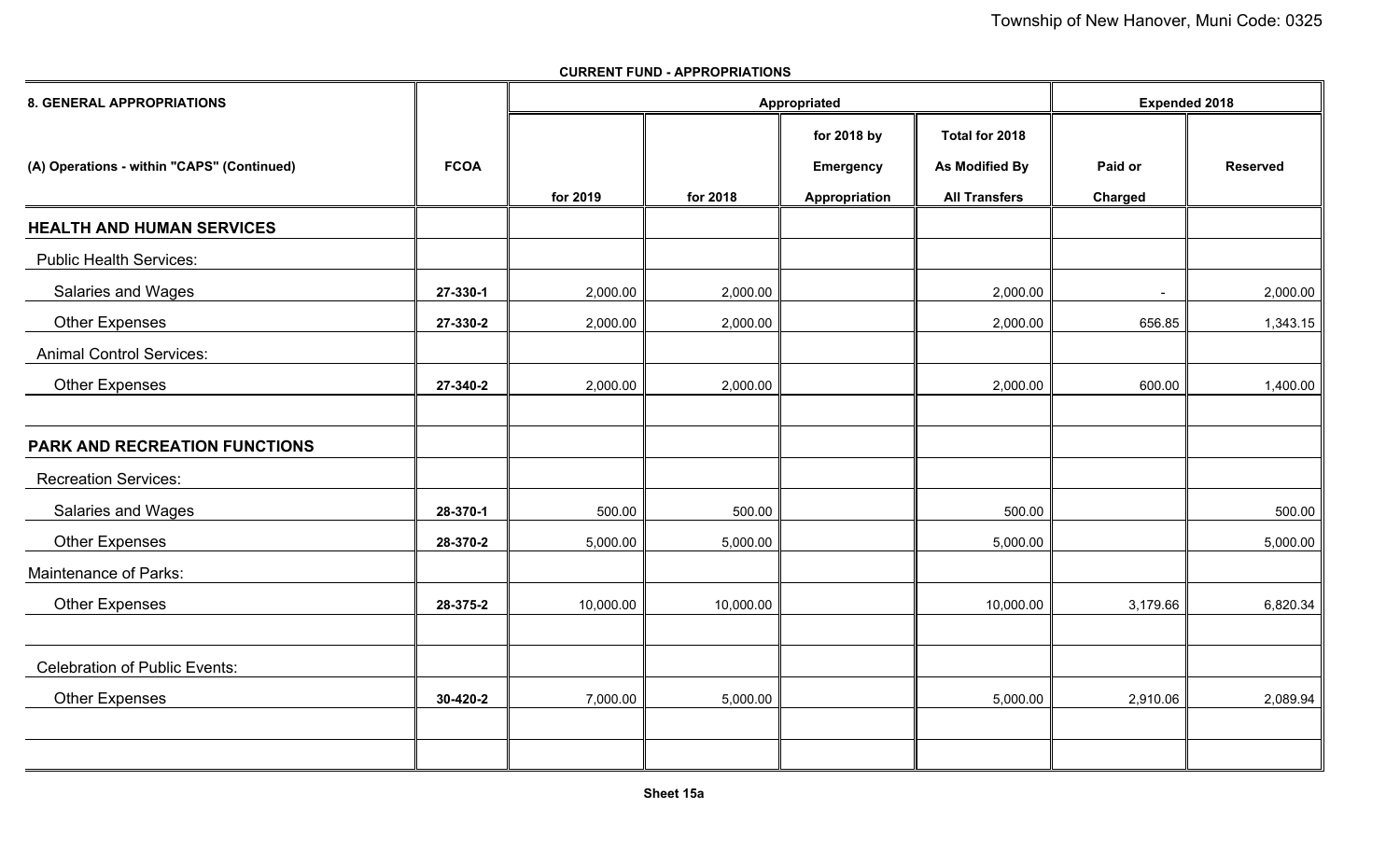**CURRENT FUND - APPROPRIATIONS**

| 8. GENERAL APPROPRIATIONS | | Appropriated | | | | Expended 2018 | |
|---|---|---|---|---|---|---|---|
| (A) Operations - within "CAPS" (Continued) | FCOA | for 2019 | for 2018 | for 2018 by Emergency Appropriation | Total for 2018 As Modified By All Transfers | Paid or Charged | Reserved |
| **HEALTH AND HUMAN SERVICES** | | | | | | | |
| Public Health Services: | | | | | | | |
| Salaries and Wages | 27-330-1 | 2,000.00 | 2,000.00 | | 2,000.00 | - | 2,000.00 |
| Other Expenses | 27-330-2 | 2,000.00 | 2,000.00 | | 2,000.00 | 656.85 | 1,343.15 |
| Animal Control Services: | | | | | | | |
| Other Expenses | 27-340-2 | 2,000.00 | 2,000.00 | | 2,000.00 | 600.00 | 1,400.00 |
| | | | | | | | |
| **PARK AND RECREATION FUNCTIONS** | | | | | | | |
| Recreation Services: | | | | | | | |
| Salaries and Wages | 28-370-1 | 500.00 | 500.00 | | 500.00 | | 500.00 |
| Other Expenses | 28-370-2 | 5,000.00 | 5,000.00 | | 5,000.00 | | 5,000.00 |
| Maintenance of Parks: | | | | | | | |
| Other Expenses | 28-375-2 | 10,000.00 | 10,000.00 | | 10,000.00 | 3,179.66 | 6,820.34 |
| | | | | | | | |
| Celebration of Public Events: | | | | | | | |
| Other Expenses | 30-420-2 | 7,000.00 | 5,000.00 | | 5,000.00 | 2,910.06 | 2,089.94 |

Sheet 15a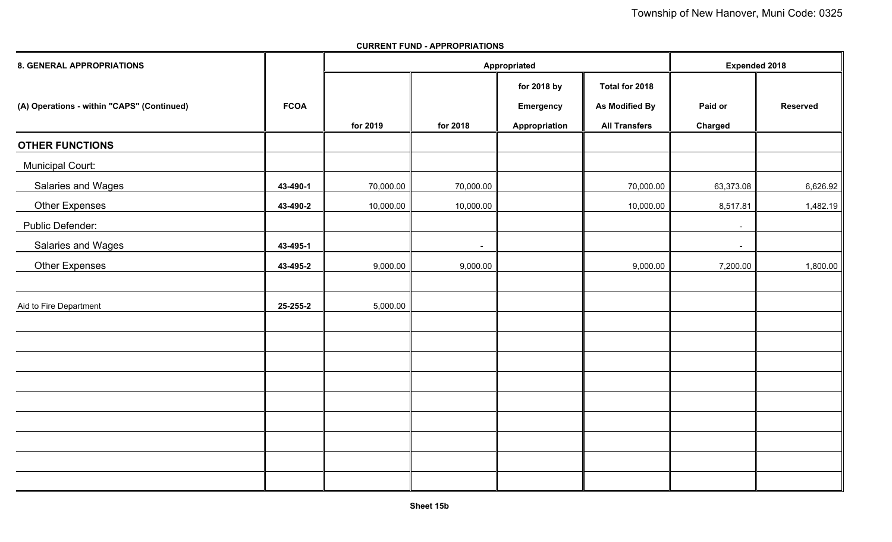**CURRENT FUND - APPROPRIATIONS**

| 8. GENERAL APPROPRIATIONS | | Appropriated | | | | Expended 2018 | |
|---|---|---|---|---|---|---|---|
| (A) Operations - within "CAPS" (Continued) | FCOA | for 2019 | for 2018 | for 2018 by Emergency Appropriation | Total for 2018 As Modified By All Transfers | Paid or Charged | Reserved |
| **OTHER FUNCTIONS** | | | | | | | |
| Municipal Court: | | | | | | | |
| Salaries and Wages | 43-490-1 | 70,000.00 | 70,000.00 | | 70,000.00 | 63,373.08 | 6,626.92 |
| Other Expenses | 43-490-2 | 10,000.00 | 10,000.00 | | 10,000.00 | 8,517.81 | 1,482.19 |
| Public Defender: | | | | | | - | |
| Salaries and Wages | 43-495-1 | | - | | | - | |
| Other Expenses | 43-495-2 | 9,000.00 | 9,000.00 | | 9,000.00 | 7,200.00 | 1,800.00 |
| | | | | | | | |
| Aid to Fire Department | 25-255-2 | 5,000.00 | | | | | |

Sheet 15b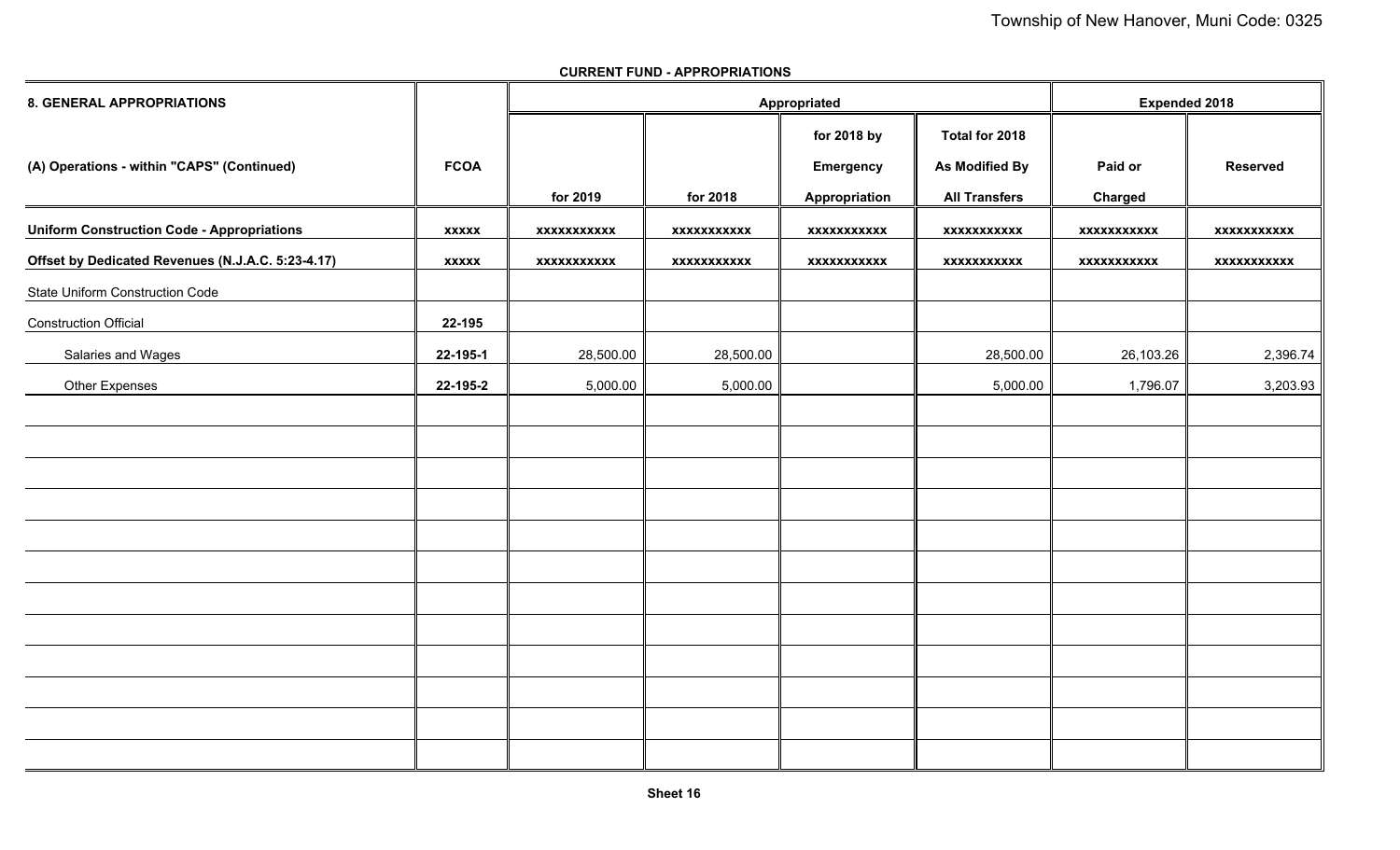**CURRENT FUND - APPROPRIATIONS**

| 8. GENERAL APPROPRIATIONS | | Appropriated | | | | Expended 2018 | |
|---|---|---|---|---|---|---|---|
| (A) Operations - within "CAPS" (Continued) | FCOA | for 2019 | for 2018 | for 2018 by Emergency Appropriation | Total for 2018 As Modified By All Transfers | Paid or Charged | Reserved |
| **Uniform Construction Code - Appropriations** | xxxxx | xxxxxxxxxxx | xxxxxxxxxxx | xxxxxxxxxxx | xxxxxxxxxxx | xxxxxxxxxxx | xxxxxxxxxxx |
| **Offset by Dedicated Revenues (N.J.A.C. 5:23-4.17)** | xxxxx | xxxxxxxxxxx | xxxxxxxxxxx | xxxxxxxxxxx | xxxxxxxxxxx | xxxxxxxxxxx | xxxxxxxxxxx |
| State Uniform Construction Code | | | | | | | |
| Construction Official | 22-195 | | | | | | |
| Salaries and Wages | 22-195-1 | 28,500.00 | 28,500.00 | | 28,500.00 | 26,103.26 | 2,396.74 |
| Other Expenses | 22-195-2 | 5,000.00 | 5,000.00 | | 5,000.00 | 1,796.07 | 3,203.93 |

Sheet 16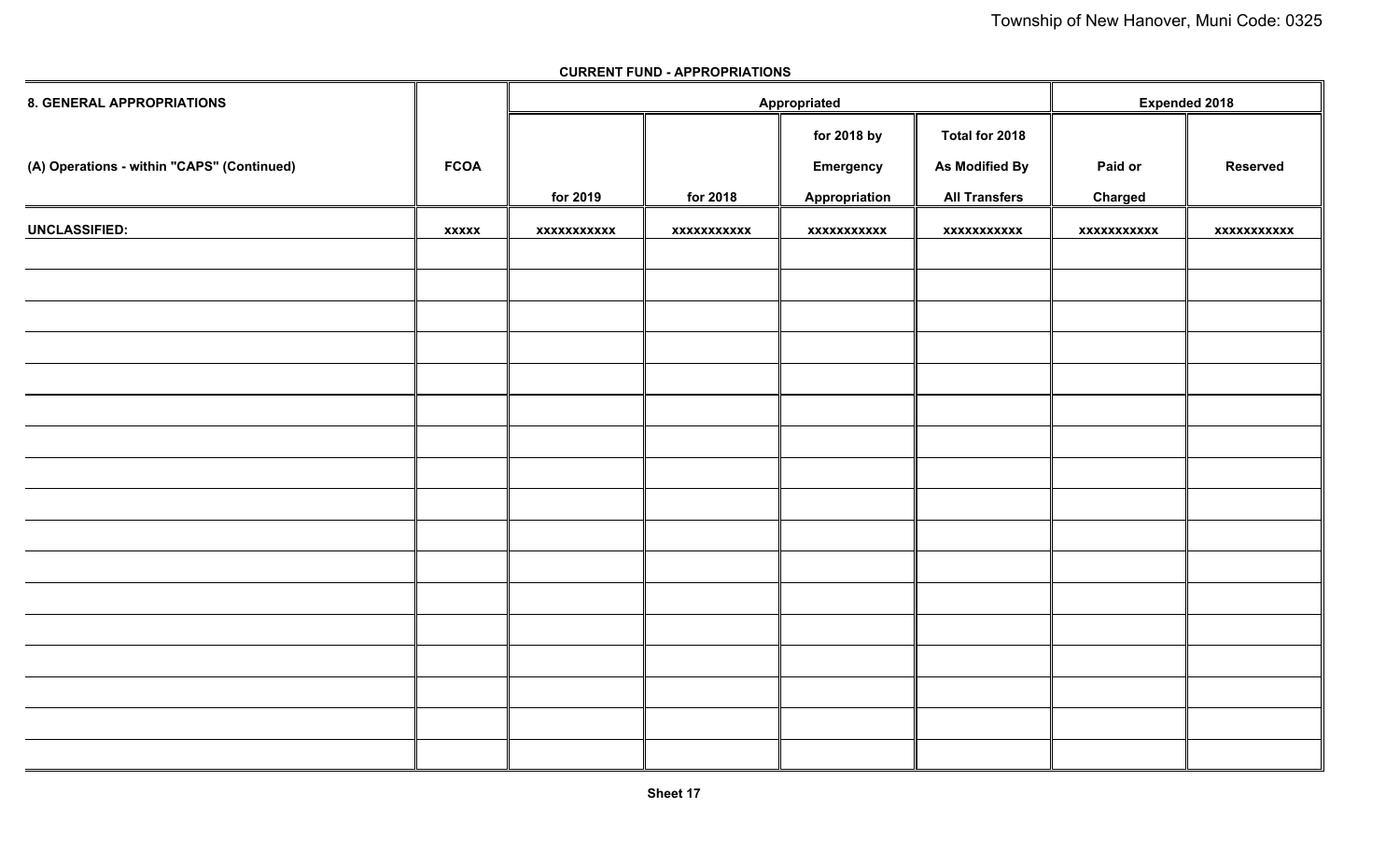**CURRENT FUND - APPROPRIATIONS**

| 8. GENERAL APPROPRIATIONS | | Appropriated | | | | Expended 2018 | |
|---|---|---|---|---|---|---|---|
| (A) Operations - within "CAPS" (Continued) | FCOA | for 2019 | for 2018 | for 2018 by Emergency Appropriation | Total for 2018 As Modified By All Transfers | Paid or Charged | Reserved |
| UNCLASSIFIED: | xxxxx | xxxxxxxxxxx | xxxxxxxxxxx | xxxxxxxxxxx | xxxxxxxxxxx | xxxxxxxxxxx | xxxxxxxxxxx |
| | | | | | | | |
| | | | | | | | |
| | | | | | | | |
| | | | | | | | |
| | | | | | | | |
| | | | | | | | |
| | | | | | | | |
| | | | | | | | |
| | | | | | | | |
| | | | | | | | |
| | | | | | | | |
| | | | | | | | |
| | | | | | | | |
| | | | | | | | |
| | | | | | | | |
| | | | | | | | |
| | | | | | | | |

Sheet 17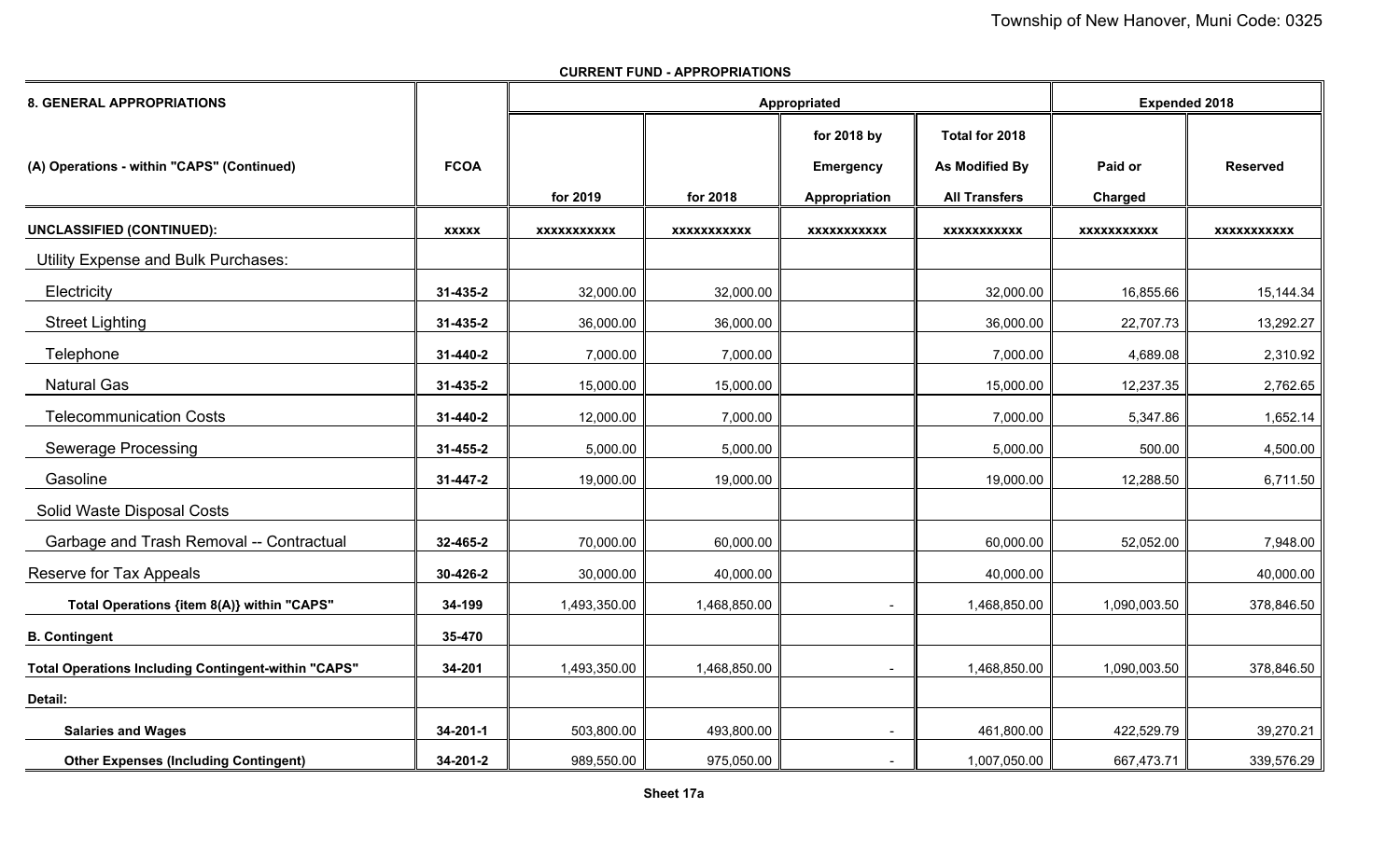**CURRENT FUND - APPROPRIATIONS**

| 8. GENERAL APPROPRIATIONS | | Appropriated | | | | Expended 2018 | |
|---|---|---|---|---|---|---|---|
| (A) Operations - within "CAPS" (Continued) | FCOA | for 2019 | for 2018 | for 2018 by Emergency Appropriation | Total for 2018 As Modified By All Transfers | Paid or Charged | Reserved |
| **UNCLASSIFIED (CONTINUED):** | xxxxx | xxxxxxxxxxx | xxxxxxxxxxx | xxxxxxxxxxx | xxxxxxxxxxx | xxxxxxxxxxx | xxxxxxxxxxx |
| Utility Expense and Bulk Purchases: | | | | | | | |
| Electricity | 31-435-2 | 32,000.00 | 32,000.00 | | 32,000.00 | 16,855.66 | 15,144.34 |
| Street Lighting | 31-435-2 | 36,000.00 | 36,000.00 | | 36,000.00 | 22,707.73 | 13,292.27 |
| Telephone | 31-440-2 | 7,000.00 | 7,000.00 | | 7,000.00 | 4,689.08 | 2,310.92 |
| Natural Gas | 31-435-2 | 15,000.00 | 15,000.00 | | 15,000.00 | 12,237.35 | 2,762.65 |
| Telecommunication Costs | 31-440-2 | 12,000.00 | 7,000.00 | | 7,000.00 | 5,347.86 | 1,652.14 |
| Sewerage Processing | 31-455-2 | 5,000.00 | 5,000.00 | | 5,000.00 | 500.00 | 4,500.00 |
| Gasoline | 31-447-2 | 19,000.00 | 19,000.00 | | 19,000.00 | 12,288.50 | 6,711.50 |
| Solid Waste Disposal Costs | | | | | | | |
| Garbage and Trash Removal -- Contractual | 32-465-2 | 70,000.00 | 60,000.00 | | 60,000.00 | 52,052.00 | 7,948.00 |
| Reserve for Tax Appeals | 30-426-2 | 30,000.00 | 40,000.00 | | 40,000.00 | | 40,000.00 |
| **Total Operations {item 8(A)} within "CAPS"** | 34-199 | 1,493,350.00 | 1,468,850.00 | - | 1,468,850.00 | 1,090,003.50 | 378,846.50 |
| **B. Contingent** | 35-470 | | | | | | |
| **Total Operations Including Contingent-within "CAPS"** | 34-201 | 1,493,350.00 | 1,468,850.00 | - | 1,468,850.00 | 1,090,003.50 | 378,846.50 |
| **Detail:** | | | | | | | |
| **Salaries and Wages** | 34-201-1 | 503,800.00 | 493,800.00 | - | 461,800.00 | 422,529.79 | 39,270.21 |
| **Other Expenses (Including Contingent)** | 34-201-2 | 989,550.00 | 975,050.00 | - | 1,007,050.00 | 667,473.71 | 339,576.29 |

**Sheet 17a**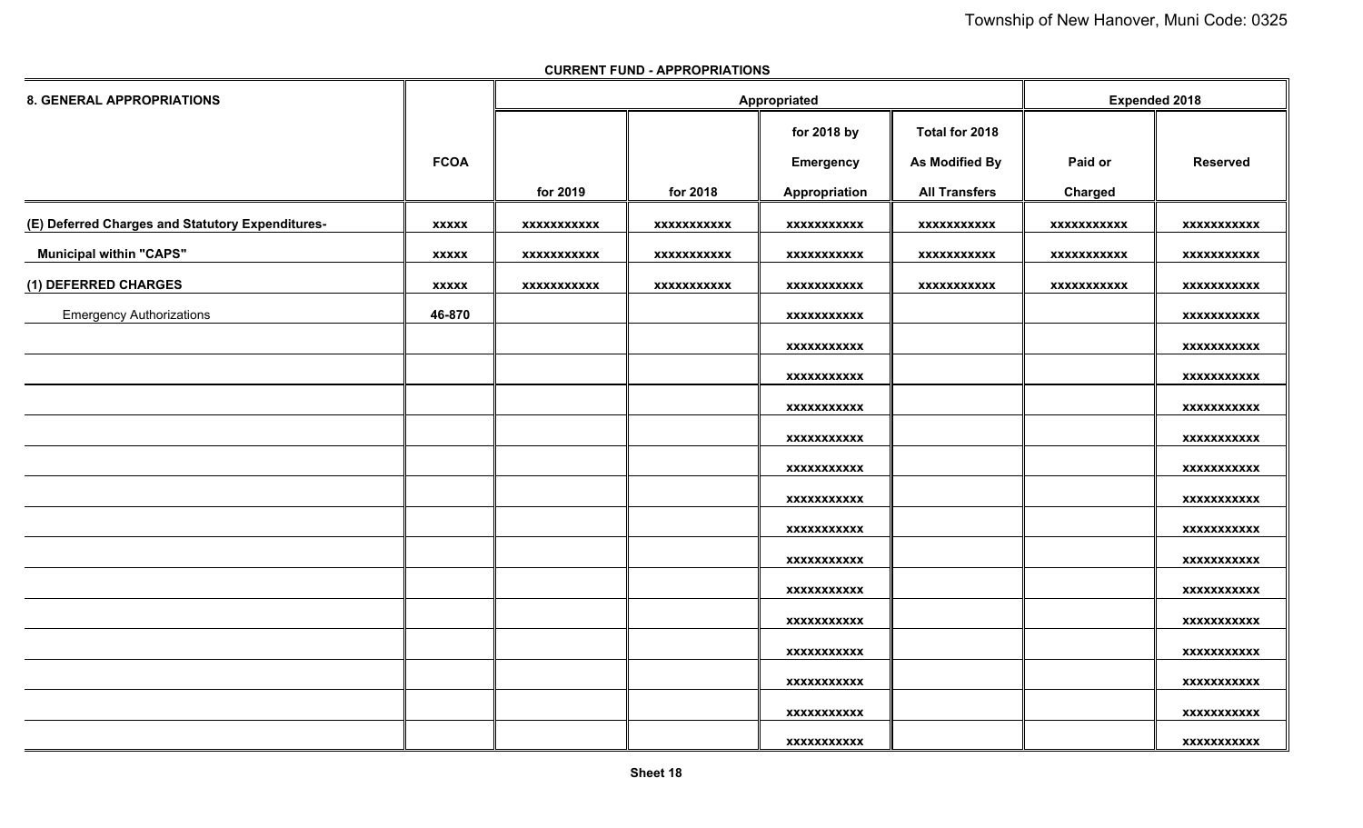**CURRENT FUND - APPROPRIATIONS**

| 8. GENERAL APPROPRIATIONS | FCOA | Appropriated | | | | Expended 2018 | |
|---|---|---|---|---|---|---|---|
| | | for 2019 | for 2018 | for 2018 by Emergency Appropriation | Total for 2018 As Modified By All Transfers | Paid or Charged | Reserved |
| (E) Deferred Charges and Statutory Expenditures- | xxxxx | xxxxxxxxxxx | xxxxxxxxxxx | xxxxxxxxxxx | xxxxxxxxxxx | xxxxxxxxxxx | xxxxxxxxxxx |
| Municipal within "CAPS" | xxxxx | xxxxxxxxxxx | xxxxxxxxxxx | xxxxxxxxxxx | xxxxxxxxxxx | xxxxxxxxxxx | xxxxxxxxxxx |
| (1) DEFERRED CHARGES | xxxxx | xxxxxxxxxxx | xxxxxxxxxxx | xxxxxxxxxxx | xxxxxxxxxxx | xxxxxxxxxxx | xxxxxxxxxxx |
| Emergency Authorizations | 46-870 | | | xxxxxxxxxxx | | | xxxxxxxxxxx |
| | | | | xxxxxxxxxxx | | | xxxxxxxxxxx |
| | | | | xxxxxxxxxxx | | | xxxxxxxxxxx |
| | | | | xxxxxxxxxxx | | | xxxxxxxxxxx |
| | | | | xxxxxxxxxxx | | | xxxxxxxxxxx |
| | | | | xxxxxxxxxxx | | | xxxxxxxxxxx |
| | | | | xxxxxxxxxxx | | | xxxxxxxxxxx |
| | | | | xxxxxxxxxxx | | | xxxxxxxxxxx |
| | | | | xxxxxxxxxxx | | | xxxxxxxxxxx |
| | | | | xxxxxxxxxxx | | | xxxxxxxxxxx |
| | | | | xxxxxxxxxxx | | | xxxxxxxxxxx |
| | | | | xxxxxxxxxxx | | | xxxxxxxxxxx |
| | | | | xxxxxxxxxxx | | | xxxxxxxxxxx |
| | | | | xxxxxxxxxxx | | | xxxxxxxxxxx |
| | | | | xxxxxxxxxxx | | | xxxxxxxxxxx |

Sheet 18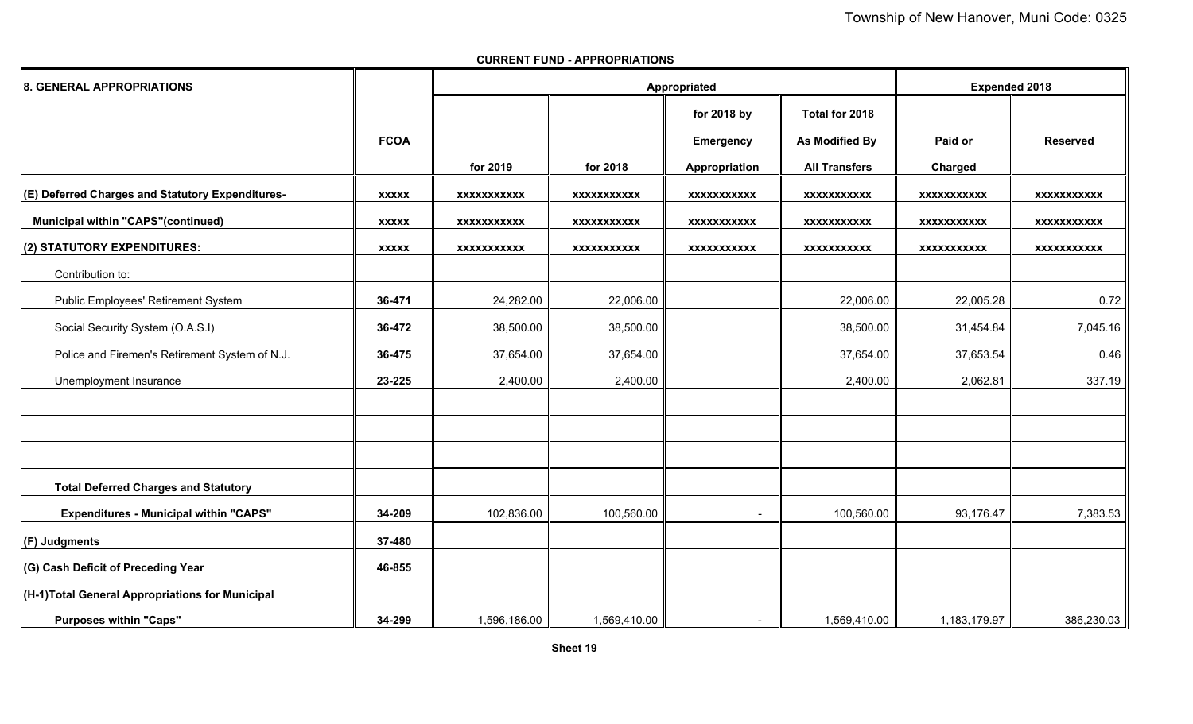**CURRENT FUND - APPROPRIATIONS**

| 8. GENERAL APPROPRIATIONS | FCOA | Appropriated | | | | Expended 2018 | |
|---|---|---|---|---|---|---|---|
| | | for 2019 | for 2018 | for 2018 by Emergency Appropriation | Total for 2018 As Modified By All Transfers | Paid or Charged | Reserved |
| **(E) Deferred Charges and Statutory Expenditures-** | **xxxxx** | **xxxxxxxxxxx** | **xxxxxxxxxxx** | **xxxxxxxxxxx** | **xxxxxxxxxxx** | **xxxxxxxxxxx** | **xxxxxxxxxxx** |
| **Municipal within "CAPS"(continued)** | **xxxxx** | **xxxxxxxxxxx** | **xxxxxxxxxxx** | **xxxxxxxxxxx** | **xxxxxxxxxxx** | **xxxxxxxxxxx** | **xxxxxxxxxxx** |
| **(2) STATUTORY EXPENDITURES:** | **xxxxx** | **xxxxxxxxxxx** | **xxxxxxxxxxx** | **xxxxxxxxxxx** | **xxxxxxxxxxx** | **xxxxxxxxxxx** | **xxxxxxxxxxx** |
| Contribution to: | | | | | | | |
| Public Employees' Retirement System | **36-471** | 24,282.00 | 22,006.00 | | 22,006.00 | 22,005.28 | 0.72 |
| Social Security System (O.A.S.I) | **36-472** | 38,500.00 | 38,500.00 | | 38,500.00 | 31,454.84 | 7,045.16 |
| Police and Firemen's Retirement System of N.J. | **36-475** | 37,654.00 | 37,654.00 | | 37,654.00 | 37,653.54 | 0.46 |
| Unemployment Insurance | **23-225** | 2,400.00 | 2,400.00 | | 2,400.00 | 2,062.81 | 337.19 |
| | | | | | | | |
| | | | | | | | |
| | | | | | | | |
| **Total Deferred Charges and Statutory Expenditures - Municipal within "CAPS"** | **34-209** | 102,836.00 | 100,560.00 | - | 100,560.00 | 93,176.47 | 7,383.53 |
| **(F) Judgments** | **37-480** | | | | | | |
| **(G) Cash Deficit of Preceding Year** | **46-855** | | | | | | |
| **(H-1)Total General Appropriations for Municipal Purposes within "Caps"** | **34-299** | 1,596,186.00 | 1,569,410.00 | - | 1,569,410.00 | 1,183,179.97 | 386,230.03 |

**Sheet 19**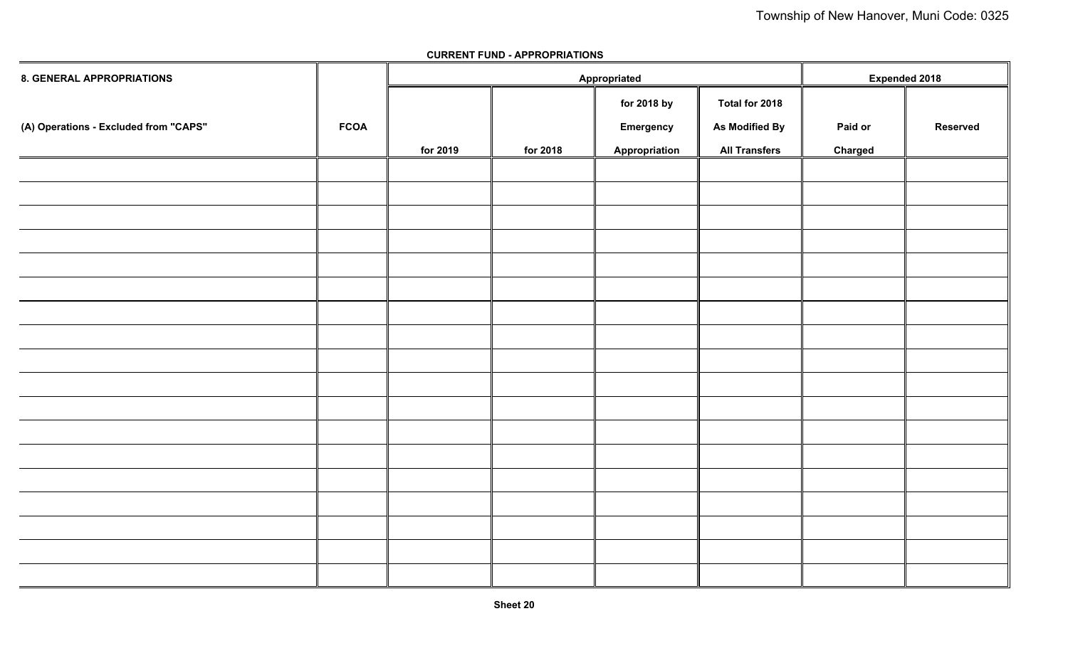**CURRENT FUND - APPROPRIATIONS**

| 8. GENERAL APPROPRIATIONS | | Appropriated | | | | Expended 2018 | |
|---|---|---|---|---|---|---|---|
| (A) Operations - Excluded from "CAPS" | FCOA | for 2019 | for 2018 | for 2018 by Emergency Appropriation | Total for 2018 As Modified By All Transfers | Paid or Charged | Reserved |
| | | | | | | | |
| | | | | | | | |
| | | | | | | | |
| | | | | | | | |
| | | | | | | | |
| | | | | | | | |
| | | | | | | | |
| | | | | | | | |
| | | | | | | | |
| | | | | | | | |
| | | | | | | | |
| | | | | | | | |
| | | | | | | | |
| | | | | | | | |
| | | | | | | | |
| | | | | | | | |
| | | | | | | | |
| | | | | | | | |

Sheet 20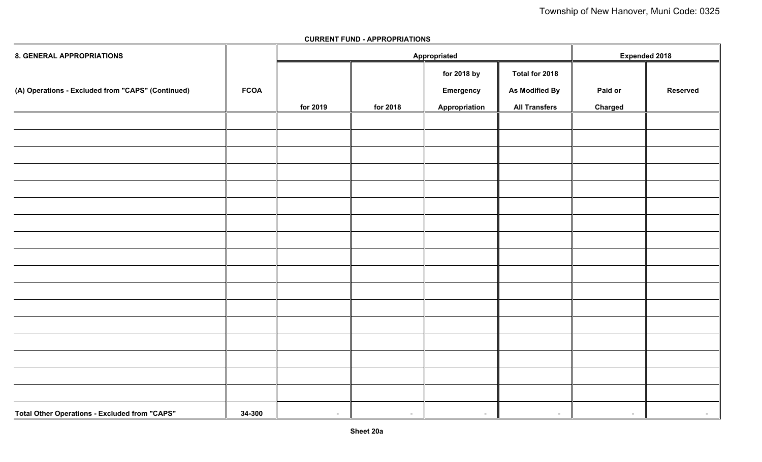**CURRENT FUND - APPROPRIATIONS**

| 8. GENERAL APPROPRIATIONS | | Appropriated | | | | Expended 2018 | |
|---|---|---|---|---|---|---|---|
| (A) Operations - Excluded from "CAPS" (Continued) | FCOA | for 2019 | for 2018 | for 2018 by Emergency Appropriation | Total for 2018 As Modified By All Transfers | Paid or Charged | Reserved |
| | | | | | | | |
| | | | | | | | |
| | | | | | | | |
| | | | | | | | |
| | | | | | | | |
| | | | | | | | |
| | | | | | | | |
| | | | | | | | |
| | | | | | | | |
| | | | | | | | |
| | | | | | | | |
| | | | | | | | |
| | | | | | | | |
| | | | | | | | |
| | | | | | | | |
| | | | | | | | |
| | | | | | | | |
| Total Other Operations - Excluded from "CAPS" | 34-300 | - | - | - | - | - | - |

Sheet 20a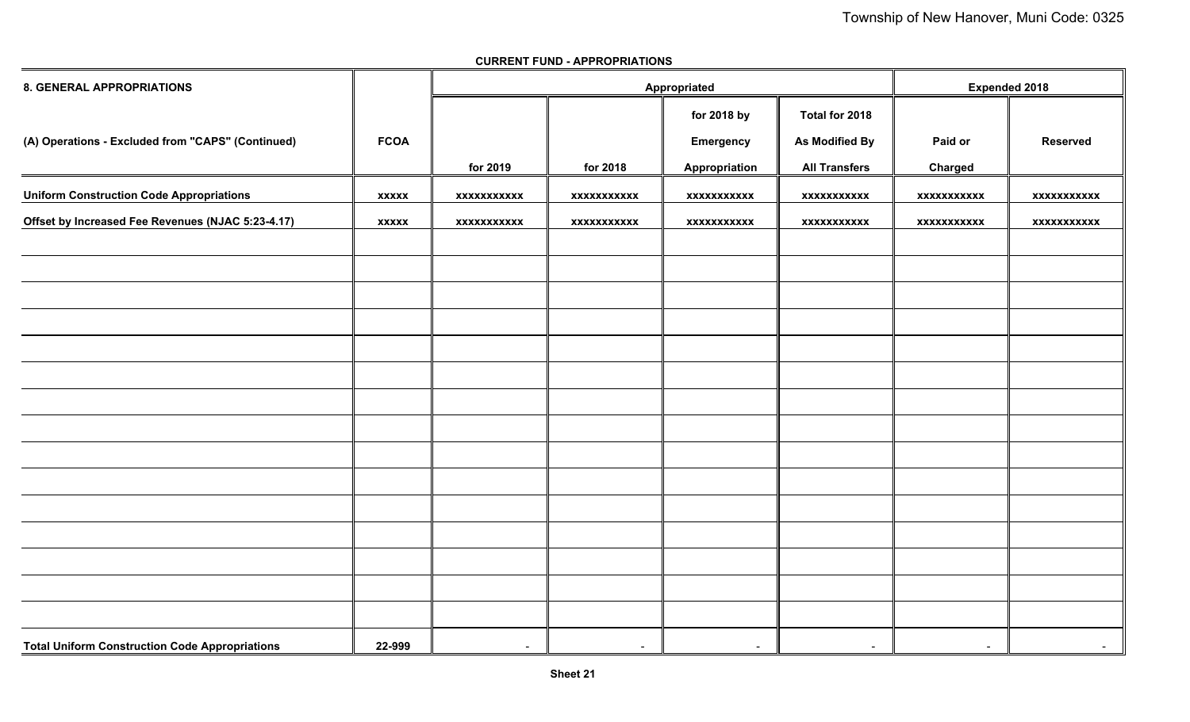**CURRENT FUND - APPROPRIATIONS**

| 8. GENERAL APPROPRIATIONS | | Appropriated | | | | Expended 2018 | |
|---|---|---|---|---|---|---|---|
| (A) Operations - Excluded from "CAPS" (Continued) | FCOA | for 2019 | for 2018 | for 2018 by Emergency Appropriation | Total for 2018 As Modified By All Transfers | Paid or Charged | Reserved |
| **Uniform Construction Code Appropriations** | xxxxx | xxxxxxxxxxx | xxxxxxxxxxx | xxxxxxxxxxx | xxxxxxxxxxx | xxxxxxxxxxx | xxxxxxxxxxx |
| **Offset by Increased Fee Revenues (NJAC 5:23-4.17)** | xxxxx | xxxxxxxxxxx | xxxxxxxxxxx | xxxxxxxxxxx | xxxxxxxxxxx | xxxxxxxxxxx | xxxxxxxxxxx |
| | | | | | | | |
| | | | | | | | |
| | | | | | | | |
| | | | | | | | |
| | | | | | | | |
| | | | | | | | |
| | | | | | | | |
| | | | | | | | |
| | | | | | | | |
| | | | | | | | |
| | | | | | | | |
| | | | | | | | |
| | | | | | | | |
| | | | | | | | |
| | | | | | | | |
| **Total Uniform Construction Code Appropriations** | 22-999 | - | - | - | - | - | - |

**Sheet 21**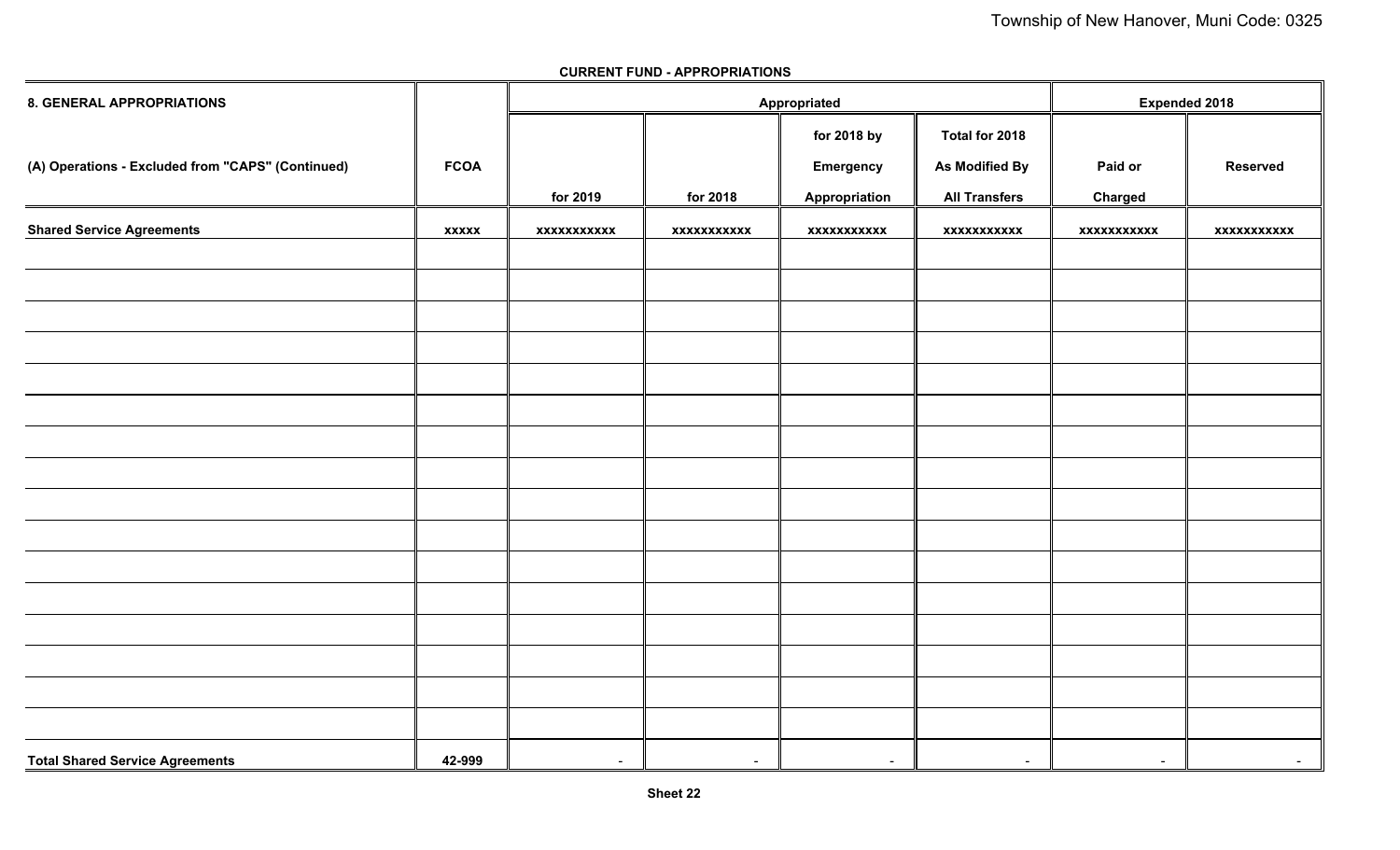**CURRENT FUND - APPROPRIATIONS**

| 8. GENERAL APPROPRIATIONS | | Appropriated | | | | Expended 2018 | |
|---|---|---|---|---|---|---|---|
| (A) Operations - Excluded from "CAPS" (Continued) | FCOA | for 2019 | for 2018 | for 2018 by Emergency Appropriation | Total for 2018 As Modified By All Transfers | Paid or Charged | Reserved |
| **Shared Service Agreements** | xxxxx | xxxxxxxxxxx | xxxxxxxxxxx | xxxxxxxxxxx | xxxxxxxxxxx | xxxxxxxxxxx | xxxxxxxxxxx |
| | | | | | | | |
| | | | | | | | |
| | | | | | | | |
| | | | | | | | |
| | | | | | | | |
| | | | | | | | |
| | | | | | | | |
| | | | | | | | |
| | | | | | | | |
| | | | | | | | |
| | | | | | | | |
| | | | | | | | |
| | | | | | | | |
| | | | | | | | |
| | | | | | | | |
| | | | | | | | |
| **Total Shared Service Agreements** | 42-999 | - | - | - | - | - | - |

Sheet 22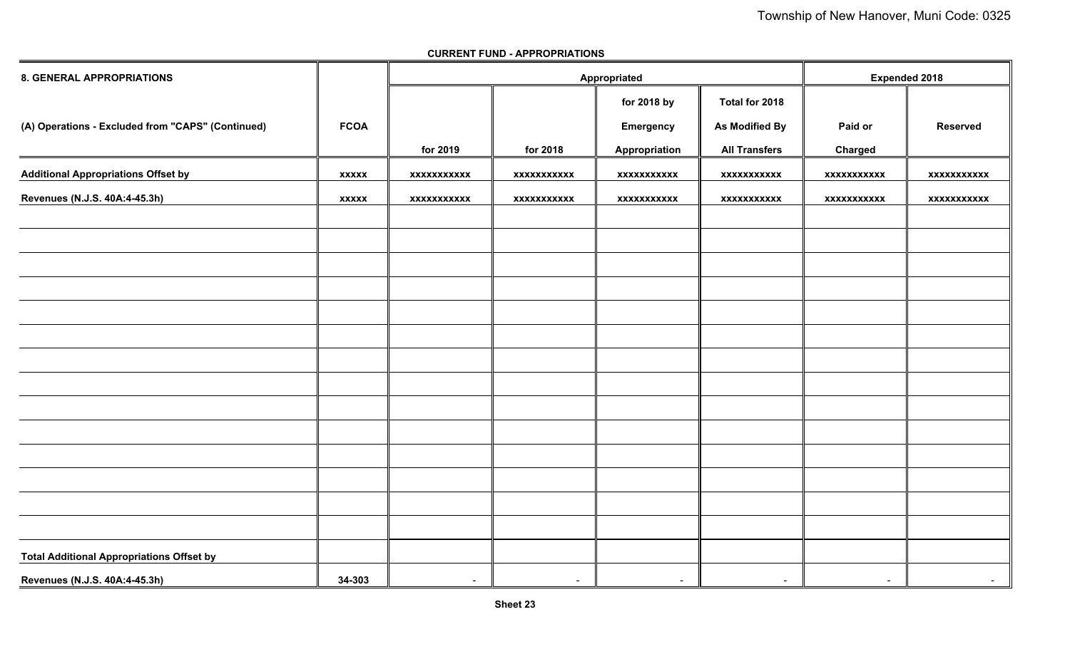**CURRENT FUND - APPROPRIATIONS**

| 8. GENERAL APPROPRIATIONS | | Appropriated | | | | Expended 2018 | |
|---|---|---|---|---|---|---|---|
| (A) Operations - Excluded from "CAPS" (Continued) | FCOA | for 2019 | for 2018 | for 2018 by Emergency Appropriation | Total for 2018 As Modified By All Transfers | Paid or Charged | Reserved |
| **Additional Appropriations Offset by** | xxxxx | xxxxxxxxxxx | xxxxxxxxxxx | xxxxxxxxxxx | xxxxxxxxxxx | xxxxxxxxxxx | xxxxxxxxxxx |
| **Revenues (N.J.S. 40A:4-45.3h)** | xxxxx | xxxxxxxxxxx | xxxxxxxxxxx | xxxxxxxxxxx | xxxxxxxxxxx | xxxxxxxxxxx | xxxxxxxxxxx |
| | | | | | | | |
| | | | | | | | |
| | | | | | | | |
| | | | | | | | |
| | | | | | | | |
| | | | | | | | |
| | | | | | | | |
| | | | | | | | |
| | | | | | | | |
| | | | | | | | |
| | | | | | | | |
| | | | | | | | |
| | | | | | | | |
| | | | | | | | |
| **Total Additional Appropriations Offset by** | | | | | | | |
| **Revenues (N.J.S. 40A:4-45.3h)** | 34-303 | - | - | - | - | - | - |

**Sheet 23**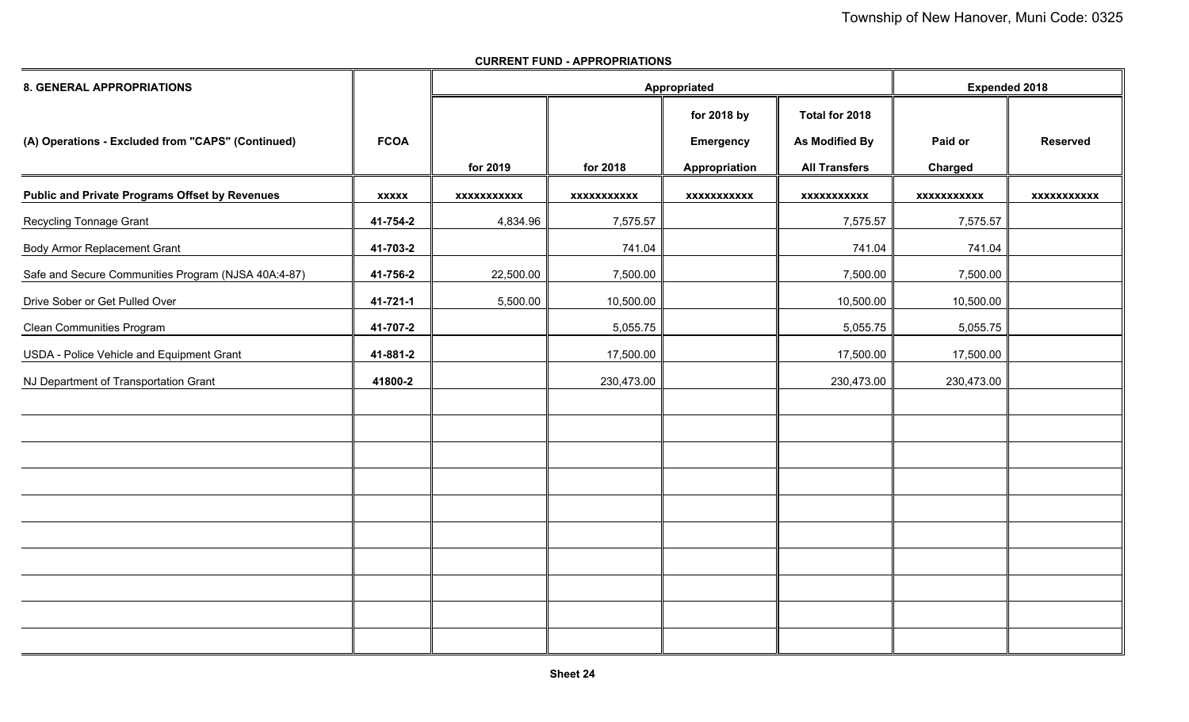**CURRENT FUND - APPROPRIATIONS**

| 8. GENERAL APPROPRIATIONS | | Appropriated | | | | Expended 2018 | |
|---|---|---|---|---|---|---|---|
| (A) Operations - Excluded from "CAPS" (Continued) | FCOA | for 2019 | for 2018 | for 2018 by Emergency Appropriation | Total for 2018 As Modified By All Transfers | Paid or Charged | Reserved |
| **Public and Private Programs Offset by Revenues** | **xxxxx** | **xxxxxxxxxxx** | **xxxxxxxxxxx** | **xxxxxxxxxxx** | **xxxxxxxxxxx** | **xxxxxxxxxxx** | **xxxxxxxxxxx** |
| Recycling Tonnage Grant | **41-754-2** | 4,834.96 | 7,575.57 | | 7,575.57 | 7,575.57 | |
| Body Armor Replacement Grant | **41-703-2** | | 741.04 | | 741.04 | 741.04 | |
| Safe and Secure Communities Program (NJSA 40A:4-87) | **41-756-2** | 22,500.00 | 7,500.00 | | 7,500.00 | 7,500.00 | |
| Drive Sober or Get Pulled Over | **41-721-1** | 5,500.00 | 10,500.00 | | 10,500.00 | 10,500.00 | |
| Clean Communities Program | **41-707-2** | | 5,055.75 | | 5,055.75 | 5,055.75 | |
| USDA - Police Vehicle and Equipment Grant | **41-881-2** | | 17,500.00 | | 17,500.00 | 17,500.00 | |
| NJ Department of Transportation Grant | **41800-2** | | 230,473.00 | | 230,473.00 | 230,473.00 | |
| | | | | | | | |
| | | | | | | | |
| | | | | | | | |
| | | | | | | | |
| | | | | | | | |
| | | | | | | | |
| | | | | | | | |
| | | | | | | | |
| | | | | | | | |
| | | | | | | | |

**Sheet 24**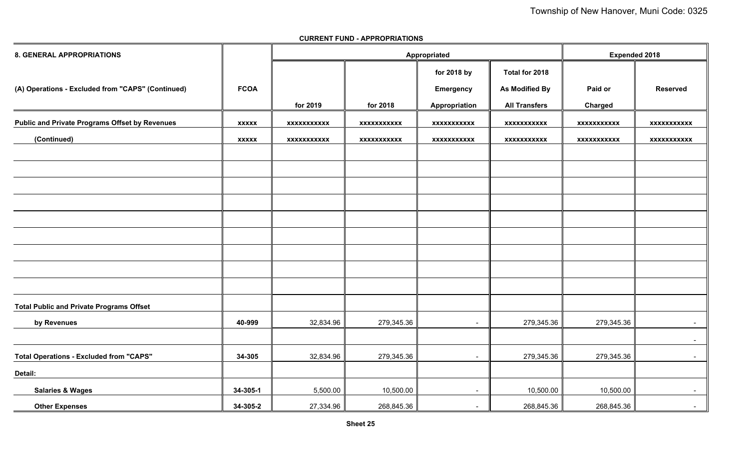**CURRENT FUND - APPROPRIATIONS**

| 8. GENERAL APPROPRIATIONS | | Appropriated | | | | Expended 2018 | |
|---|---|---|---|---|---|---|---|
| (A) Operations - Excluded from "CAPS" (Continued) | FCOA | for 2019 | for 2018 | for 2018 by Emergency Appropriation | Total for 2018 As Modified By All Transfers | Paid or Charged | Reserved |
| **Public and Private Programs Offset by Revenues** | xxxxx | xxxxxxxxxxx | xxxxxxxxxxx | xxxxxxxxxxx | xxxxxxxxxxx | xxxxxxxxxxx | xxxxxxxxxxx |
| **(Continued)** | xxxxx | xxxxxxxxxxx | xxxxxxxxxxx | xxxxxxxxxxx | xxxxxxxxxxx | xxxxxxxxxxx | xxxxxxxxxxx |
| | | | | | | | |
| | | | | | | | |
| | | | | | | | |
| | | | | | | | |
| | | | | | | | |
| | | | | | | | |
| | | | | | | | |
| | | | | | | | |
| | | | | | | | |
| **Total Public and Private Programs Offset** | | | | | | | |
| **by Revenues** | 40-999 | 32,834.96 | 279,345.36 | - | 279,345.36 | 279,345.36 | - |
| | | | | | | | - |
| **Total Operations - Excluded from "CAPS"** | 34-305 | 32,834.96 | 279,345.36 | - | 279,345.36 | 279,345.36 | - |
| **Detail:** | | | | | | | |
| **Salaries & Wages** | 34-305-1 | 5,500.00 | 10,500.00 | - | 10,500.00 | 10,500.00 | - |
| **Other Expenses** | 34-305-2 | 27,334.96 | 268,845.36 | - | 268,845.36 | 268,845.36 | - |

Sheet 25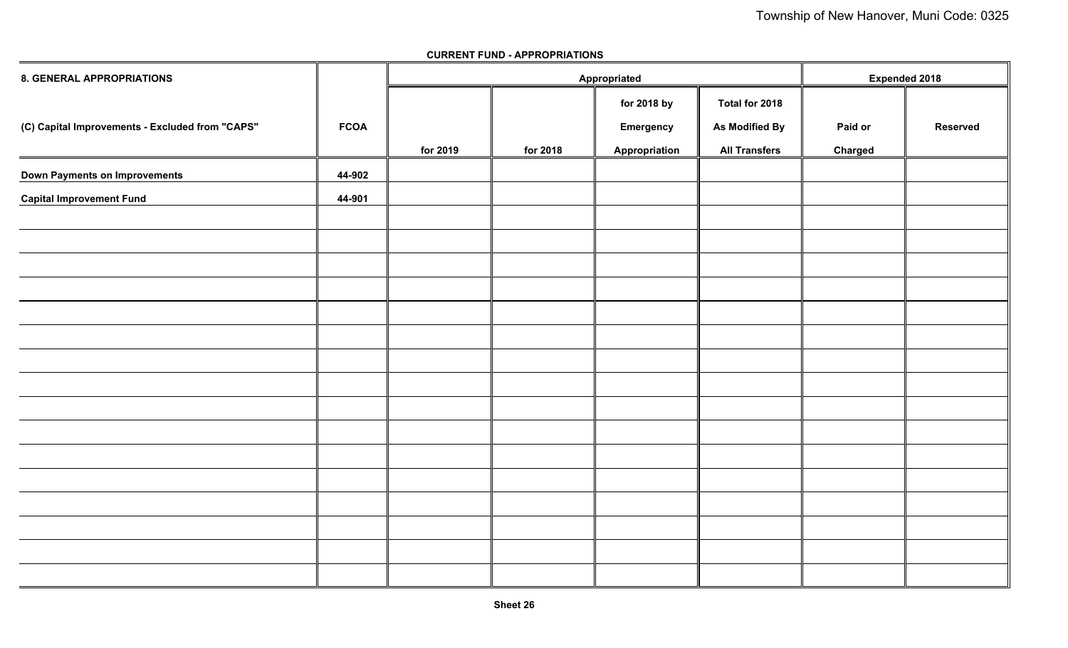**CURRENT FUND - APPROPRIATIONS**

| 8. GENERAL APPROPRIATIONS | | Appropriated | | | | Expended 2018 | |
|---|---|---|---|---|---|---|---|
| (C) Capital Improvements - Excluded from "CAPS" | FCOA | for 2019 | for 2018 | for 2018 by Emergency Appropriation | Total for 2018 As Modified By All Transfers | Paid or Charged | Reserved |
| Down Payments on Improvements | 44-902 | | | | | | |
| Capital Improvement Fund | 44-901 | | | | | | |
| | | | | | | | |
| | | | | | | | |
| | | | | | | | |
| | | | | | | | |
| | | | | | | | |
| | | | | | | | |
| | | | | | | | |
| | | | | | | | |
| | | | | | | | |
| | | | | | | | |
| | | | | | | | |
| | | | | | | | |
| | | | | | | | |
| | | | | | | | |
| | | | | | | | |
| | | | | | | | |

Sheet 26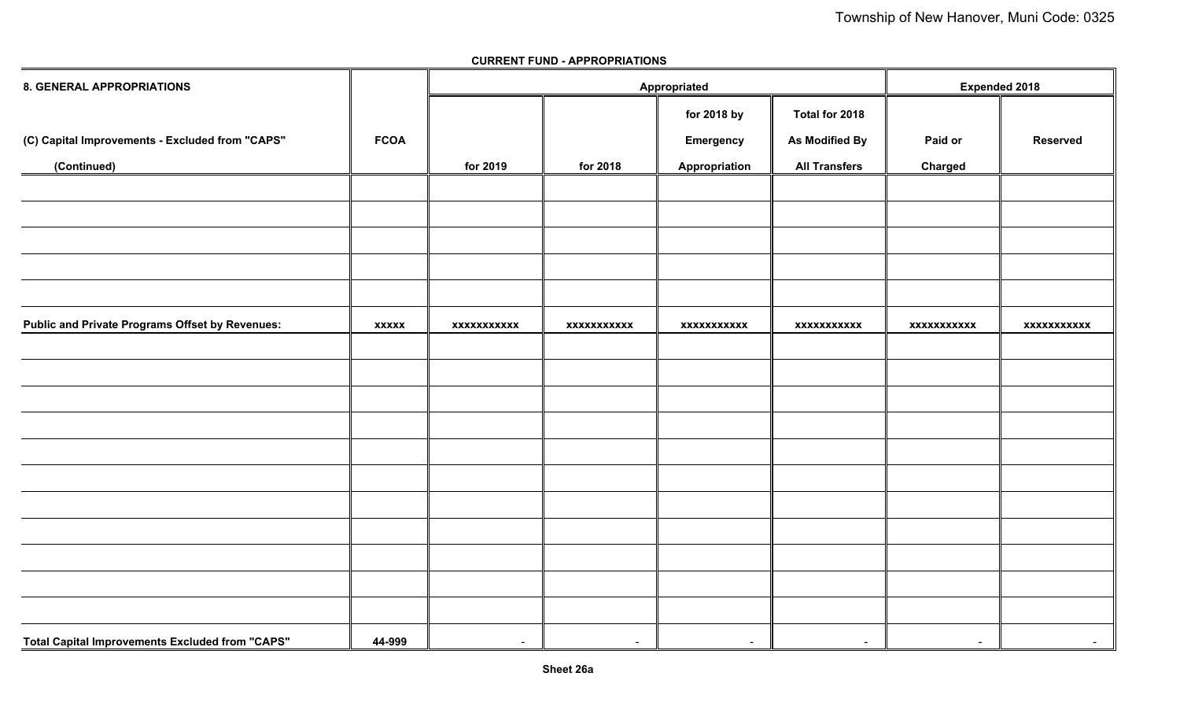**CURRENT FUND - APPROPRIATIONS**

| 8. GENERAL APPROPRIATIONS<br>(C) Capital Improvements - Excluded from "CAPS"<br>(Continued) | FCOA | Appropriated for 2019 | Appropriated for 2018 | Appropriated for 2018 by Emergency Appropriation | Appropriated Total for 2018 As Modified By All Transfers | Expended 2018 Paid or Charged | Expended 2018 Reserved |
|---|---|---|---|---|---|---|---|
| | | | | | | | |
| | | | | | | | |
| | | | | | | | |
| | | | | | | | |
| | | | | | | | |
| **Public and Private Programs Offset by Revenues:** | xxxxx | xxxxxxxxxxx | xxxxxxxxxxx | xxxxxxxxxxx | xxxxxxxxxxx | xxxxxxxxxxx | xxxxxxxxxxx |
| | | | | | | | |
| | | | | | | | |
| | | | | | | | |
| | | | | | | | |
| | | | | | | | |
| | | | | | | | |
| | | | | | | | |
| | | | | | | | |
| | | | | | | | |
| | | | | | | | |
| | | | | | | | |
| **Total Capital Improvements Excluded from "CAPS"** | 44-999 | - | - | - | - | - | - |

Sheet 26a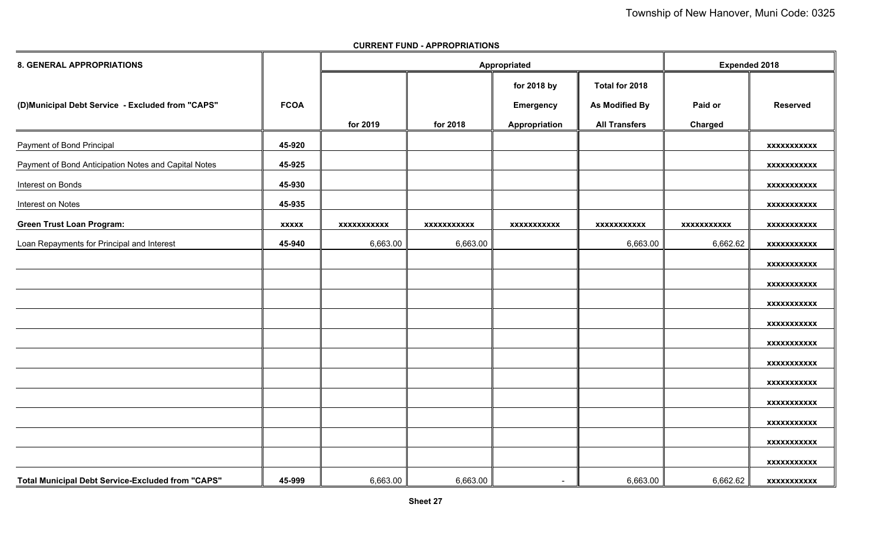**CURRENT FUND - APPROPRIATIONS**

| 8. GENERAL APPROPRIATIONS | | Appropriated | | | | Expended 2018 | |
|---|---|---|---|---|---|---|---|
| (D)Municipal Debt Service - Excluded from "CAPS" | FCOA | for 2019 | for 2018 | for 2018 by Emergency Appropriation | Total for 2018 As Modified By All Transfers | Paid or Charged | Reserved |
| Payment of Bond Principal | 45-920 | | | | | | xxxxxxxxxxx |
| Payment of Bond Anticipation Notes and Capital Notes | 45-925 | | | | | | xxxxxxxxxxx |
| Interest on Bonds | 45-930 | | | | | | xxxxxxxxxxx |
| Interest on Notes | 45-935 | | | | | | xxxxxxxxxxx |
| **Green Trust Loan Program:** | xxxxx | xxxxxxxxxxx | xxxxxxxxxxx | xxxxxxxxxxx | xxxxxxxxxxx | xxxxxxxxxxx | xxxxxxxxxxx |
| Loan Repayments for Principal and Interest | 45-940 | 6,663.00 | 6,663.00 | | 6,663.00 | 6,662.62 | xxxxxxxxxxx |
| | | | | | | | xxxxxxxxxxx |
| | | | | | | | xxxxxxxxxxx |
| | | | | | | | xxxxxxxxxxx |
| | | | | | | | xxxxxxxxxxx |
| | | | | | | | xxxxxxxxxxx |
| | | | | | | | xxxxxxxxxxx |
| | | | | | | | xxxxxxxxxxx |
| | | | | | | | xxxxxxxxxxx |
| | | | | | | | xxxxxxxxxxx |
| | | | | | | | xxxxxxxxxxx |
| | | | | | | | xxxxxxxxxxx |
| **Total Municipal Debt Service-Excluded from "CAPS"** | 45-999 | 6,663.00 | 6,663.00 | - | 6,663.00 | 6,662.62 | xxxxxxxxxxx |

**Sheet 27**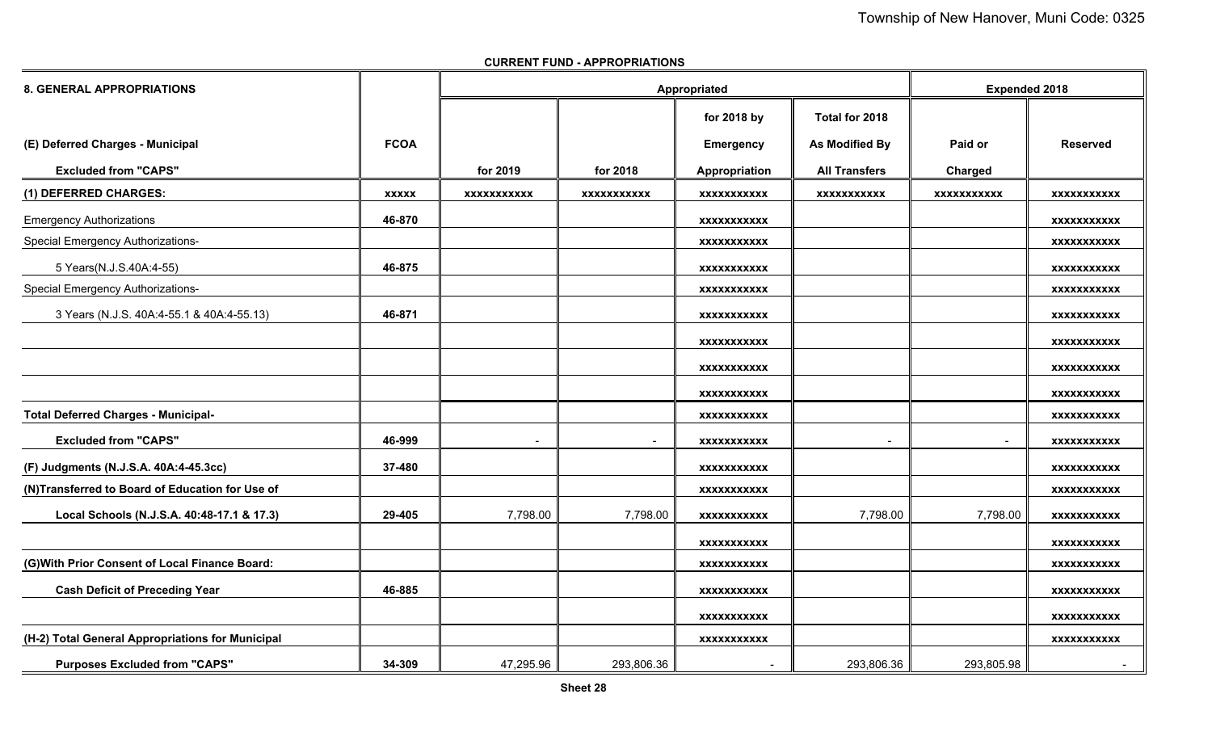**CURRENT FUND - APPROPRIATIONS**

| 8. GENERAL APPROPRIATIONS | | Appropriated | | | | Expended 2018 | |
|---|---|---|---|---|---|---|---|
| (E) Deferred Charges - Municipal Excluded from "CAPS" | FCOA | for 2019 | for 2018 | for 2018 by Emergency Appropriation | Total for 2018 As Modified By All Transfers | Paid or Charged | Reserved |
| **(1) DEFERRED CHARGES:** | xxxxx | xxxxxxxxxxx | xxxxxxxxxxx | xxxxxxxxxxx | xxxxxxxxxxx | xxxxxxxxxxx | xxxxxxxxxxx |
| Emergency Authorizations | 46-870 | | | xxxxxxxxxxx | | | xxxxxxxxxxx |
| Special Emergency Authorizations- | | | | xxxxxxxxxxx | | | xxxxxxxxxxx |
| 5 Years(N.J.S.40A:4-55) | 46-875 | | | xxxxxxxxxxx | | | xxxxxxxxxxx |
| Special Emergency Authorizations- | | | | xxxxxxxxxxx | | | xxxxxxxxxxx |
| 3 Years (N.J.S. 40A:4-55.1 & 40A:4-55.13) | 46-871 | | | xxxxxxxxxxx | | | xxxxxxxxxxx |
| | | | | xxxxxxxxxxx | | | xxxxxxxxxxx |
| | | | | xxxxxxxxxxx | | | xxxxxxxxxxx |
| | | | | xxxxxxxxxxx | | | xxxxxxxxxxx |
| **Total Deferred Charges - Municipal-** | | | | xxxxxxxxxxx | | | xxxxxxxxxxx |
| **Excluded from "CAPS"** | 46-999 | - | - | xxxxxxxxxxx | - | - | xxxxxxxxxxx |
| **(F) Judgments (N.J.S.A. 40A:4-45.3cc)** | 37-480 | | | xxxxxxxxxxx | | | xxxxxxxxxxx |
| **(N)Transferred to Board of Education for Use of** | | | | xxxxxxxxxxx | | | xxxxxxxxxxx |
| **Local Schools (N.J.S.A. 40:48-17.1 & 17.3)** | 29-405 | 7,798.00 | 7,798.00 | xxxxxxxxxxx | 7,798.00 | 7,798.00 | xxxxxxxxxxx |
| | | | | xxxxxxxxxxx | | | xxxxxxxxxxx |
| **(G)With Prior Consent of Local Finance Board:** | | | | xxxxxxxxxxx | | | xxxxxxxxxxx |
| **Cash Deficit of Preceding Year** | 46-885 | | | xxxxxxxxxxx | | | xxxxxxxxxxx |
| | | | | xxxxxxxxxxx | | | xxxxxxxxxxx |
| **(H-2) Total General Appropriations for Municipal** | | | | xxxxxxxxxxx | | | xxxxxxxxxxx |
| **Purposes Excluded from "CAPS"** | 34-309 | 47,295.96 | 293,806.36 | - | 293,806.36 | 293,805.98 | - |

Sheet 28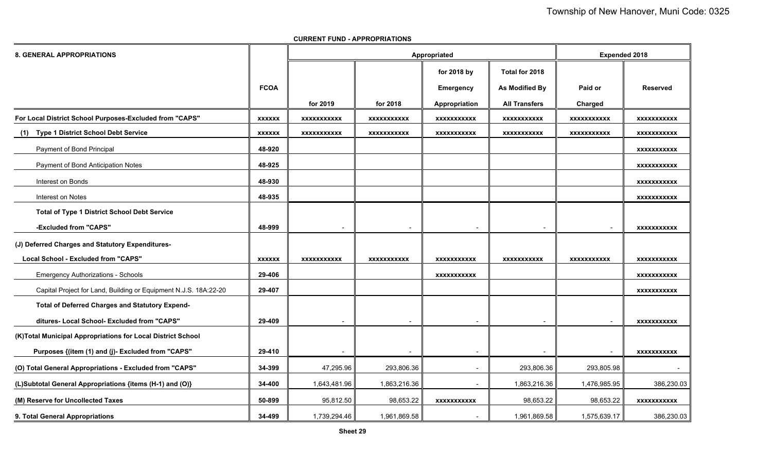**CURRENT FUND - APPROPRIATIONS**

| 8. GENERAL APPROPRIATIONS | FCOA | Appropriated | | | | Expended 2018 | |
|---|---|---|---|---|---|---|---|
| | | for 2019 | for 2018 | for 2018 by Emergency Appropriation | Total for 2018 As Modified By All Transfers | Paid or Charged | Reserved |
| For Local District School Purposes-Excluded from "CAPS" | xxxxxx | xxxxxxxxxxx | xxxxxxxxxxx | xxxxxxxxxxx | xxxxxxxxxxx | xxxxxxxxxxx | xxxxxxxxxxx |
| (1) Type 1 District School Debt Service | xxxxxx | xxxxxxxxxxx | xxxxxxxxxxx | xxxxxxxxxxx | xxxxxxxxxxx | xxxxxxxxxxx | xxxxxxxxxxx |
| Payment of Bond Principal | 48-920 | | | | | | xxxxxxxxxxx |
| Payment of Bond Anticipation Notes | 48-925 | | | | | | xxxxxxxxxxx |
| Interest on Bonds | 48-930 | | | | | | xxxxxxxxxxx |
| Interest on Notes | 48-935 | | | | | | xxxxxxxxxxx |
| Total of Type 1 District School Debt Service -Excluded from "CAPS" | 48-999 | - | - | - | - | - | xxxxxxxxxxx |
| (J) Deferred Charges and Statutory Expenditures- Local School - Excluded from "CAPS" | xxxxxx | xxxxxxxxxxx | xxxxxxxxxxx | xxxxxxxxxxx | xxxxxxxxxxx | xxxxxxxxxxx | xxxxxxxxxxx |
| Emergency Authorizations - Schools | 29-406 | | | xxxxxxxxxxx | | | xxxxxxxxxxx |
| Capital Project for Land, Building or Equipment N.J.S. 18A:22-20 | 29-407 | | | | | | xxxxxxxxxxx |
| Total of Deferred Charges and Statutory Expenditures- Local School- Excluded from "CAPS" | 29-409 | - | - | - | - | - | xxxxxxxxxxx |
| (K)Total Municipal Appropriations for Local District School Purposes {(item (1) and (j)- Excluded from "CAPS" | 29-410 | - | - | - | - | - | xxxxxxxxxxx |
| (O) Total General Appropriations - Excluded from "CAPS" | 34-399 | 47,295.96 | 293,806.36 | - | 293,806.36 | 293,805.98 | - |
| (L)Subtotal General Appropriations {items (H-1) and (O)} | 34-400 | 1,643,481.96 | 1,863,216.36 | - | 1,863,216.36 | 1,476,985.95 | 386,230.03 |
| (M) Reserve for Uncollected Taxes | 50-899 | 95,812.50 | 98,653.22 | xxxxxxxxxxx | 98,653.22 | 98,653.22 | xxxxxxxxxxx |
| 9. Total General Appropriations | 34-499 | 1,739,294.46 | 1,961,869.58 | - | 1,961,869.58 | 1,575,639.17 | 386,230.03 |

Sheet 29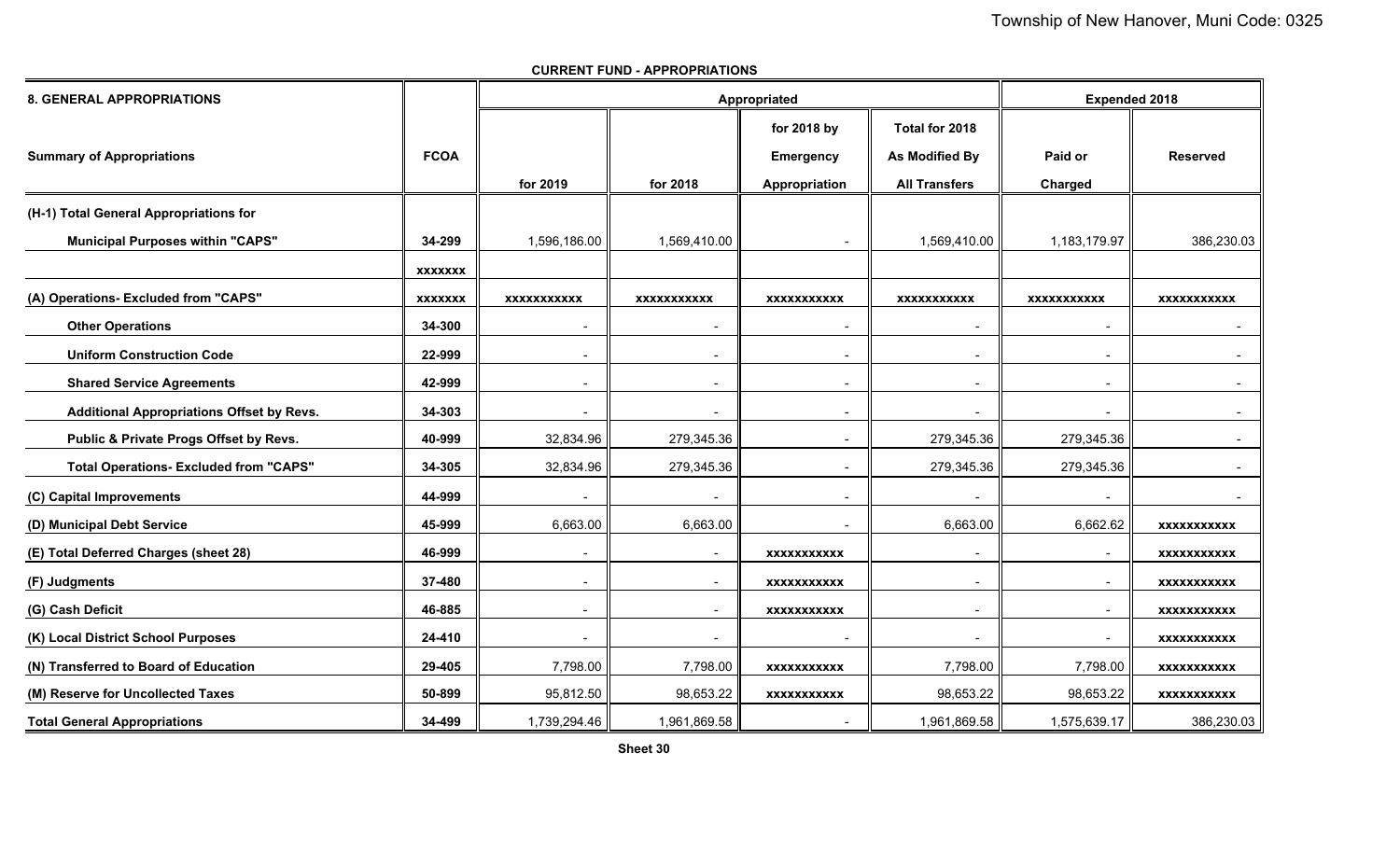## CURRENT FUND - APPROPRIATIONS

| 8. GENERAL APPROPRIATIONS | | Appropriated | | | | Expended 2018 | |
|---|---|---|---|---|---|---|---|
| Summary of Appropriations | FCOA | for 2019 | for 2018 | for 2018 by Emergency Appropriation | Total for 2018 As Modified By All Transfers | Paid or Charged | Reserved |
| (H-1) Total General Appropriations for Municipal Purposes within "CAPS" | 34-299 | 1,596,186.00 | 1,569,410.00 | - | 1,569,410.00 | 1,183,179.97 | 386,230.03 |
| | xxxxxxx | | | | | | |
| (A) Operations- Excluded from "CAPS" | xxxxxxx | xxxxxxxxxxx | xxxxxxxxxxx | xxxxxxxxxxx | xxxxxxxxxxx | xxxxxxxxxxx | xxxxxxxxxxx |
| Other Operations | 34-300 | - | - | - | - | - | - |
| Uniform Construction Code | 22-999 | - | - | - | - | - | - |
| Shared Service Agreements | 42-999 | - | - | - | - | - | - |
| Additional Appropriations Offset by Revs. | 34-303 | - | - | - | - | - | - |
| Public & Private Progs Offset by Revs. | 40-999 | 32,834.96 | 279,345.36 | - | 279,345.36 | 279,345.36 | - |
| Total Operations- Excluded from "CAPS" | 34-305 | 32,834.96 | 279,345.36 | - | 279,345.36 | 279,345.36 | - |
| (C) Capital Improvements | 44-999 | - | - | - | - | - | - |
| (D) Municipal Debt Service | 45-999 | 6,663.00 | 6,663.00 | - | 6,663.00 | 6,662.62 | xxxxxxxxxxx |
| (E) Total Deferred Charges (sheet 28) | 46-999 | - | - | xxxxxxxxxxx | - | - | xxxxxxxxxxx |
| (F) Judgments | 37-480 | - | - | xxxxxxxxxxx | - | - | xxxxxxxxxxx |
| (G) Cash Deficit | 46-885 | - | - | xxxxxxxxxxx | - | - | xxxxxxxxxxx |
| (K) Local District School Purposes | 24-410 | - | - | - | - | - | xxxxxxxxxxx |
| (N) Transferred to Board of Education | 29-405 | 7,798.00 | 7,798.00 | xxxxxxxxxxx | 7,798.00 | 7,798.00 | xxxxxxxxxxx |
| (M) Reserve for Uncollected Taxes | 50-899 | 95,812.50 | 98,653.22 | xxxxxxxxxxx | 98,653.22 | 98,653.22 | xxxxxxxxxxx |
| Total General Appropriations | 34-499 | 1,739,294.46 | 1,961,869.58 | - | 1,961,869.58 | 1,575,639.17 | 386,230.03 |

Sheet 30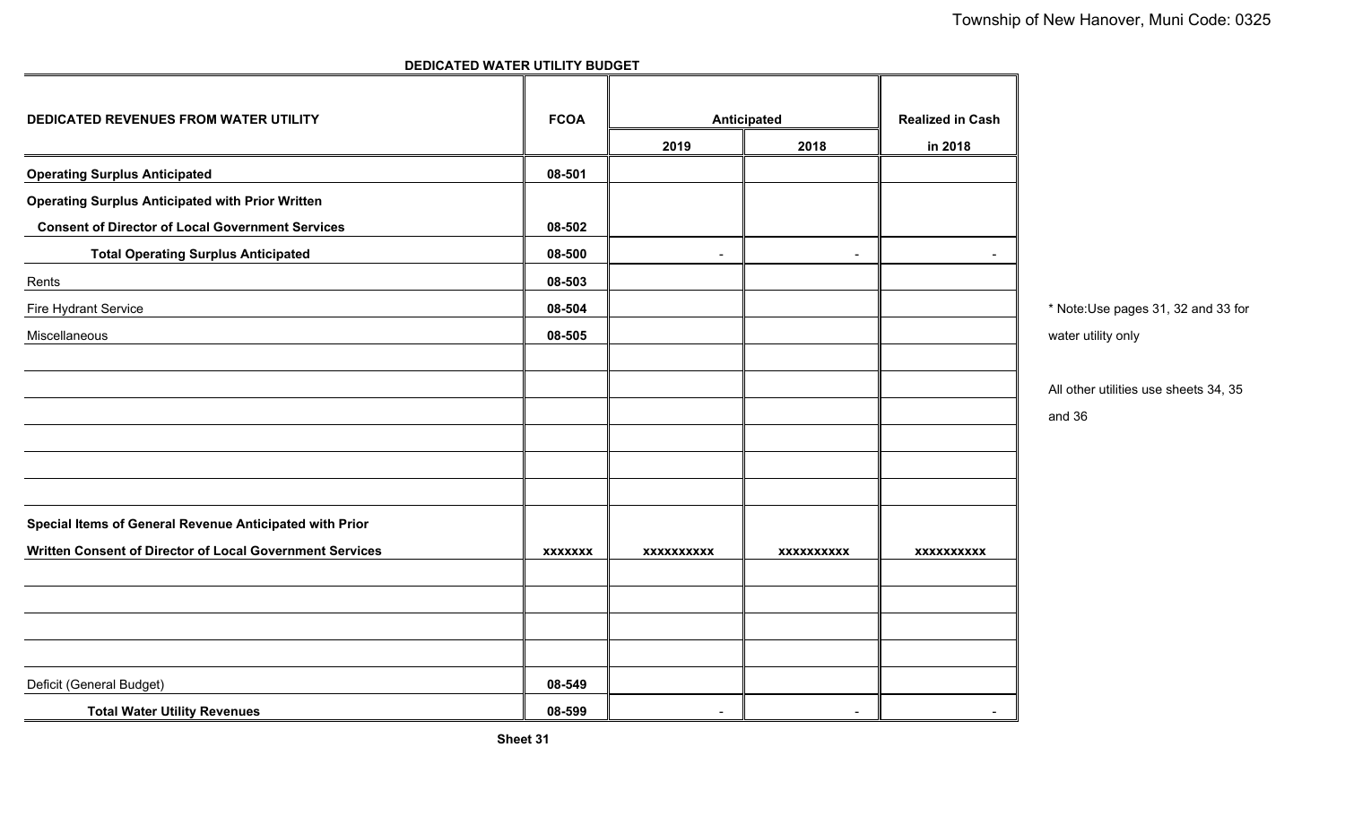## DEDICATED WATER UTILITY BUDGET

| DEDICATED REVENUES FROM WATER UTILITY | FCOA | Anticipated | | Realized in Cash |
|---|---|---|---|---|
| | | 2019 | 2018 | in 2018 |
| **Operating Surplus Anticipated** | 08-501 | | | |
| **Operating Surplus Anticipated with Prior Written Consent of Director of Local Government Services** | 08-502 | | | |
| **Total Operating Surplus Anticipated** | 08-500 | - | - | - |
| Rents | 08-503 | | | |
| Fire Hydrant Service | 08-504 | | | |
| Miscellaneous | 08-505 | | | |
| | | | | |
| | | | | |
| | | | | |
| | | | | |
| | | | | |
| | | | | |
| **Special Items of General Revenue Anticipated with Prior Written Consent of Director of Local Government Services** | xxxxxxx | xxxxxxxxxx | xxxxxxxxxx | xxxxxxxxxx |
| | | | | |
| | | | | |
| | | | | |
| | | | | |
| Deficit (General Budget) | 08-549 | | | |
| **Total Water Utility Revenues** | 08-599 | - | - | - |

* Note:Use pages 31, 32 and 33 for water utility only

All other utilities use sheets 34, 35 and 36

Sheet 31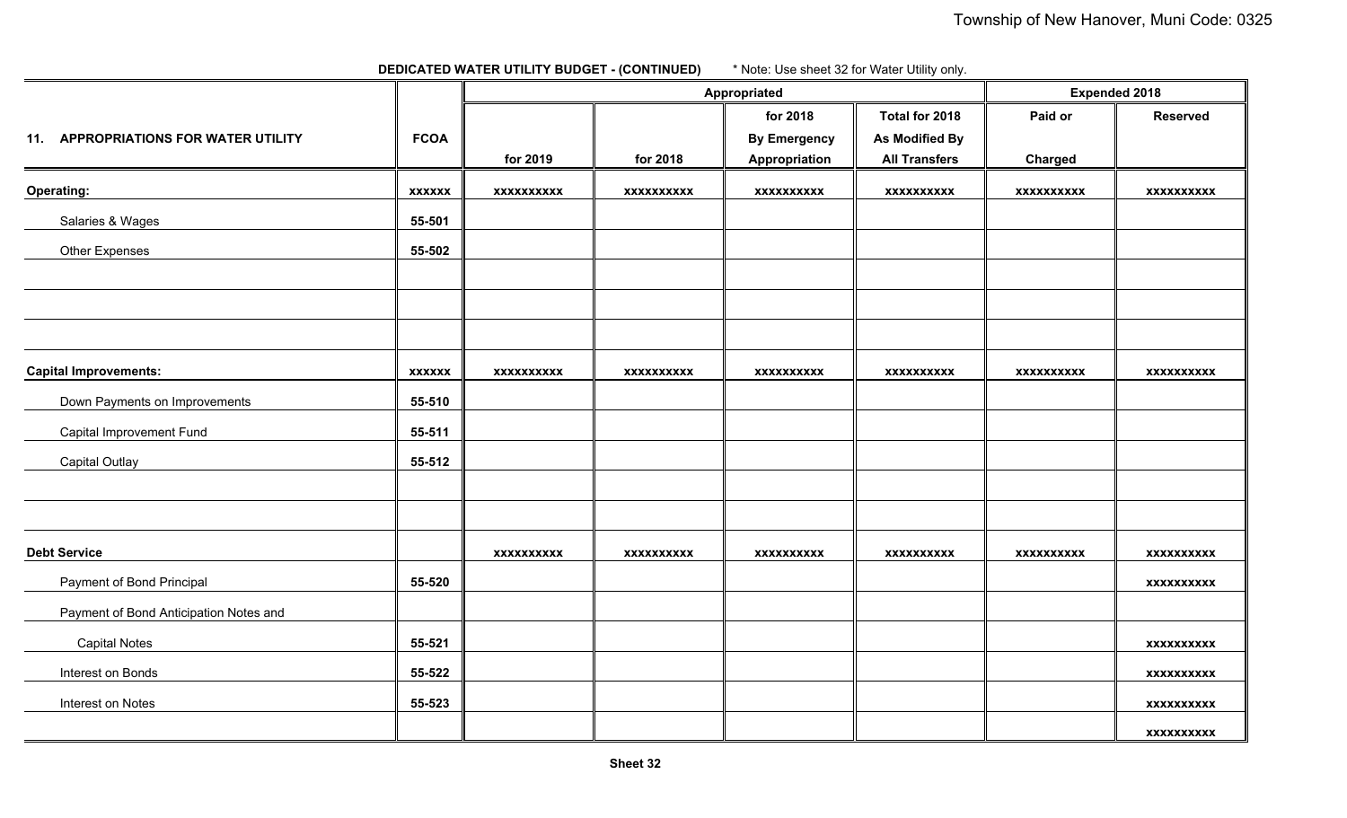**DEDICATED WATER UTILITY BUDGET - (CONTINUED)** * Note: Use sheet 32 for Water Utility only.

| 11. APPROPRIATIONS FOR WATER UTILITY | FCOA | Appropriated for 2019 | Appropriated for 2018 | Appropriated for 2018 By Emergency Appropriation | Appropriated Total for 2018 As Modified By All Transfers | Expended 2018 Paid or Charged | Expended 2018 Reserved |
|---|---|---|---|---|---|---|---|
| **Operating:** | **xxxxxx** | **xxxxxxxxxx** | **xxxxxxxxxx** | **xxxxxxxxxx** | **xxxxxxxxxx** | **xxxxxxxxxx** | **xxxxxxxxxx** |
| Salaries & Wages | 55-501 | | | | | | |
| Other Expenses | 55-502 | | | | | | |
| | | | | | | | |
| | | | | | | | |
| | | | | | | | |
| **Capital Improvements:** | **xxxxxx** | **xxxxxxxxxx** | **xxxxxxxxxx** | **xxxxxxxxxx** | **xxxxxxxxxx** | **xxxxxxxxxx** | **xxxxxxxxxx** |
| Down Payments on Improvements | 55-510 | | | | | | |
| Capital Improvement Fund | 55-511 | | | | | | |
| Capital Outlay | 55-512 | | | | | | |
| | | | | | | | |
| | | | | | | | |
| **Debt Service** | | **xxxxxxxxxx** | **xxxxxxxxxx** | **xxxxxxxxxx** | **xxxxxxxxxx** | **xxxxxxxxxx** | **xxxxxxxxxx** |
| Payment of Bond Principal | 55-520 | | | | | | **xxxxxxxxxx** |
| Payment of Bond Anticipation Notes and | | | | | | | |
| Capital Notes | 55-521 | | | | | | **xxxxxxxxxx** |
| Interest on Bonds | 55-522 | | | | | | **xxxxxxxxxx** |
| Interest on Notes | 55-523 | | | | | | **xxxxxxxxxx** |
| | | | | | | | **xxxxxxxxxx** |

**Sheet 32**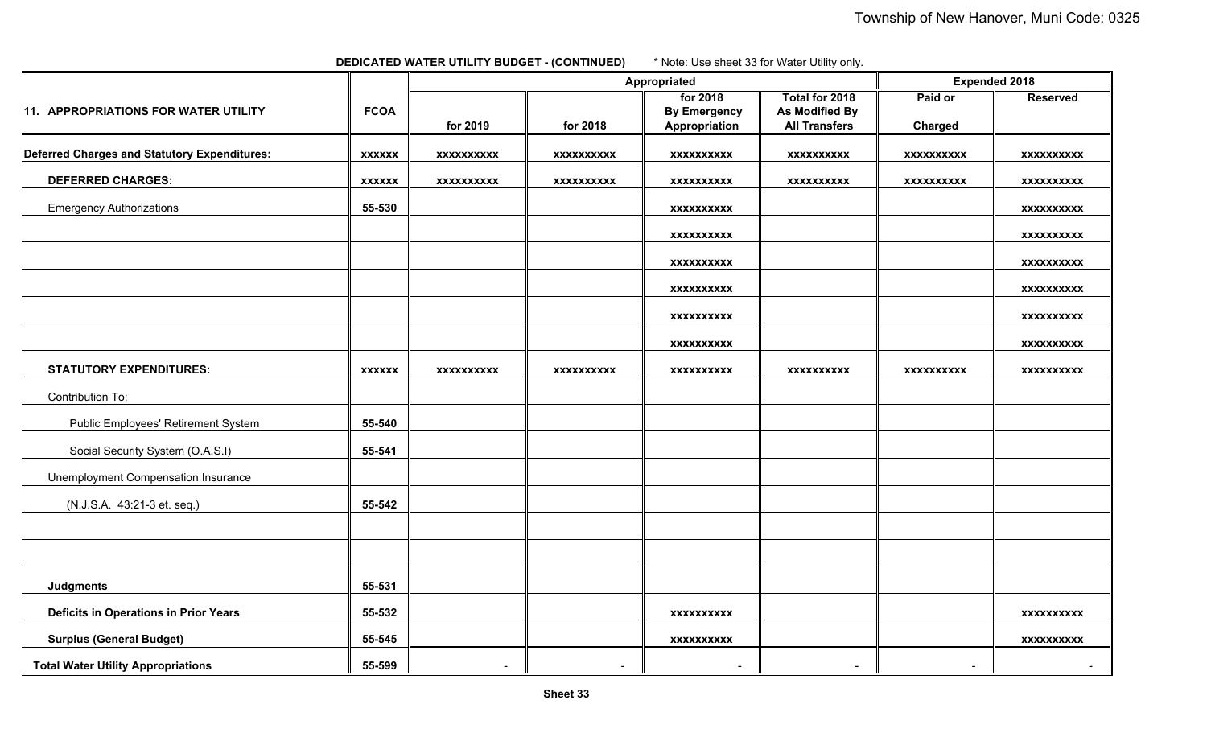**DEDICATED WATER UTILITY BUDGET - (CONTINUED)** * Note: Use sheet 33 for Water Utility only.

| 11. APPROPRIATIONS FOR WATER UTILITY | FCOA | Appropriated | | | | Expended 2018 | |
|---|---|---|---|---|---|---|---|
| | | for 2019 | for 2018 | for 2018 By Emergency Appropriation | Total for 2018 As Modified By All Transfers | Paid or Charged | Reserved |
| **Deferred Charges and Statutory Expenditures:** | xxxxxx | xxxxxxxxxx | xxxxxxxxxx | xxxxxxxxxx | xxxxxxxxxx | xxxxxxxxxx | xxxxxxxxxx |
| **DEFERRED CHARGES:** | xxxxxx | xxxxxxxxxx | xxxxxxxxxx | xxxxxxxxxx | xxxxxxxxxx | xxxxxxxxxx | xxxxxxxxxx |
| Emergency Authorizations | 55-530 | | | xxxxxxxxxx | | | xxxxxxxxxx |
| | | | | xxxxxxxxxx | | | xxxxxxxxxx |
| | | | | xxxxxxxxxx | | | xxxxxxxxxx |
| | | | | xxxxxxxxxx | | | xxxxxxxxxx |
| | | | | xxxxxxxxxx | | | xxxxxxxxxx |
| | | | | xxxxxxxxxx | | | xxxxxxxxxx |
| **STATUTORY EXPENDITURES:** | xxxxxx | xxxxxxxxxx | xxxxxxxxxx | xxxxxxxxxx | xxxxxxxxxx | xxxxxxxxxx | xxxxxxxxxx |
| Contribution To: | | | | | | | |
| Public Employees' Retirement System | 55-540 | | | | | | |
| Social Security System (O.A.S.I) | 55-541 | | | | | | |
| Unemployment Compensation Insurance | | | | | | | |
| (N.J.S.A. 43:21-3 et. seq.) | 55-542 | | | | | | |
| | | | | | | | |
| | | | | | | | |
| **Judgments** | 55-531 | | | | | | |
| **Deficits in Operations in Prior Years** | 55-532 | | | xxxxxxxxxx | | | xxxxxxxxxx |
| **Surplus (General Budget)** | 55-545 | | | xxxxxxxxxx | | | xxxxxxxxxx |
| **Total Water Utility Appropriations** | 55-599 | - | - | - | - | - | - |

**Sheet 33**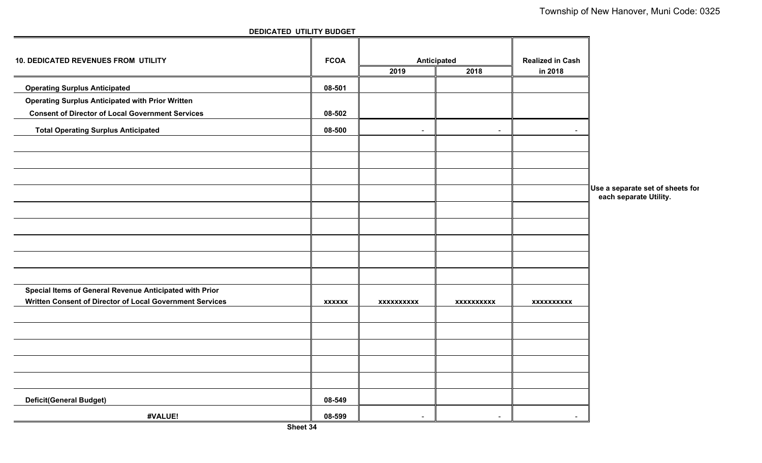## DEDICATED UTILITY BUDGET

| 10. DEDICATED REVENUES FROM UTILITY | FCOA | Anticipated | | Realized in Cash |
|---|---|---|---|---|
| | | 2019 | 2018 | in 2018 |
| **Operating Surplus Anticipated** | 08-501 | | | |
| **Operating Surplus Anticipated with Prior Written Consent of Director of Local Government Services** | 08-502 | | | |
| **Total Operating Surplus Anticipated** | 08-500 | - | - | - |
| | | | | |
| | | | | |
| | | | | |
| | | | | |
| | | | | |
| | | | | |
| | | | | |
| | | | | |
| | | | | |
| **Special Items of General Revenue Anticipated with Prior Written Consent of Director of Local Government Services** | xxxxxx | xxxxxxxxxx | xxxxxxxxxx | xxxxxxxxxx |
| | | | | |
| | | | | |
| | | | | |
| | | | | |
| | | | | |
| **Deficit(General Budget)** | 08-549 | | | |
| **#VALUE!** | 08-599 | - | - | - |

**Use a separate set of sheets for each separate Utility.**

Sheet 34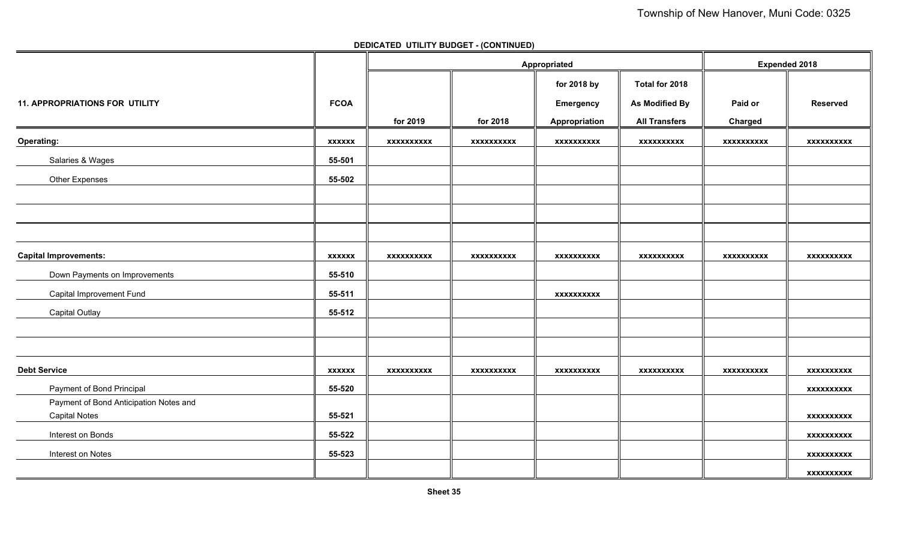Township of New Hanover, Muni Code: 0325

**DEDICATED UTILITY BUDGET - (CONTINUED)**

| 11. APPROPRIATIONS FOR UTILITY | FCOA | Appropriated | | | | Expended 2018 | |
|---|---|---|---|---|---|---|---|
| | | for 2019 | for 2018 | for 2018 by Emergency Appropriation | Total for 2018 As Modified By All Transfers | Paid or Charged | Reserved |
| **Operating:** | **xxxxxx** | **xxxxxxxxxx** | **xxxxxxxxxx** | **xxxxxxxxxx** | **xxxxxxxxxx** | **xxxxxxxxxx** | **xxxxxxxxxx** |
| Salaries & Wages | 55-501 | | | | | | |
| Other Expenses | 55-502 | | | | | | |
| | | | | | | | |
| | | | | | | | |
| | | | | | | | |
| **Capital Improvements:** | **xxxxxx** | **xxxxxxxxxx** | **xxxxxxxxxx** | **xxxxxxxxxx** | **xxxxxxxxxx** | **xxxxxxxxxx** | **xxxxxxxxxx** |
| Down Payments on Improvements | 55-510 | | | | | | |
| Capital Improvement Fund | 55-511 | | | **xxxxxxxxxx** | | | |
| Capital Outlay | 55-512 | | | | | | |
| | | | | | | | |
| | | | | | | | |
| **Debt Service** | **xxxxxx** | **xxxxxxxxxx** | **xxxxxxxxxx** | **xxxxxxxxxx** | **xxxxxxxxxx** | **xxxxxxxxxx** | **xxxxxxxxxx** |
| Payment of Bond Principal | 55-520 | | | | | | **xxxxxxxxxx** |
| Payment of Bond Anticipation Notes and Capital Notes | 55-521 | | | | | | **xxxxxxxxxx** |
| Interest on Bonds | 55-522 | | | | | | **xxxxxxxxxx** |
| Interest on Notes | 55-523 | | | | | | **xxxxxxxxxx** |
| | | | | | | | **xxxxxxxxxx** |

**Sheet 35**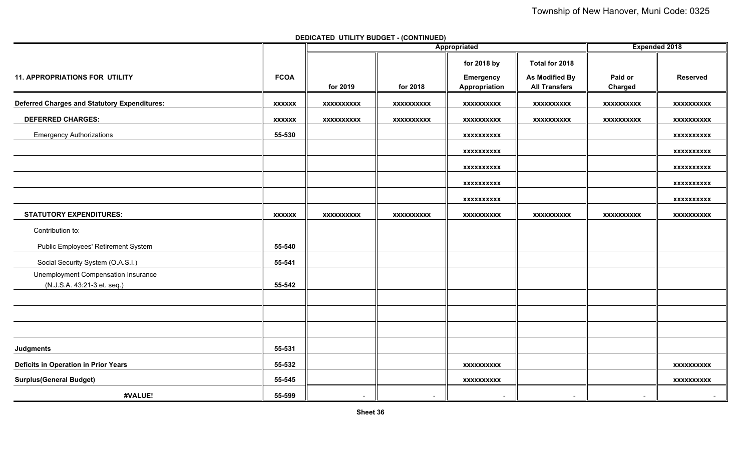**DEDICATED UTILITY BUDGET - (CONTINUED)**

| 11. APPROPRIATIONS FOR UTILITY | FCOA | Appropriated for 2019 | Appropriated for 2018 | Appropriated for 2018 by Emergency Appropriation | Appropriated Total for 2018 As Modified By All Transfers | Expended 2018 Paid or Charged | Expended 2018 Reserved |
|---|---|---|---|---|---|---|---|
| **Deferred Charges and Statutory Expenditures:** | xxxxxx | xxxxxxxxxx | xxxxxxxxxx | xxxxxxxxxx | xxxxxxxxxx | xxxxxxxxxx | xxxxxxxxxx |
| **DEFERRED CHARGES:** | xxxxxx | xxxxxxxxxx | xxxxxxxxxx | xxxxxxxxxx | xxxxxxxxxx | xxxxxxxxxx | xxxxxxxxxx |
| Emergency Authorizations | 55-530 | | | xxxxxxxxxx | | | xxxxxxxxxx |
| | | | | xxxxxxxxxx | | | xxxxxxxxxx |
| | | | | xxxxxxxxxx | | | xxxxxxxxxx |
| | | | | xxxxxxxxxx | | | xxxxxxxxxx |
| | | | | xxxxxxxxxx | | | xxxxxxxxxx |
| **STATUTORY EXPENDITURES:** | xxxxxx | xxxxxxxxxx | xxxxxxxxxx | xxxxxxxxxx | xxxxxxxxxx | xxxxxxxxxx | xxxxxxxxxx |
| Contribution to: | | | | | | | |
| Public Employees' Retirement System | 55-540 | | | | | | |
| Social Security System (O.A.S.I.) | 55-541 | | | | | | |
| Unemployment Compensation Insurance (N.J.S.A. 43:21-3 et. seq.) | 55-542 | | | | | | |
| | | | | | | | |
| | | | | | | | |
| | | | | | | | |
| **Judgments** | 55-531 | | | | | | |
| **Deficits in Operation in Prior Years** | 55-532 | | | xxxxxxxxxx | | | xxxxxxxxxx |
| **Surplus(General Budget)** | 55-545 | | | xxxxxxxxxx | | | xxxxxxxxxx |
| **#VALUE!** | 55-599 | - | - | - | - | - | - |

**Sheet 36**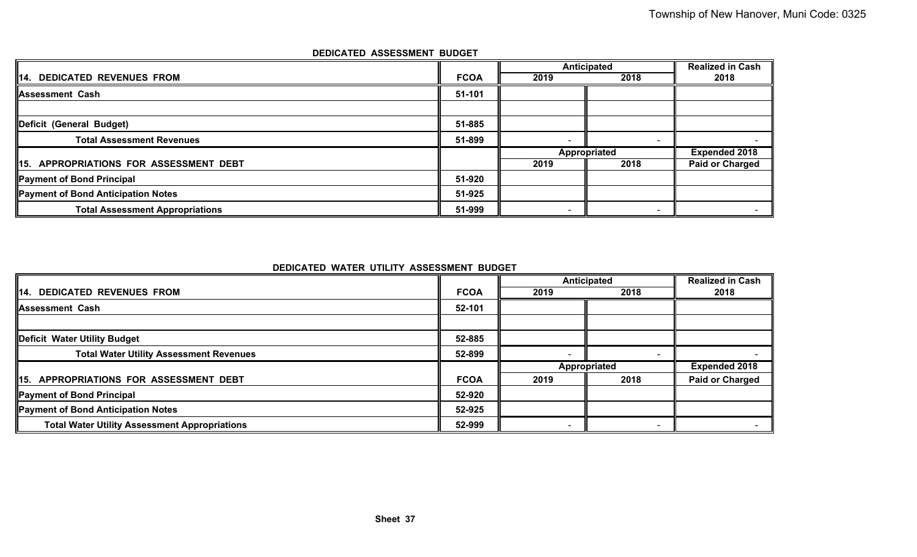## DEDICATED ASSESSMENT BUDGET

| 14. DEDICATED REVENUES FROM | FCOA | Anticipated 2019 | Anticipated 2018 | Realized in Cash 2018 |
|---|---|---|---|---|
| Assessment Cash | 51-101 | | | |
| | | | | |
| Deficit (General Budget) | 51-885 | | | |
| Total Assessment Revenues | 51-899 | - | - | - |
| **15. APPROPRIATIONS FOR ASSESSMENT DEBT** | | **Appropriated 2019** | **Appropriated 2018** | **Expended 2018 Paid or Charged** |
| Payment of Bond Principal | 51-920 | | | |
| Payment of Bond Anticipation Notes | 51-925 | | | |
| Total Assessment Appropriations | 51-999 | - | - | - |

## DEDICATED WATER UTILITY ASSESSMENT BUDGET

| 14. DEDICATED REVENUES FROM | FCOA | Anticipated 2019 | Anticipated 2018 | Realized in Cash 2018 |
|---|---|---|---|---|
| Assessment Cash | 52-101 | | | |
| | | | | |
| Deficit Water Utility Budget | 52-885 | | | |
| Total Water Utility Assessment Revenues | 52-899 | - | - | - |
| **15. APPROPRIATIONS FOR ASSESSMENT DEBT** | **FCOA** | **Appropriated 2019** | **Appropriated 2018** | **Expended 2018 Paid or Charged** |
| Payment of Bond Principal | 52-920 | | | |
| Payment of Bond Anticipation Notes | 52-925 | | | |
| Total Water Utility Assessment Appropriations | 52-999 | - | - | - |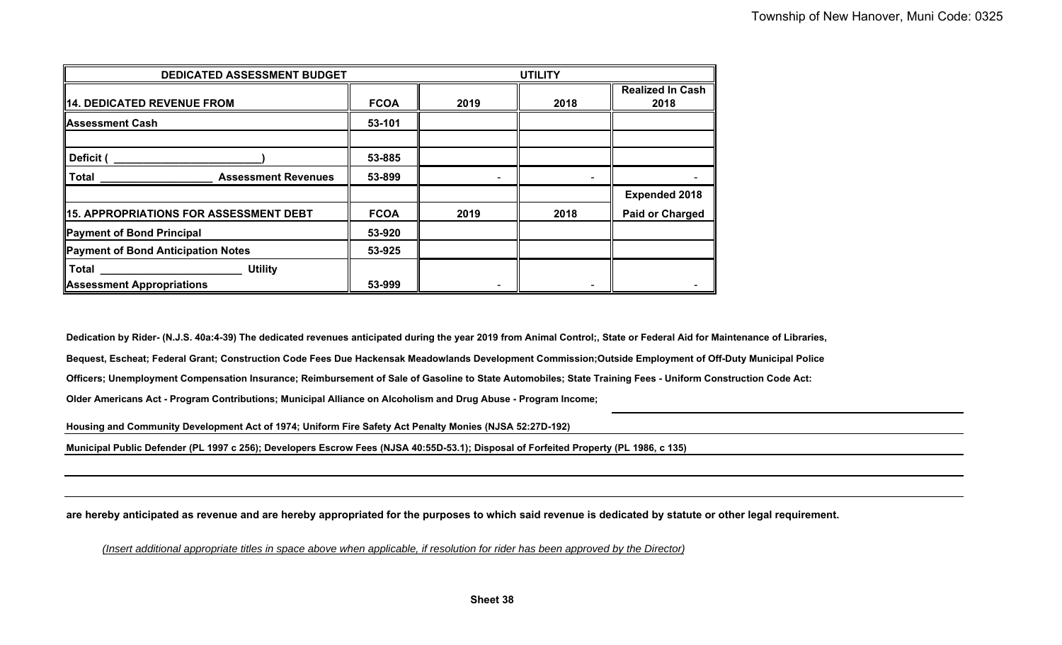| DEDICATED ASSESSMENT BUDGET | | UTILITY | | |
|---|---|---|---|---|
| **14. DEDICATED REVENUE FROM** | **FCOA** | **2019** | **2018** | **Realized In Cash 2018** |
| **Assessment Cash** | 53-101 | | | |
| | | | | |
| Deficit ( ________________________) | 53-885 | | | |
| Total ____________________ Assessment Revenues | 53-899 | - | - | - |
| | | | | **Expended 2018** |
| **15. APPROPRIATIONS FOR ASSESSMENT DEBT** | **FCOA** | **2019** | **2018** | **Paid or Charged** |
| **Payment of Bond Principal** | 53-920 | | | |
| **Payment of Bond Anticipation Notes** | 53-925 | | | |
| Total ________________________ Utility Assessment Appropriations | 53-999 | - | - | - |

**Dedication by Rider- (N.J.S. 40a:4-39) The dedicated revenues anticipated during the year 2019 from Animal Control;, State or Federal Aid for Maintenance of Libraries, Bequest, Escheat; Federal Grant; Construction Code Fees Due Hackensak Meadowlands Development Commission;Outside Employment of Off-Duty Municipal Police Officers; Unemployment Compensation Insurance; Reimbursement of Sale of Gasoline to State Automobiles; State Training Fees - Uniform Construction Code Act: Older Americans Act - Program Contributions; Municipal Alliance on Alcoholism and Drug Abuse - Program Income;**

**Housing and Community Development Act of 1974; Uniform Fire Safety Act Penalty Monies (NJSA 52:27D-192)**

**Municipal Public Defender (PL 1997 c 256); Developers Escrow Fees (NJSA 40:55D-53.1); Disposal of Forfeited Property (PL 1986, c 135)**

**are hereby anticipated as revenue and are hereby appropriated for the purposes to which said revenue is dedicated by statute or other legal requirement.**

*(Insert additional appropriate titles in space above when applicable, if resolution for rider has been approved by the Director)*

**Sheet 38**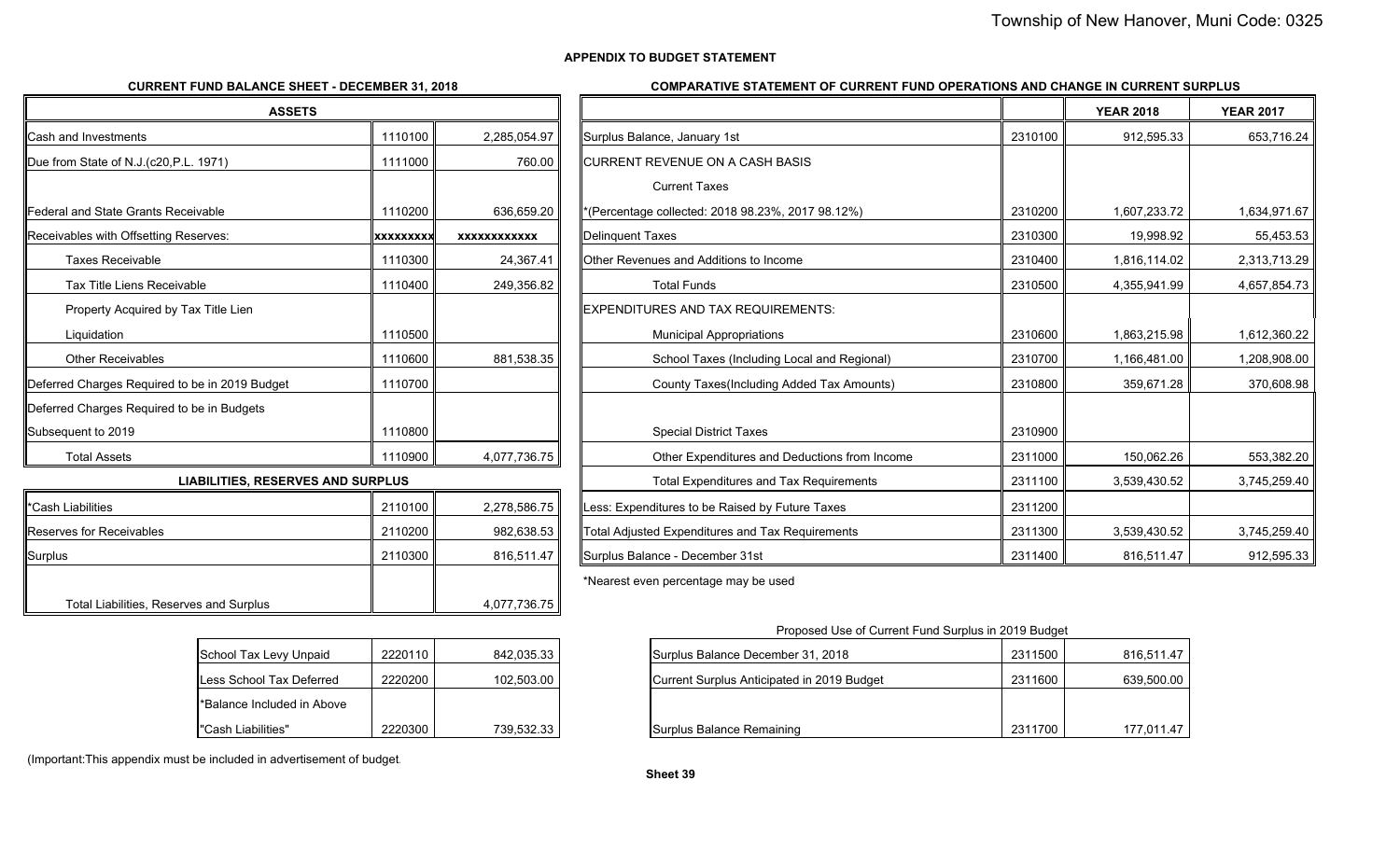## APPENDIX TO BUDGET STATEMENT

### CURRENT FUND BALANCE SHEET - DECEMBER 31, 2018

| ASSETS | | |
|---|---|---|
| Cash and Investments | 1110100 | 2,285,054.97 |
| Due from State of N.J.(c20,P.L. 1971) | 1111000 | 760.00 |
| Federal and State Grants Receivable | 1110200 | 636,659.20 |
| Receivables with Offsetting Reserves: | xxxxxxxxx | xxxxxxxxxxx |
| Taxes Receivable | 1110300 | 24,367.41 |
| Tax Title Liens Receivable | 1110400 | 249,356.82 |
| Property Acquired by Tax Title Lien Liquidation | 1110500 | |
| Other Receivables | 1110600 | 881,538.35 |
| Deferred Charges Required to be in 2019 Budget | 1110700 | |
| Deferred Charges Required to be in Budgets Subsequent to 2019 | 1110800 | |
| Total Assets | 1110900 | 4,077,736.75 |

| LIABILITIES, RESERVES AND SURPLUS | | |
|---|---|---|
| *Cash Liabilities | 2110100 | 2,278,586.75 |
| Reserves for Receivables | 2110200 | 982,638.53 |
| Surplus | 2110300 | 816,511.47 |
| Total Liabilities, Reserves and Surplus | | 4,077,736.75 |

| | | |
|---|---|---|
| School Tax Levy Unpaid | 2220110 | 842,035.33 |
| Less School Tax Deferred | 2220200 | 102,503.00 |
| *Balance Included in Above "Cash Liabilities" | 2220300 | 739,532.33 |

(Important:This appendix must be included in advertisement of budget.

### COMPARATIVE STATEMENT OF CURRENT FUND OPERATIONS AND CHANGE IN CURRENT SURPLUS

| | | YEAR 2018 | YEAR 2017 |
|---|---|---|---|
| Surplus Balance, January 1st | 2310100 | 912,595.33 | 653,716.24 |
| CURRENT REVENUE ON A CASH BASIS | | | |
| Current Taxes *(Percentage collected: 2018 98.23%, 2017 98.12%) | 2310200 | 1,607,233.72 | 1,634,971.67 |
| Delinquent Taxes | 2310300 | 19,998.92 | 55,453.53 |
| Other Revenues and Additions to Income | 2310400 | 1,816,114.02 | 2,313,713.29 |
| Total Funds | 2310500 | 4,355,941.99 | 4,657,854.73 |
| EXPENDITURES AND TAX REQUIREMENTS: | | | |
| Municipal Appropriations | 2310600 | 1,863,215.98 | 1,612,360.22 |
| School Taxes (Including Local and Regional) | 2310700 | 1,166,481.00 | 1,208,908.00 |
| County Taxes(Including Added Tax Amounts) | 2310800 | 359,671.28 | 370,608.98 |
| Special District Taxes | 2310900 | | |
| Other Expenditures and Deductions from Income | 2311000 | 150,062.26 | 553,382.20 |
| Total Expenditures and Tax Requirements | 2311100 | 3,539,430.52 | 3,745,259.40 |
| Less: Expenditures to be Raised by Future Taxes | 2311200 | | |
| Total Adjusted Expenditures and Tax Requirements | 2311300 | 3,539,430.52 | 3,745,259.40 |
| Surplus Balance - December 31st | 2311400 | 816,511.47 | 912,595.33 |

*Nearest even percentage may be used

Proposed Use of Current Fund Surplus in 2019 Budget

| | | |
|---|---|---|
| Surplus Balance December 31, 2018 | 2311500 | 816,511.47 |
| Current Surplus Anticipated in 2019 Budget | 2311600 | 639,500.00 |
| Surplus Balance Remaining | 2311700 | 177,011.47 |

Sheet 39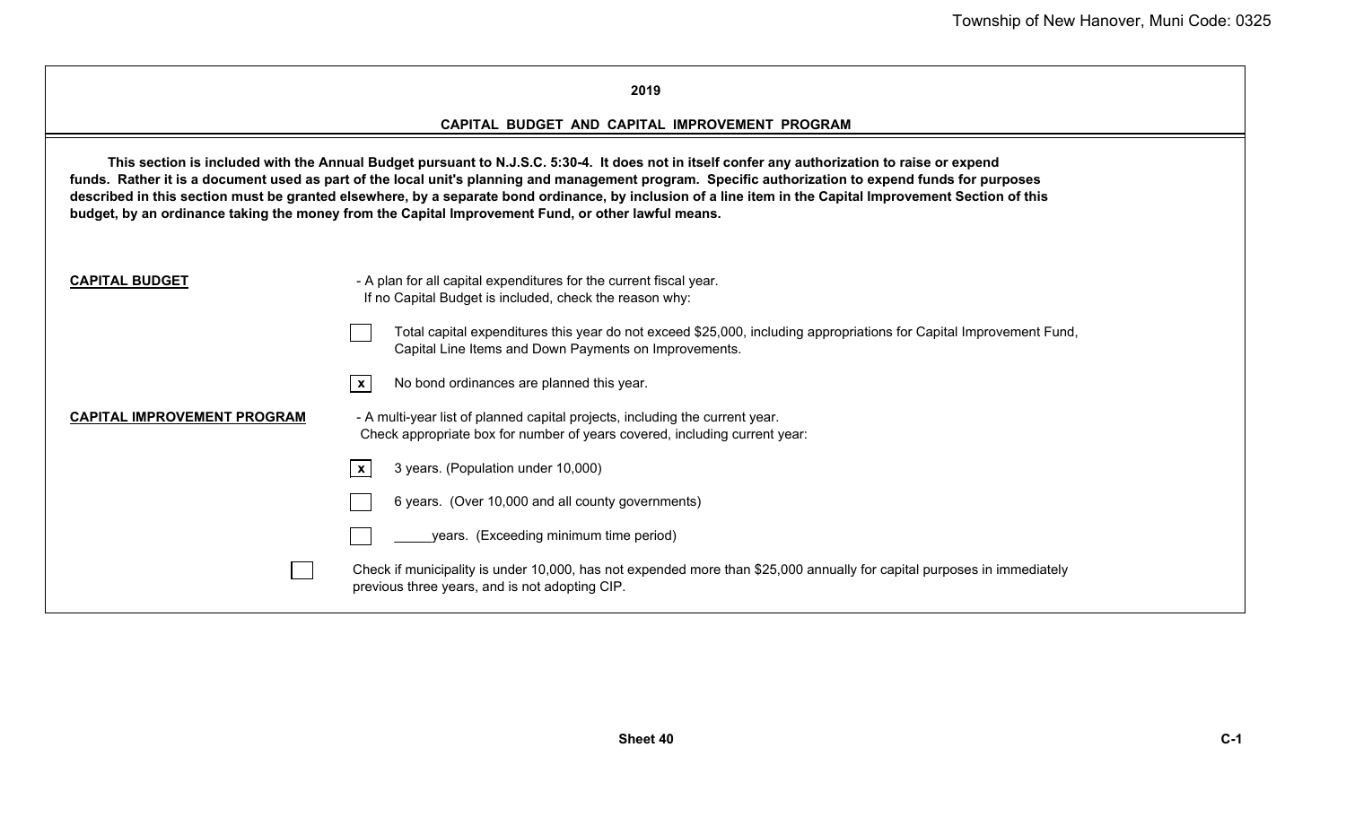**2019**

**CAPITAL BUDGET AND CAPITAL IMPROVEMENT PROGRAM**

**This section is included with the Annual Budget pursuant to N.J.S.C. 5:30-4. It does not in itself confer any authorization to raise or expend funds. Rather it is a document used as part of the local unit's planning and management program. Specific authorization to expend funds for purposes described in this section must be granted elsewhere, by a separate bond ordinance, by inclusion of a line item in the Capital Improvement Section of this budget, by an ordinance taking the money from the Capital Improvement Fund, or other lawful means.**

**CAPITAL BUDGET** - A plan for all capital expenditures for the current fiscal year.
If no Capital Budget is included, check the reason why:

- [ ] Total capital expenditures this year do not exceed $25,000, including appropriations for Capital Improvement Fund, Capital Line Items and Down Payments on Improvements.
- [x] No bond ordinances are planned this year.

**CAPITAL IMPROVEMENT PROGRAM** - A multi-year list of planned capital projects, including the current year.
Check appropriate box for number of years covered, including current year:

- [x] 3 years. (Population under 10,000)
- [ ] 6 years. (Over 10,000 and all county governments)
- [ ] _____years. (Exceeding minimum time period)

- [ ] Check if municipality is under 10,000, has not expended more than $25,000 annually for capital purposes in immediately previous three years, and is not adopting CIP.

Sheet 40

C-1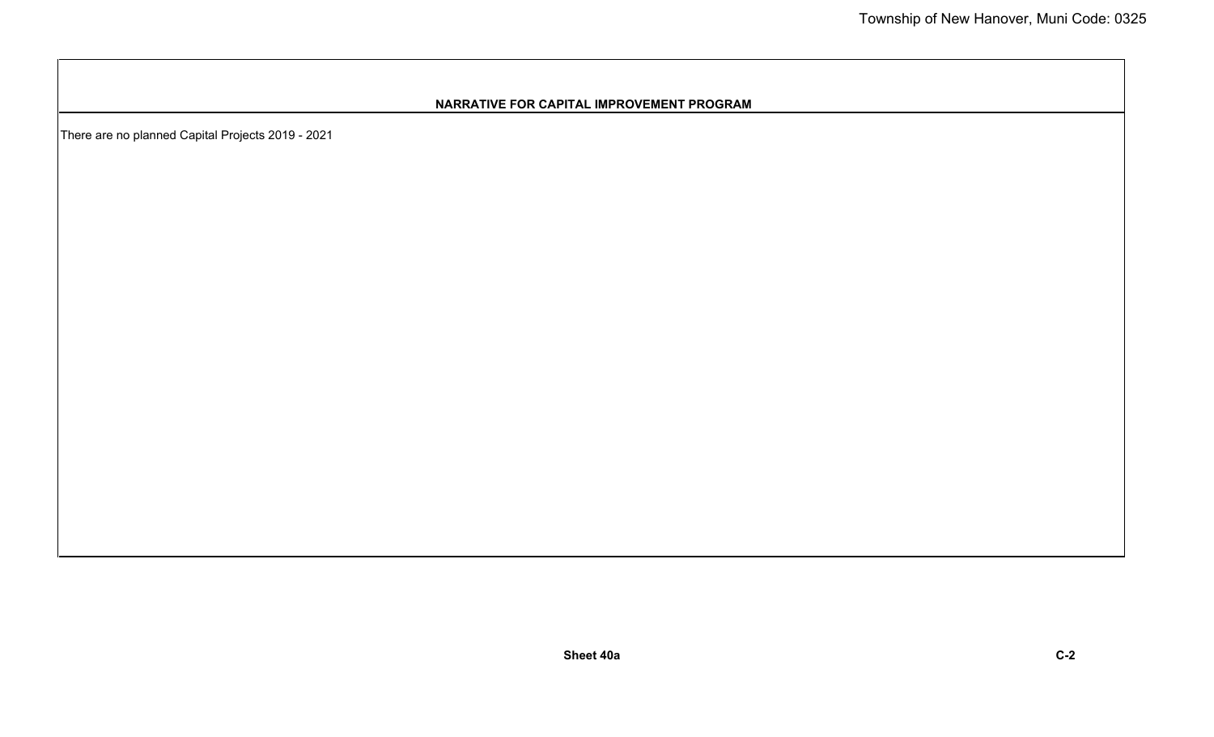## NARRATIVE FOR CAPITAL IMPROVEMENT PROGRAM

There are no planned Capital Projects 2019 - 2021

**Sheet 40a**

**C-2**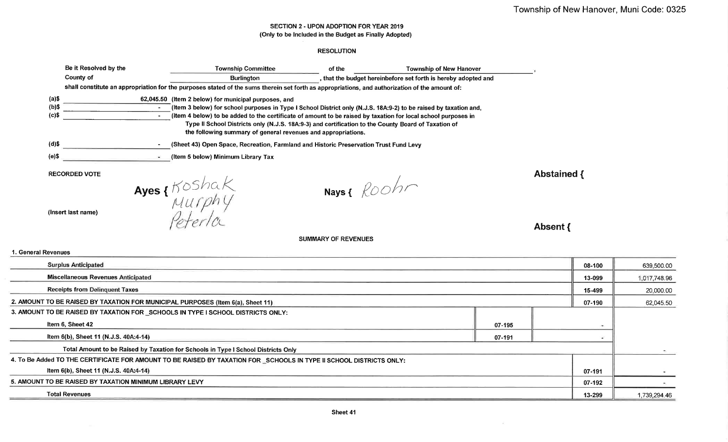Township of New Hanover, Muni Code: 0325

## SECTION 2 - UPON ADOPTION FOR YEAR 2019
(Only to be Included in the Budget as Finally Adopted)

### RESOLUTION

Be it Resolved by the Township Committee of the Township of New Hanover, County of Burlington, that the budget hereinbefore set forth is hereby adopted and shall constitute an appropriation for the purposes stated of the sums therein set forth as appropriations, and authorization of the amount of:

(a)$ 62,045.50 (Item 2 below) for municipal purposes, and

(b)$ - (Item 3 below) for school purposes in Type I School District only (N.J.S. 18A:9-2) to be raised by taxation and,

(c)$ - (Item 4 below) to be added to the certificate of amount to be raised by taxation for local school purposes in Type II School Districts only (N.J.S. 18A:9-3) and certification to the County Board of Taxation of the following summary of general revenues and appropriations.

(d)$ - (Sheet 43) Open Space, Recreation, Farmland and Historic Preservation Trust Fund Levy

(e)$ - (Item 5 below) Minimum Library Tax

RECORDED VOTE

(Insert last name)

Ayes { Koshak, Murphy, Peterla

Nays { Roohr

Abstained {

Absent {

### SUMMARY OF REVENUES

| 1. General Revenues | | | | |
|---|---|---|---|---|
| Surplus Anticipated | | | 08-100 | 639,500.00 |
| Miscellaneous Revenues Anticipated | | | 13-099 | 1,017,748.96 |
| Receipts from Delinquent Taxes | | | 15-499 | 20,000.00 |
| 2. AMOUNT TO BE RAISED BY TAXATION FOR MUNICIPAL PURPOSES (Item 6(a), Sheet 11) | | | 07-190 | 62,045.50 |
| 3. AMOUNT TO BE RAISED BY TAXATION FOR _SCHOOLS IN TYPE I SCHOOL DISTRICTS ONLY: | | | | |
| Item 6, Sheet 42 | 07-195 | - | | |
| Item 6(b), Sheet 11 (N.J.S. 40A:4-14) | 07-191 | - | | |
| Total Amount to be Raised by Taxation for Schools in Type I School Districts Only | | | | - |
| 4. To Be Added TO THE CERTIFICATE FOR AMOUNT TO BE RAISED BY TAXATION FOR _SCHOOLS IN TYPE II SCHOOL DISTRICTS ONLY: | | | | |
| Item 6(b), Sheet 11 (N.J.S. 40A:4-14) | | | 07-191 | - |
| 5. AMOUNT TO BE RAISED BY TAXATION MINIMUM LIBRARY LEVY | | | 07-192 | - |
| Total Revenues | | | 13-299 | 1,739,294.46 |

Sheet 41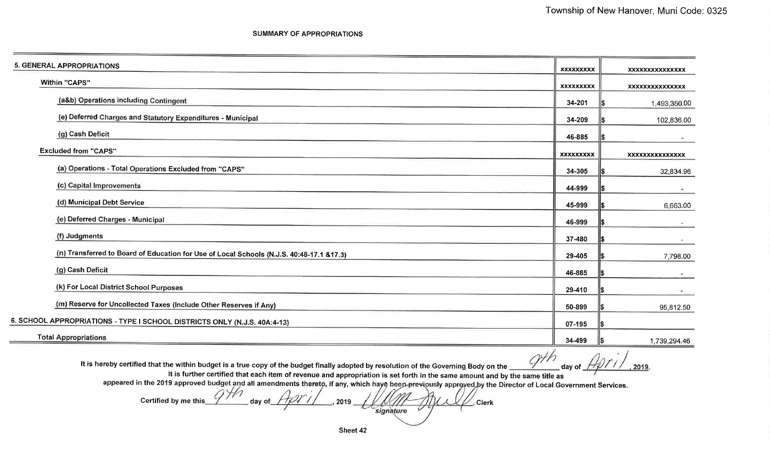Township of New Hanover, Muni Code: 0325

## SUMMARY OF APPROPRIATIONS

| 5. GENERAL APPROPRIATIONS | xxxxxxxxx | xxxxxxxxxxxxxxx |
|---|---|---|
| Within "CAPS" | xxxxxxxxx | xxxxxxxxxxxxxxx |
| (a&b) Operations including Contingent | 34-201 | $ 1,493,350.00 |
| (e) Deferred Charges and Statutory Expenditures - Municipal | 34-209 | $ 102,836.00 |
| (g) Cash Deficit | 46-885 | $ - |
| Excluded from "CAPS" | xxxxxxxxx | xxxxxxxxxxxxxxx |
| (a) Operations - Total Operations Excluded from "CAPS" | 34-305 | $ 32,834.96 |
| (c) Capital Improvements | 44-999 | $ - |
| (d) Municipal Debt Service | 45-999 | $ 6,663.00 |
| (e) Deferred Charges - Municipal | 46-999 | $ - |
| (f) Judgments | 37-480 | $ - |
| (n) Transferred to Board of Education for Use of Local Schools (N.J.S. 40:48-17.1 &17.3) | 29-405 | $ 7,798.00 |
| (g) Cash Deficit | 46-885 | $ - |
| (k) For Local District School Purposes | 29-410 | $ - |
| (m) Reserve for Uncollected Taxes (Include Other Reserves if Any) | 50-899 | $ 95,812.50 |
| 6. SCHOOL APPROPRIATIONS - TYPE I SCHOOL DISTRICTS ONLY (N.J.S. 40A:4-13) | 07-195 | $ |
| Total Appropriations | 34-499 | $ 1,739,294.46 |

It is hereby certified that the within budget is a true copy of the budget finally adopted by resolution of the Governing Body on the 9th day of April, 2019.
It is further certified that each item of revenue and appropriation is set forth in the same amount and by the same title as appeared in the 2019 approved budget and all amendments thereto, if any, which have been previously approved by the Director of Local Government Services.

Certified by me this 9th day of April, 2019 _________ (signature), Clerk

Sheet 42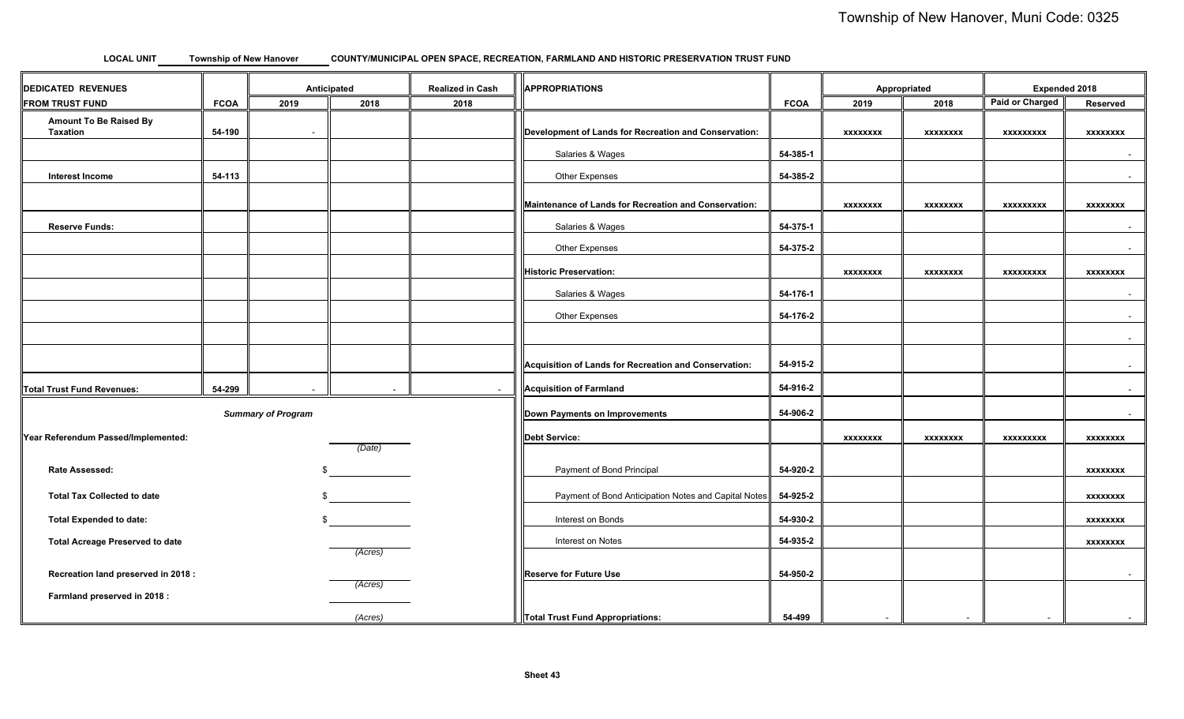**LOCAL UNIT** Township of New Hanover **COUNTY/MUNICIPAL OPEN SPACE, RECREATION, FARMLAND AND HISTORIC PRESERVATION TRUST FUND**

| DEDICATED REVENUES FROM TRUST FUND | FCOA | Anticipated 2019 | Anticipated 2018 | Realized in Cash 2018 |
|---|---|---|---|---|
| Amount To Be Raised By Taxation | 54-190 | - | | |
| | | | | |
| Interest Income | 54-113 | | | |
| | | | | |
| Reserve Funds: | | | | |
| | | | | |
| | | | | |
| | | | | |
| | | | | |
| | | | | |
| | | | | |
| Total Trust Fund Revenues: | 54-299 | - | - | - |

*Summary of Program*

Year Referendum Passed/Implemented: ____________ *(Date)*

Rate Assessed: $ ____________

Total Tax Collected to date $ ____________

Total Expended to date: $ ____________

Total Acreage Preserved to date ____________ *(Acres)*

Recreation land preserved in 2018 : ____________ *(Acres)*

Farmland preserved in 2018 : ____________ *(Acres)*

| APPROPRIATIONS | FCOA | Appropriated 2019 | Appropriated 2018 | Expended 2018 Paid or Charged | Expended 2018 Reserved |
|---|---|---|---|---|---|
| Development of Lands for Recreation and Conservation: | | xxxxxxxx | xxxxxxxx | xxxxxxxxx | xxxxxxxx |
| Salaries & Wages | 54-385-1 | | | | - |
| Other Expenses | 54-385-2 | | | | - |
| Maintenance of Lands for Recreation and Conservation: | | xxxxxxxx | xxxxxxxx | xxxxxxxxx | xxxxxxxx |
| Salaries & Wages | 54-375-1 | | | | - |
| Other Expenses | 54-375-2 | | | | - |
| Historic Preservation: | | xxxxxxxx | xxxxxxxx | xxxxxxxxx | xxxxxxxx |
| Salaries & Wages | 54-176-1 | | | | - |
| Other Expenses | 54-176-2 | | | | - |
| | | | | | - |
| Acquisition of Lands for Recreation and Conservation: | 54-915-2 | | | | - |
| Acquisition of Farmland | 54-916-2 | | | | - |
| Down Payments on Improvements | 54-906-2 | | | | - |
| Debt Service: | | xxxxxxxx | xxxxxxxx | xxxxxxxxx | xxxxxxxx |
| Payment of Bond Principal | 54-920-2 | | | | xxxxxxxx |
| Payment of Bond Anticipation Notes and Capital Notes | 54-925-2 | | | | xxxxxxxx |
| Interest on Bonds | 54-930-2 | | | | xxxxxxxx |
| Interest on Notes | 54-935-2 | | | | xxxxxxxx |
| Reserve for Future Use | 54-950-2 | | | | - |
| Total Trust Fund Appropriations: | 54-499 | - | - | - | - |

Sheet 43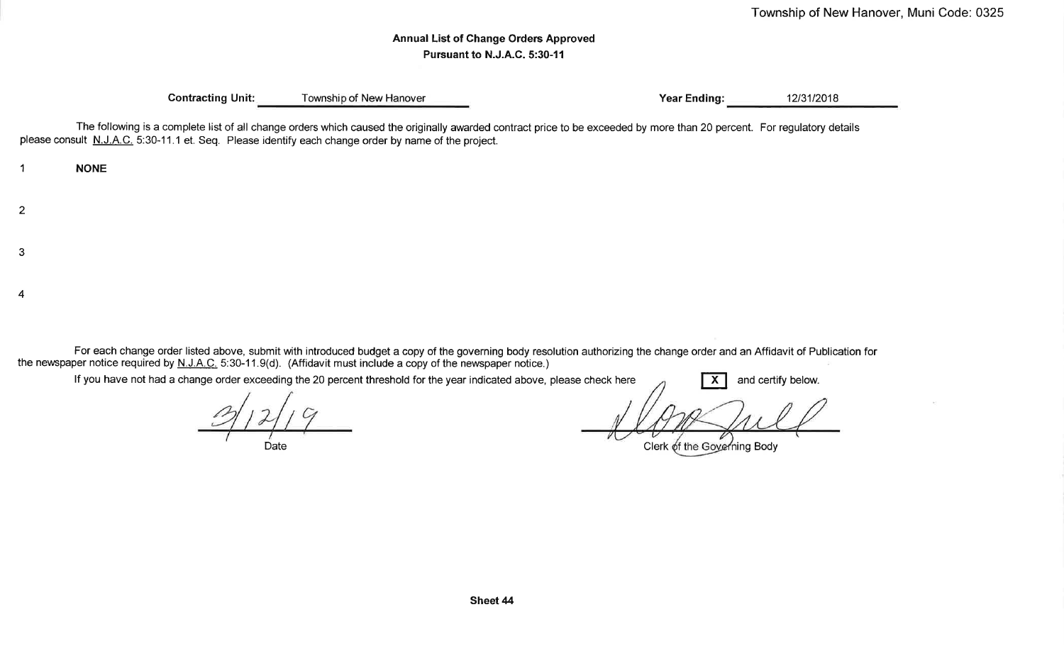**Annual List of Change Orders Approved**
**Pursuant to N.J.A.C. 5:30-11**

**Contracting Unit:** Township of New Hanover **Year Ending:** 12/31/2018

The following is a complete list of all change orders which caused the originally awarded contract price to be exceeded by more than 20 percent. For regulatory details please consult N.J.A.C. 5:30-11.1 et. Seq. Please identify each change order by name of the project.

1 **NONE**

2

3

4

For each change order listed above, submit with introduced budget a copy of the governing body resolution authorizing the change order and an Affidavit of Publication for the newspaper notice required by N.J.A.C. 5:30-11.9(d). (Affidavit must include a copy of the newspaper notice.)

If you have not had a change order exceeding the 20 percent threshold for the year indicated above, please check here [X] and certify below.

3/12/19
Date

[Signature]
Clerk of the Governing Body

**Sheet 44**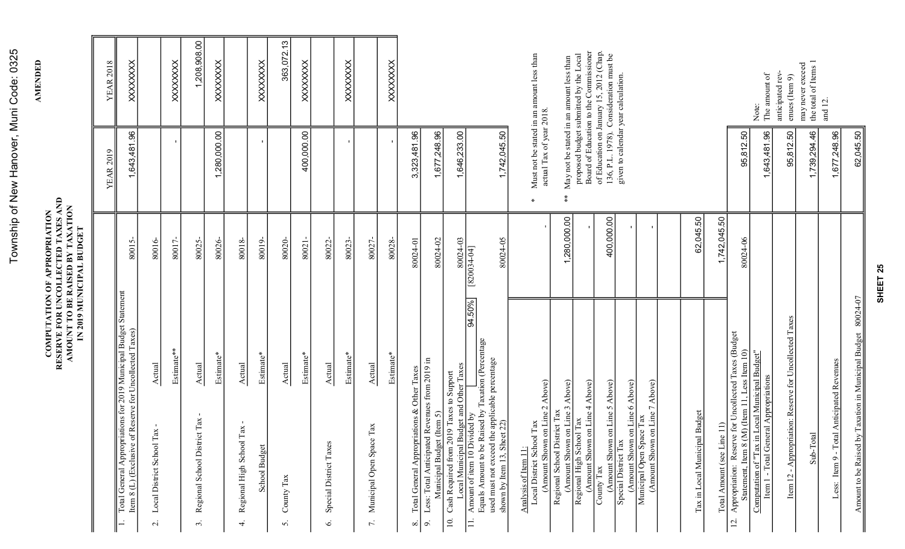Township of New Hanover, Muni Code: 0325

**AMENDED**

## COMPUTATION OF APPROPRIATION RESERVE FOR UNCOLLECTED TAXES AND AMOUNT TO BE RAISED BY TAXATION IN 2019 MUNICIPAL BUDGET

| | | | YEAR 2019 | YEAR 2018 |
|---|---|---|---|---|
| 1. Total General Appropriations for 2019 Municipal Budget Statement Item 8 (L) (Exclusive of Reserve for Uncollected Taxes) | | 80015- | 1,643,481.96 | XXXXXXXX |
| 2. Local District School Tax - | Actual | 80016- | | XXXXXXXX |
| | Estimate** | 80017- | - | |
| 3. Regional School District Tax - | Actual | 80025- | | 1,208,908.00 |
| | Estimate* | 80026- | 1,280,000.00 | XXXXXXXX |
| 4. Regional High School Tax - | Actual | 80018- | | |
| School Budget | Estimate* | 80019- | - | XXXXXXXX |
| 5. County Tax | Actual | 80020- | | 363,072.13 |
| | Estimate* | 80021- | 400,000.00 | XXXXXXXX |
| 6. Special District Taxes | Actual | 80022- | | |
| | Estimate* | 80023- | - | XXXXXXXX |
| 7. Municipal Open Space Tax | Actual | 80027- | | |
| | Estimate* | 80028- | - | XXXXXXXX |
| 8. Total General Appropriations & Other Taxes | | 80024-01 | 3,323,481.96 | |
| 9. Less: Total Anticipated Revenues from 2019 in Municipal Budget (Item 5) | | 80024-02 | 1,677,248.96 | |
| 10. Cash Required from 2019 Taxes to Support Local Municipal Budget and Other Taxes | | 80024-03 | 1,646,233.00 | |
| 11. Amount of item 10 Divided by 94.50% Equals Amount to be Raised by Taxation (Percentage used must not exceed the applicable percentage shown by Item 13, Sheet 22) | | [820034-04] 80024-05 | 1,742,045.50 | |

| | | |
|---|---|---|
| **Analysis of Item 11:** | | |
| Local District School Tax (Amount Shown on Line 2 Above) | - | |
| Regional School District Tax (Amount Shown on Line 3 Above) | 1,280,000.00 | |
| Regional High School Tax (Amount Shown on Line 4 Above) | - | |
| County Tax (Amount Shown on Line 5 Above) | 400,000.00 | |
| Special District Tax (Amount Shown on Line 6 Above) | - | |
| Municipal Open Space Tax (Amount Shown on Line 7 Above) | - | |
| Tax in Local Municipal Budget | 62,045.50 | |
| Total Amount (see Line 11) | 1,742,045.50 | |
| 12. Appropriation: Reserve for Uncollected Taxes (Budget Statement, Item 8 (M) (Item 11, Less Item 10) | 80024-06 | 95,812.50 |
| Computation of "Tax in Local Municipal Budget" | | |
| Item 1 - Total General Appropriations | | 1,643,481.96 |
| Item 12 - Appropriation: Reserve for Uncollected Taxes | | 95,812.50 |
| Sub-Total | | 1,739,294.46 |
| Less: Item 9 - Total Anticipated Revenues | | 1,677,248.96 |
| Amount to be Raised by Taxation in Municipal Budget | 80024-07 | 62,045.50 |

\* Must not be stated in an amount less than actual Tax of year 2018.

\*\* May not be stated in an amount less than proposed budget submitted by the Local Board of Education to the Commissioner of Education on January 15, 2012 (Chap. 136, P.L. 1978). Consideration must be given to calendar year calculation.

Note: The amount of anticipated revenues (Item 9) may never exceed the total of Items 1 and 12.

SHEET 25